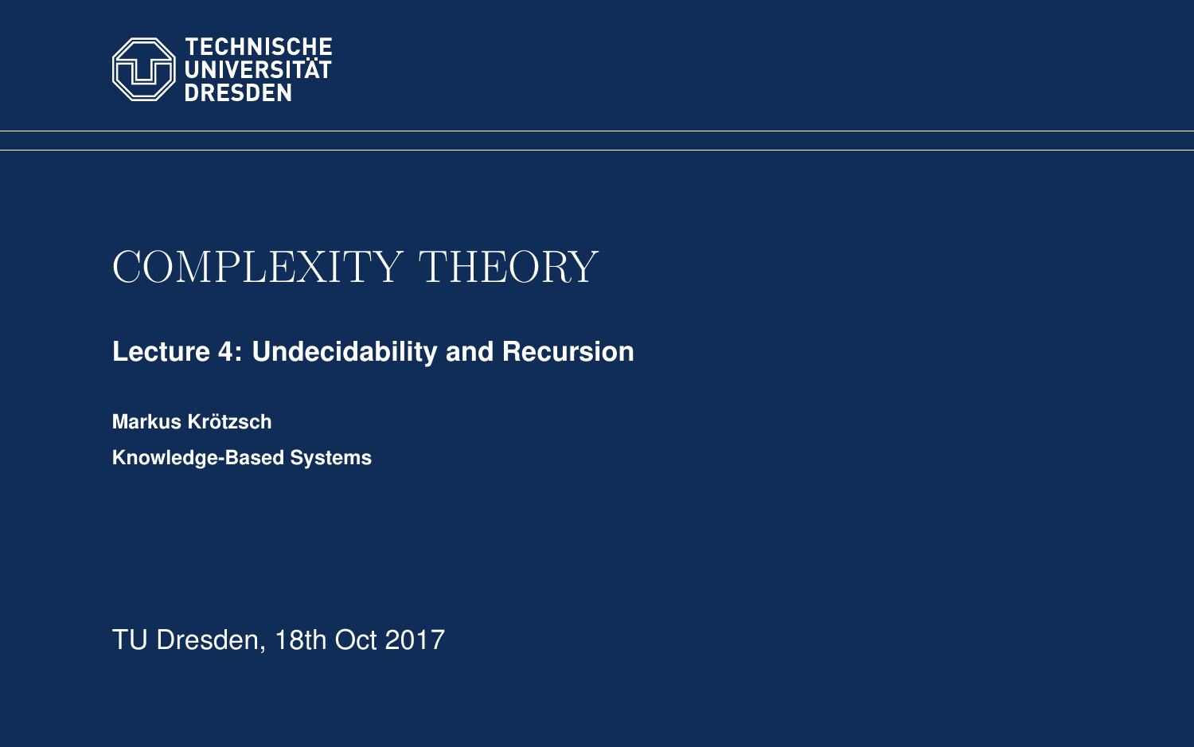TECHNISCHE UNIVERSITÄT DRESDEN

# COMPLEXITY THEORY

## Lecture 4: Undecidability and Recursion

**Markus Krötzsch**

**Knowledge-Based Systems**

TU Dresden, 18th Oct 2017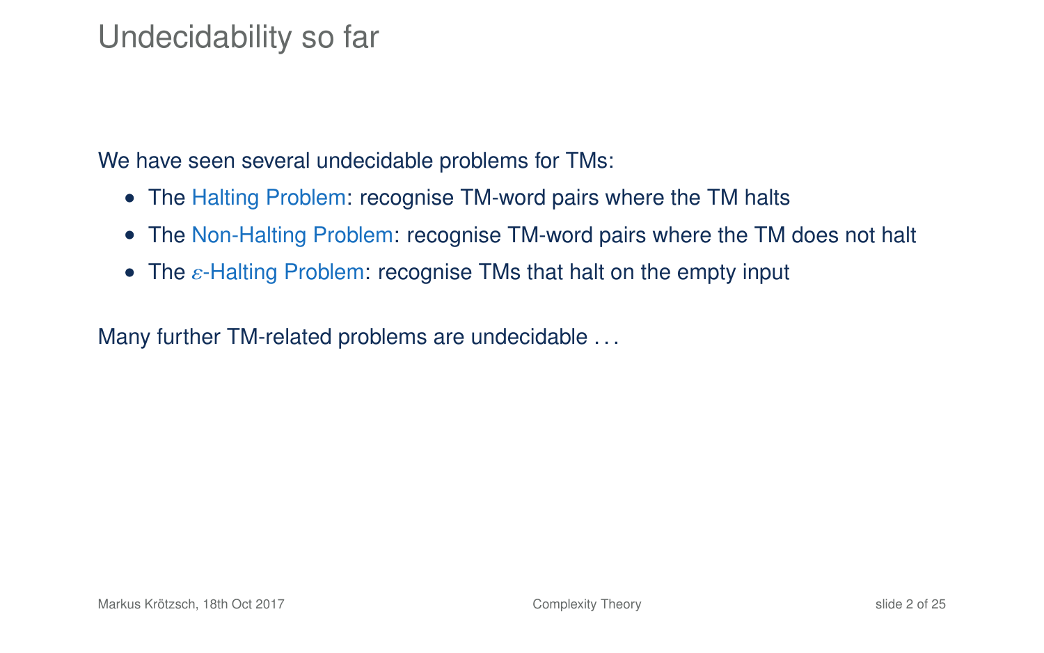# Undecidability so far

We have seen several undecidable problems for TMs:

- The Halting Problem: recognise TM-word pairs where the TM halts
- The Non-Halting Problem: recognise TM-word pairs where the TM does not halt
- The $\varepsilon$-Halting Problem: recognise TMs that halt on the empty input

Many further TM-related problems are undecidable . . .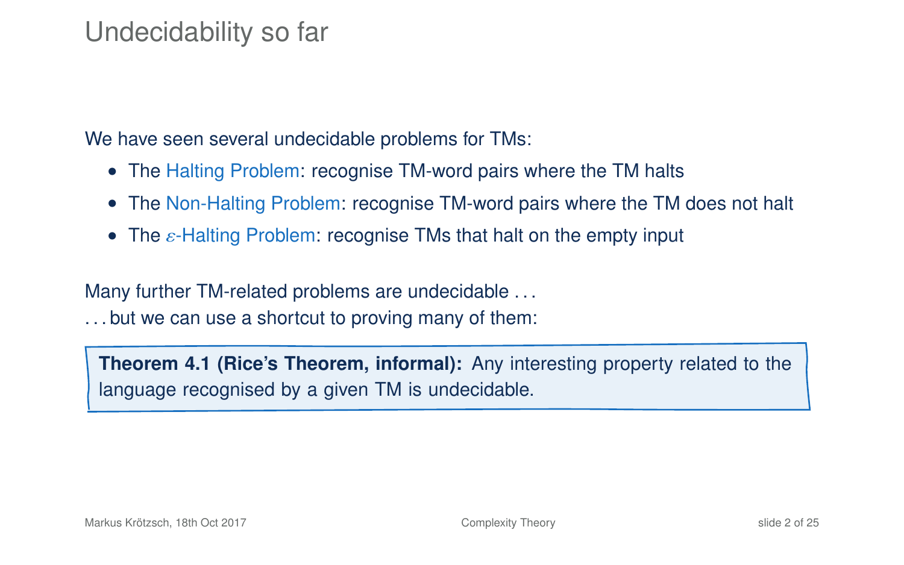# Undecidability so far

We have seen several undecidable problems for TMs:

- The Halting Problem: recognise TM-word pairs where the TM halts
- The Non-Halting Problem: recognise TM-word pairs where the TM does not halt
- The $\varepsilon$-Halting Problem: recognise TMs that halt on the empty input

Many further TM-related problems are undecidable . . .
. . . but we can use a shortcut to proving many of them:

> **Theorem 4.1 (Rice's Theorem, informal):** Any interesting property related to the language recognised by a given TM is undecidable.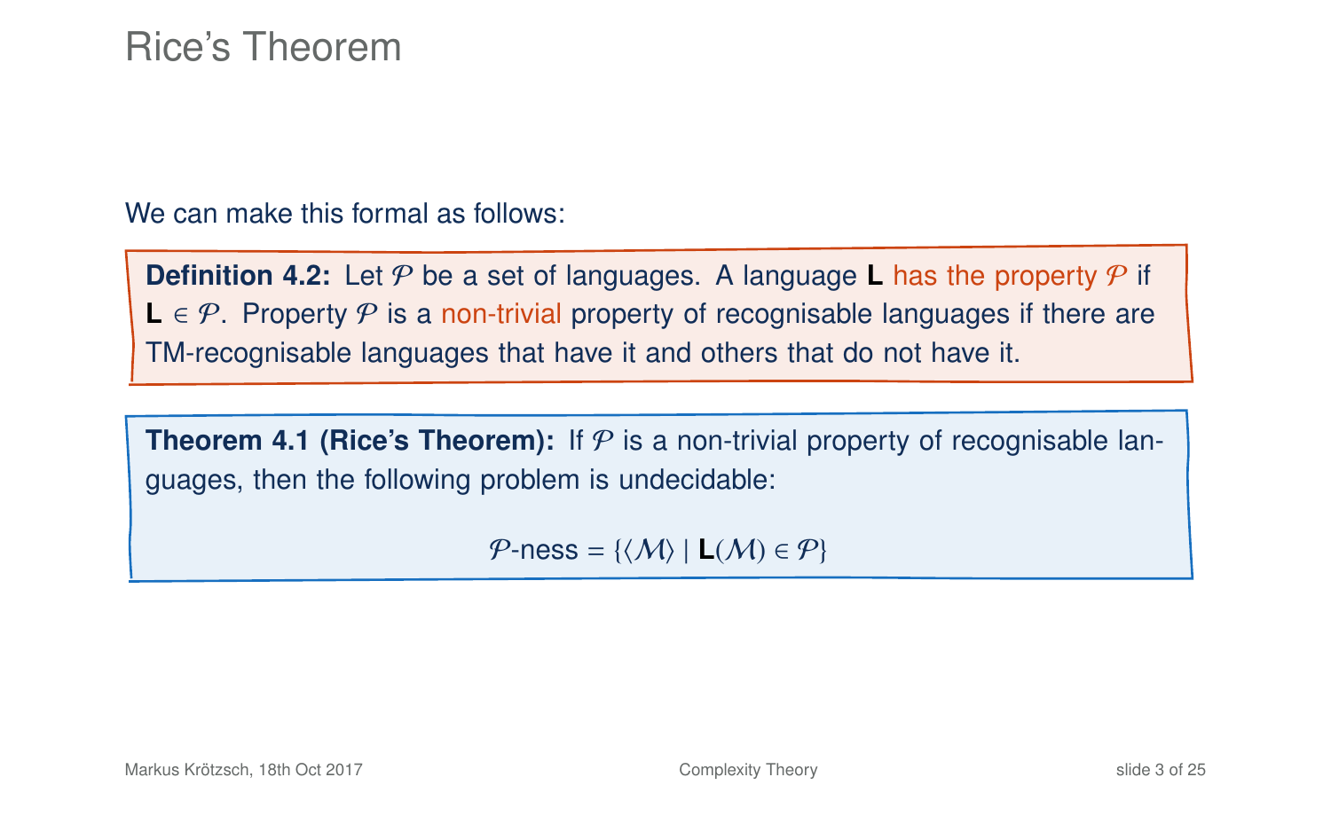# Rice's Theorem

We can make this formal as follows:

**Definition 4.2:** Let $\mathcal{P}$ be a set of languages. A language **L** has the property $\mathcal{P}$ if **L** $\in \mathcal{P}$. Property $\mathcal{P}$ is a non-trivial property of recognisable languages if there are TM-recognisable languages that have it and others that do not have it.

**Theorem 4.1 (Rice's Theorem):** If $\mathcal{P}$ is a non-trivial property of recognisable languages, then the following problem is undecidable:

$$\mathcal{P}\text{-ness} = \{\langle \mathcal{M} \rangle \mid \mathbf{L}(\mathcal{M}) \in \mathcal{P}\}$$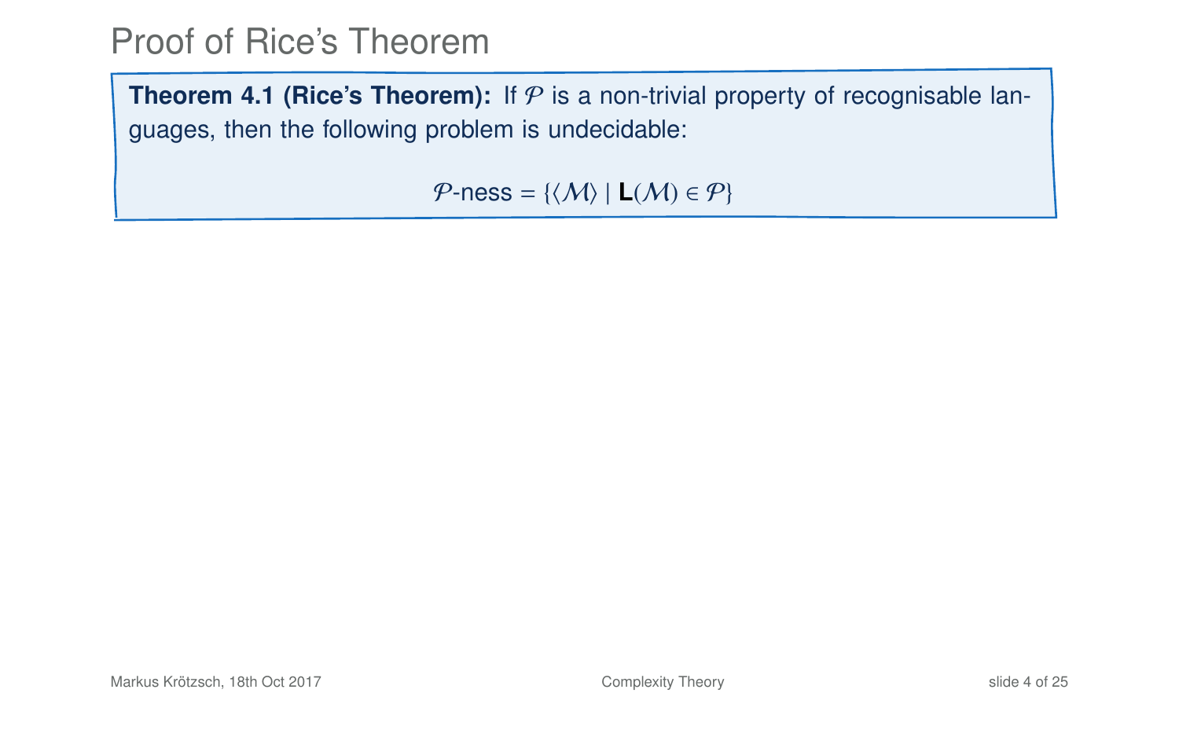# Proof of Rice's Theorem

**Theorem 4.1 (Rice's Theorem):** If $\mathcal{P}$ is a non-trivial property of recognisable languages, then the following problem is undecidable:

$$\mathcal{P}\text{-ness} = \{\langle \mathcal{M} \rangle \mid \mathbf{L}(\mathcal{M}) \in \mathcal{P}\}$$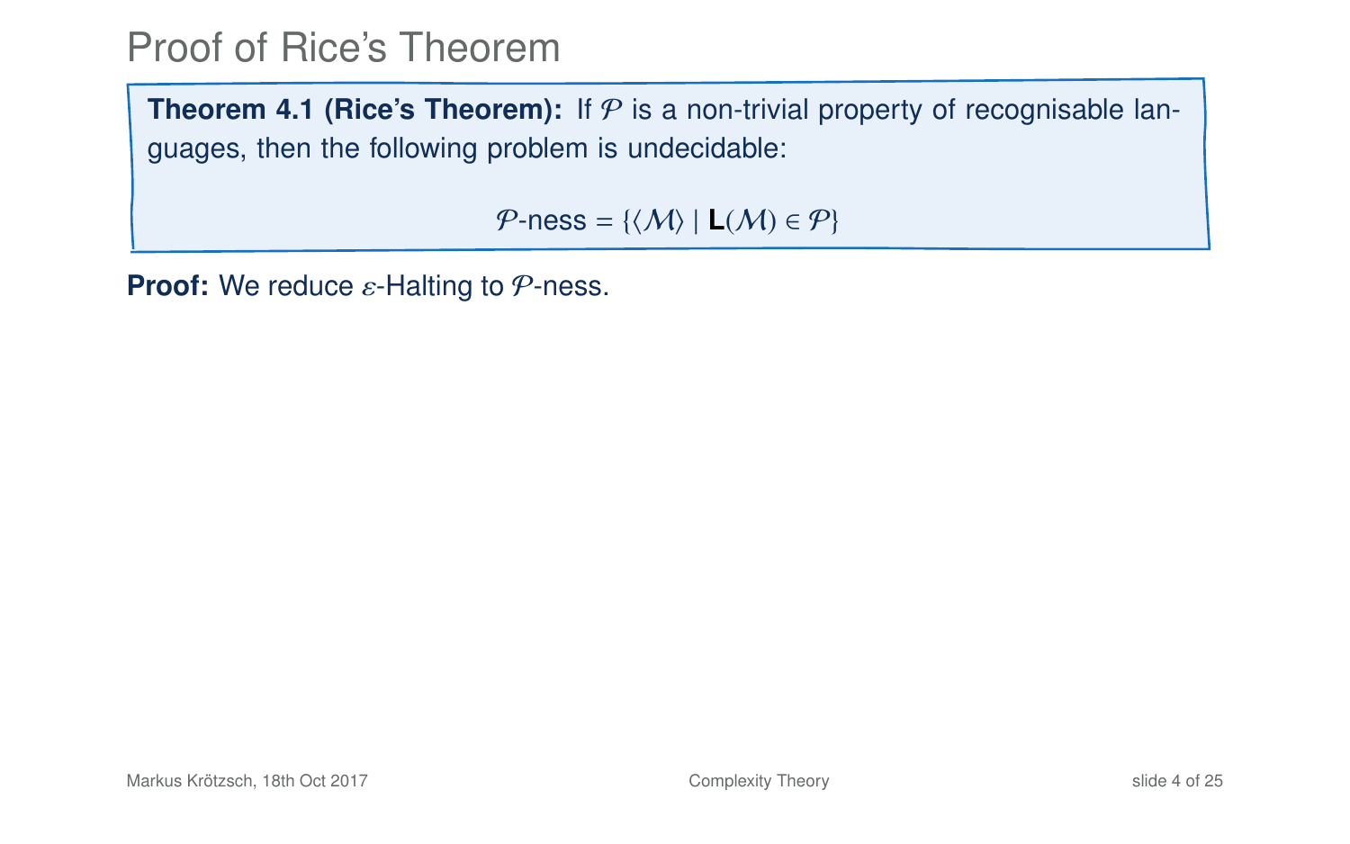# Proof of Rice's Theorem

**Theorem 4.1 (Rice's Theorem):** If $\mathcal{P}$ is a non-trivial property of recognisable languages, then the following problem is undecidable:

$$\mathcal{P}\text{-ness} = \{\langle \mathcal{M} \rangle \mid \mathbf{L}(\mathcal{M}) \in \mathcal{P}\}$$

**Proof:** We reduce $\varepsilon$-Halting to $\mathcal{P}$-ness.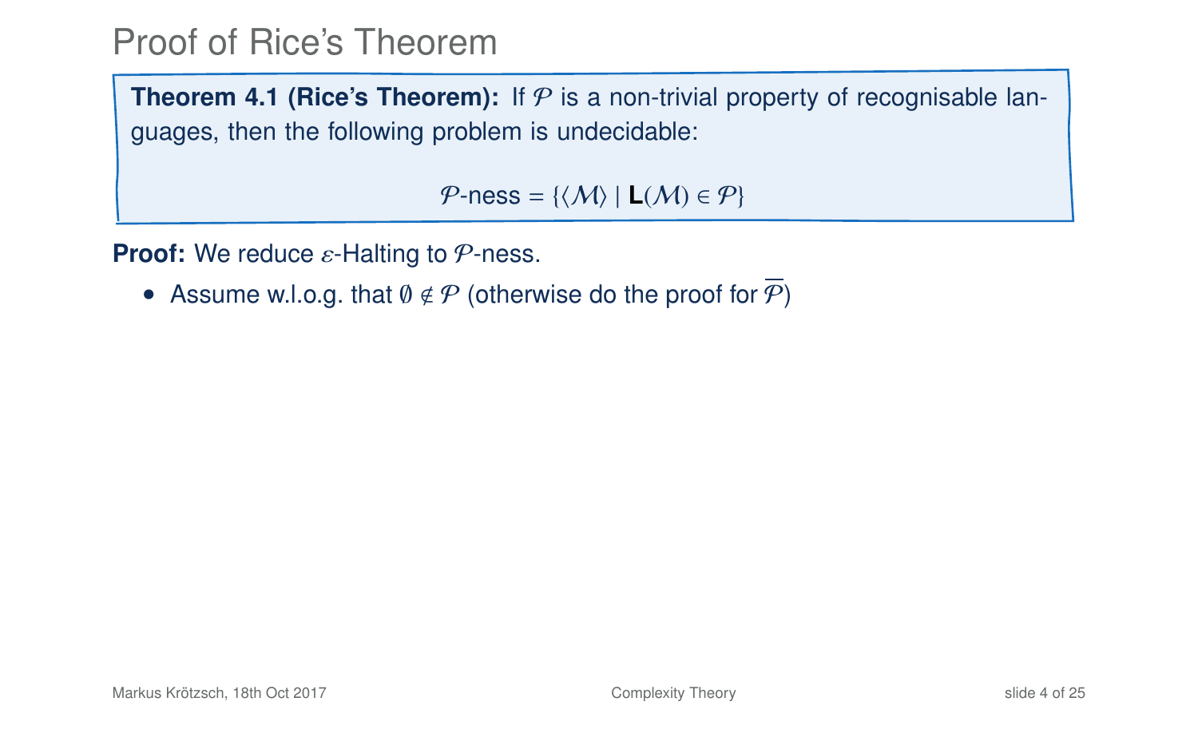# Proof of Rice's Theorem

**Theorem 4.1 (Rice's Theorem):** If $\mathcal{P}$ is a non-trivial property of recognisable languages, then the following problem is undecidable:

$$\mathcal{P}\text{-ness} = \{\langle\mathcal{M}\rangle \mid \mathbf{L}(\mathcal{M}) \in \mathcal{P}\}$$

**Proof:** We reduce $\varepsilon$-Halting to $\mathcal{P}$-ness.

- Assume w.l.o.g. that $\emptyset \notin \mathcal{P}$ (otherwise do the proof for $\overline{\mathcal{P}}$)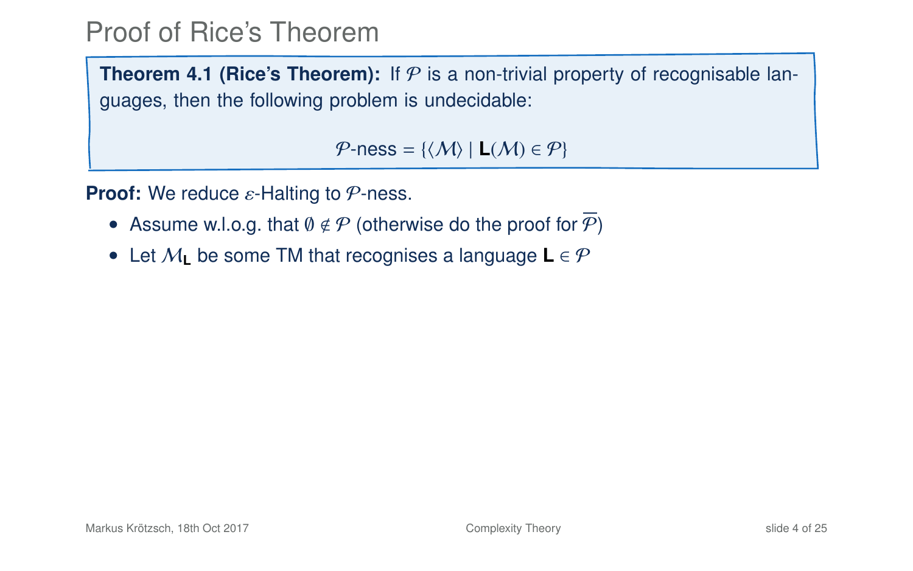# Proof of Rice's Theorem

**Theorem 4.1 (Rice's Theorem):** If $\mathcal{P}$ is a non-trivial property of recognisable languages, then the following problem is undecidable:

$$\mathcal{P}\text{-ness} = \{\langle \mathcal{M} \rangle \mid \mathbf{L}(\mathcal{M}) \in \mathcal{P}\}$$

**Proof:** We reduce $\varepsilon$-Halting to $\mathcal{P}$-ness.

- Assume w.l.o.g. that $\emptyset \notin \mathcal{P}$ (otherwise do the proof for $\overline{\mathcal{P}}$)
- Let $\mathcal{M}_{\mathbf{L}}$ be some TM that recognises a language $\mathbf{L} \in \mathcal{P}$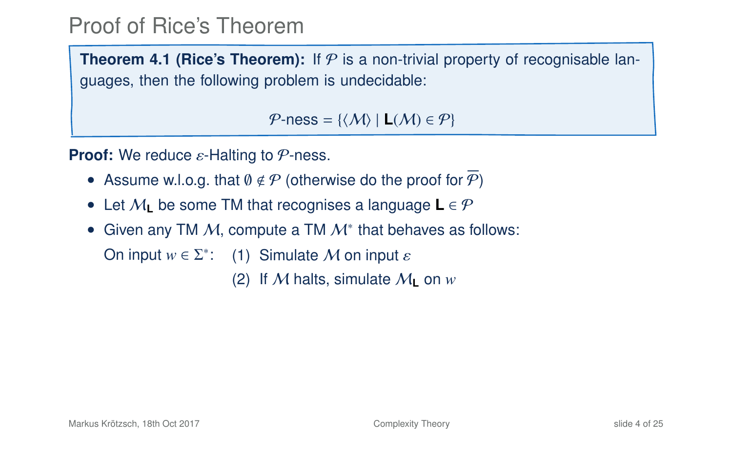# Proof of Rice's Theorem

**Theorem 4.1 (Rice's Theorem):** If $\mathcal{P}$ is a non-trivial property of recognisable languages, then the following problem is undecidable:

$$\mathcal{P}\text{-ness} = \{\langle \mathcal{M} \rangle \mid \mathbf{L}(\mathcal{M}) \in \mathcal{P}\}$$

**Proof:** We reduce $\varepsilon$-Halting to $\mathcal{P}$-ness.

- Assume w.l.o.g. that $\emptyset \notin \mathcal{P}$ (otherwise do the proof for $\overline{\mathcal{P}}$)
- Let $\mathcal{M}_{\mathbf{L}}$ be some TM that recognises a language $\mathbf{L} \in \mathcal{P}$
- Given any TM $\mathcal{M}$, compute a TM $\mathcal{M}^*$ that behaves as follows:

  On input $w \in \Sigma^*$: (1) Simulate $\mathcal{M}$ on input $\varepsilon$

  (2) If $\mathcal{M}$ halts, simulate $\mathcal{M}_{\mathbf{L}}$ on $w$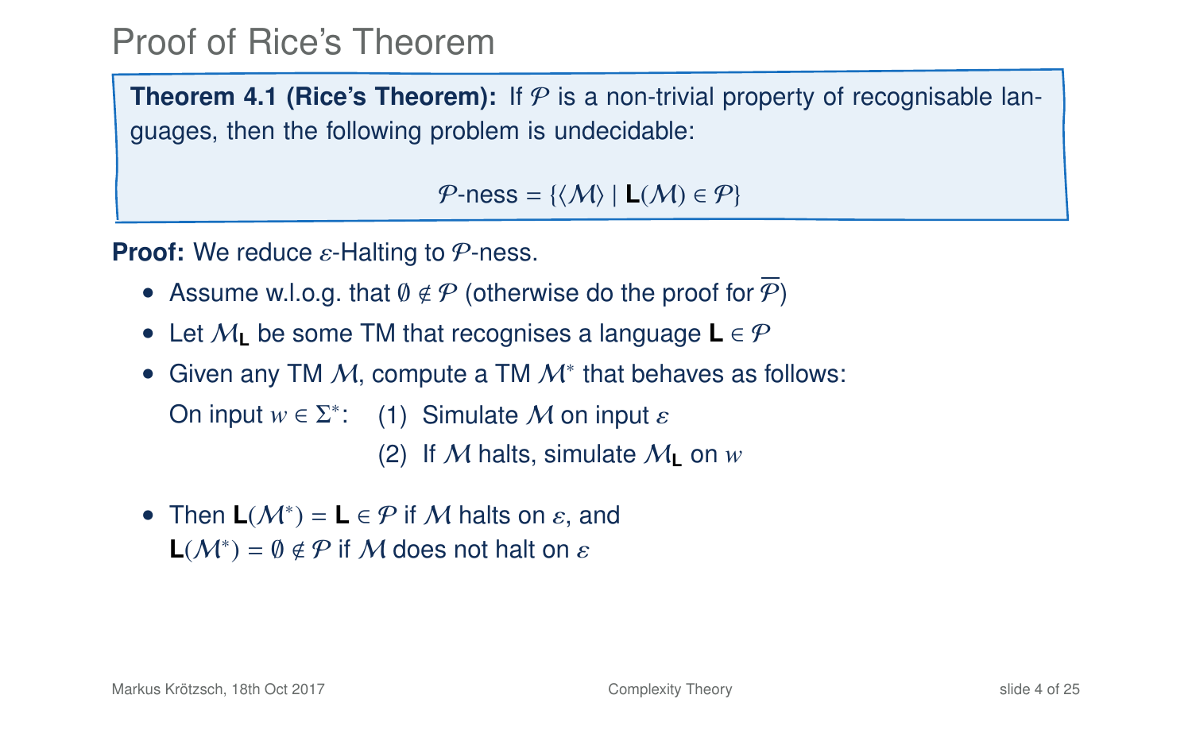# Proof of Rice's Theorem

**Theorem 4.1 (Rice's Theorem):** If $\mathcal{P}$ is a non-trivial property of recognisable languages, then the following problem is undecidable:

$$\mathcal{P}\text{-ness} = \{\langle \mathcal{M} \rangle \mid \mathbf{L}(\mathcal{M}) \in \mathcal{P}\}$$

**Proof:** We reduce $\varepsilon$-Halting to $\mathcal{P}$-ness.

- Assume w.l.o.g. that $\emptyset \notin \mathcal{P}$ (otherwise do the proof for $\overline{\mathcal{P}}$)
- Let $\mathcal{M}_{\mathbf{L}}$ be some TM that recognises a language $\mathbf{L} \in \mathcal{P}$
- Given any TM $\mathcal{M}$, compute a TM $\mathcal{M}^*$ that behaves as follows:

  On input $w \in \Sigma^*$: (1) Simulate $\mathcal{M}$ on input $\varepsilon$

  (2) If $\mathcal{M}$ halts, simulate $\mathcal{M}_{\mathbf{L}}$ on $w$

- Then $\mathbf{L}(\mathcal{M}^*) = \mathbf{L} \in \mathcal{P}$ if $\mathcal{M}$ halts on $\varepsilon$, and $\mathbf{L}(\mathcal{M}^*) = \emptyset \notin \mathcal{P}$ if $\mathcal{M}$ does not halt on $\varepsilon$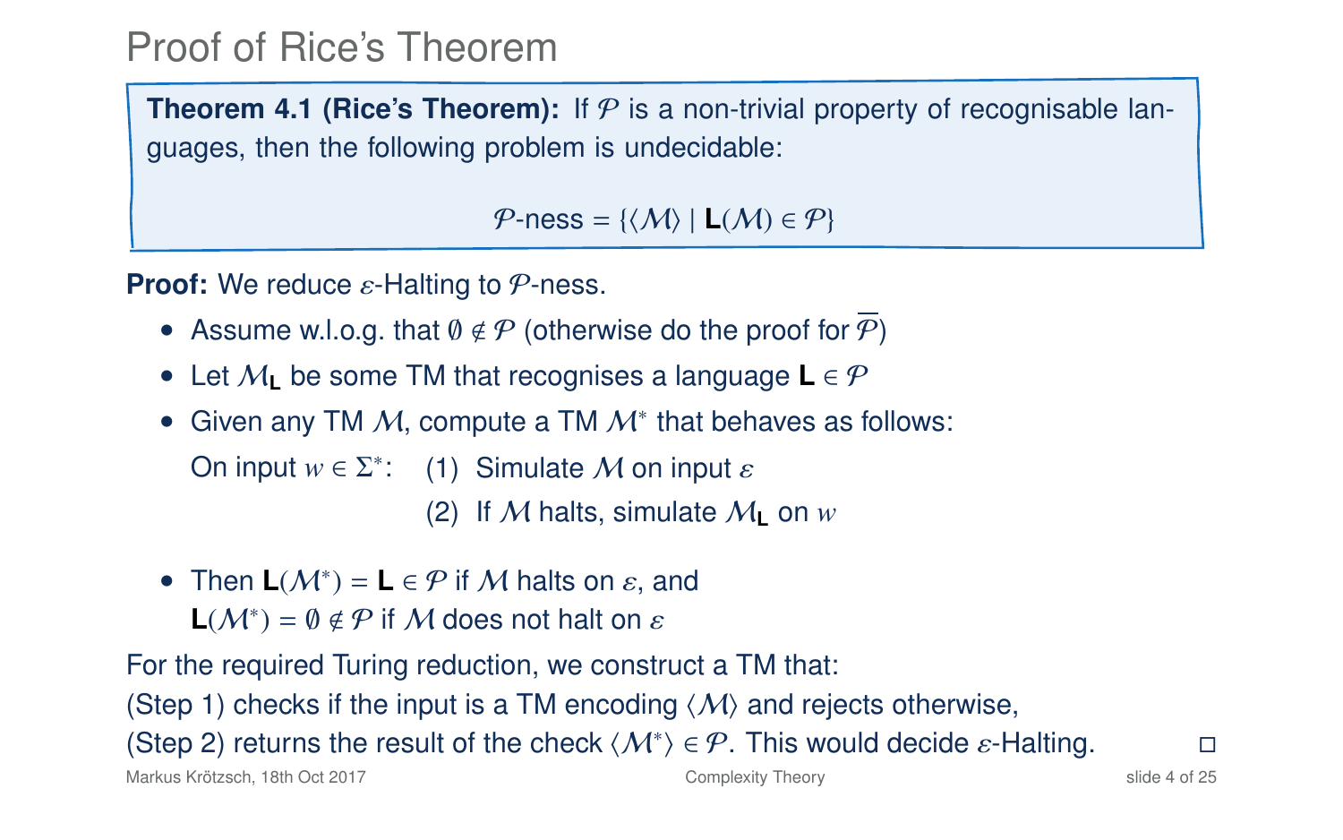# Proof of Rice's Theorem

**Theorem 4.1 (Rice's Theorem):** If $\mathcal{P}$ is a non-trivial property of recognisable languages, then the following problem is undecidable:

$$\mathcal{P}\text{-ness} = \{\langle \mathcal{M} \rangle \mid \mathbf{L}(\mathcal{M}) \in \mathcal{P}\}$$

**Proof:** We reduce $\varepsilon$-Halting to $\mathcal{P}$-ness.

- Assume w.l.o.g. that $\emptyset \notin \mathcal{P}$ (otherwise do the proof for $\overline{\mathcal{P}}$)
- Let $\mathcal{M}_{\mathbf{L}}$ be some TM that recognises a language $\mathbf{L} \in \mathcal{P}$
- Given any TM $\mathcal{M}$, compute a TM $\mathcal{M}^*$ that behaves as follows:

  On input $w \in \Sigma^*$: (1) Simulate $\mathcal{M}$ on input $\varepsilon$

  (2) If $\mathcal{M}$ halts, simulate $\mathcal{M}_{\mathbf{L}}$ on $w$

- Then $\mathbf{L}(\mathcal{M}^*) = \mathbf{L} \in \mathcal{P}$ if $\mathcal{M}$ halts on $\varepsilon$, and $\mathbf{L}(\mathcal{M}^*) = \emptyset \notin \mathcal{P}$ if $\mathcal{M}$ does not halt on $\varepsilon$

For the required Turing reduction, we construct a TM that:
(Step 1) checks if the input is a TM encoding $\langle \mathcal{M} \rangle$ and rejects otherwise,
(Step 2) returns the result of the check $\langle \mathcal{M}^* \rangle \in \mathcal{P}$. This would decide $\varepsilon$-Halting. □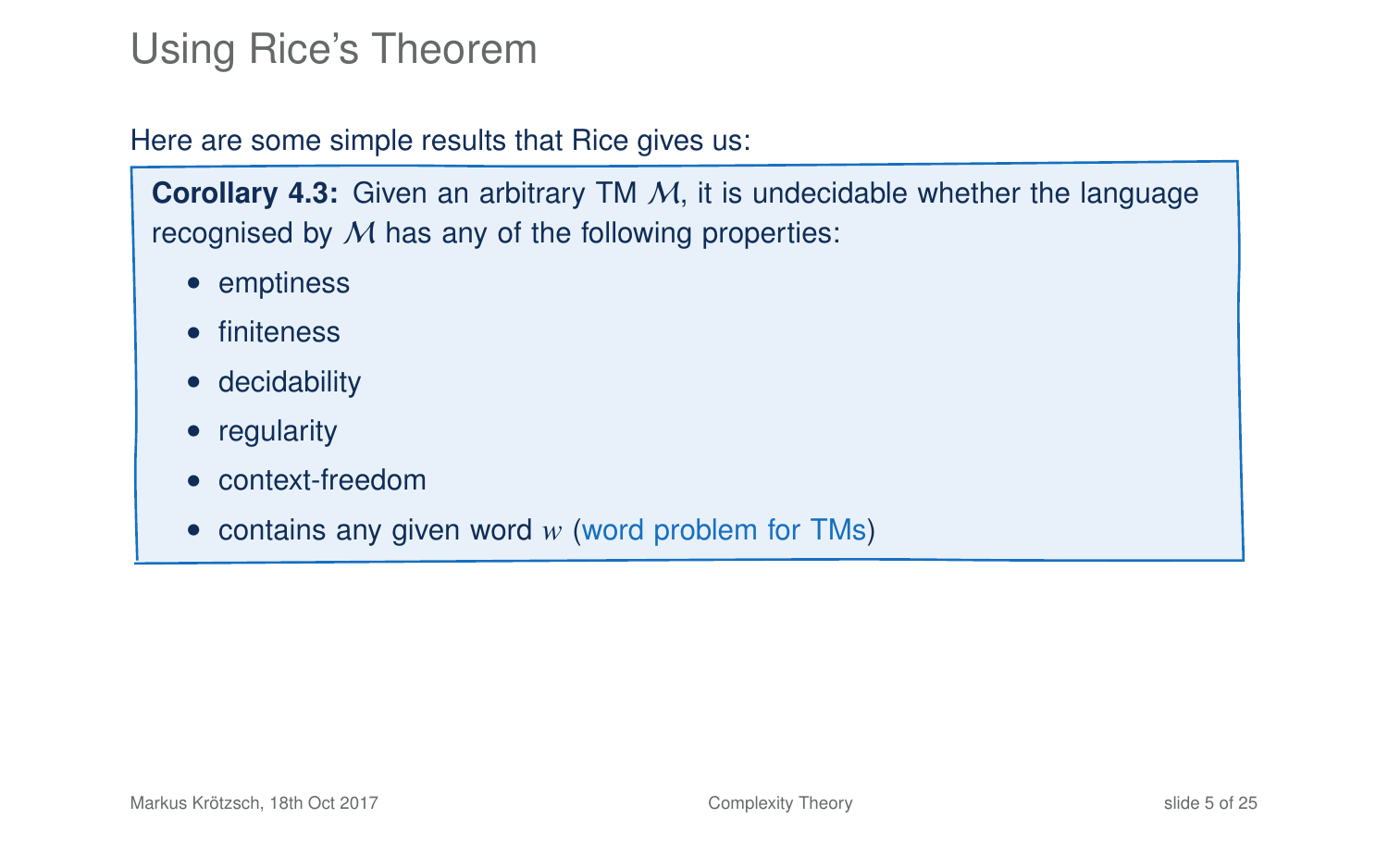# Using Rice's Theorem

Here are some simple results that Rice gives us:

**Corollary 4.3:** Given an arbitrary TM $\mathcal{M}$, it is undecidable whether the language recognised by $\mathcal{M}$ has any of the following properties:

- emptiness
- finiteness
- decidability
- regularity
- context-freedom
- contains any given word $w$ (word problem for TMs)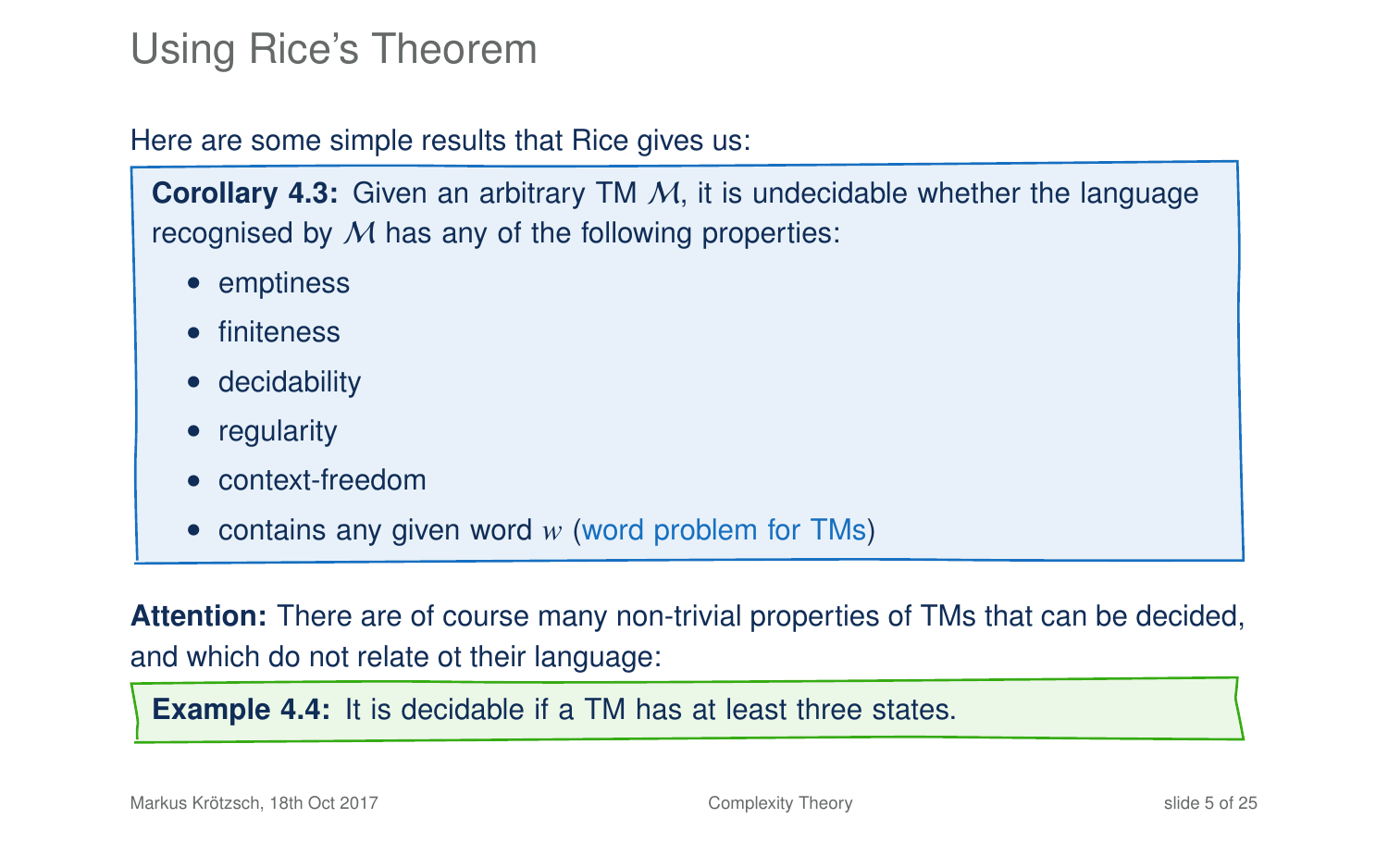# Using Rice's Theorem

Here are some simple results that Rice gives us:

**Corollary 4.3:** Given an arbitrary TM $\mathcal{M}$, it is undecidable whether the language recognised by $\mathcal{M}$ has any of the following properties:

- emptiness
- finiteness
- decidability
- regularity
- context-freedom
- contains any given word $w$ (word problem for TMs)

**Attention:** There are of course many non-trivial properties of TMs that can be decided, and which do not relate ot their language:

**Example 4.4:** It is decidable if a TM has at least three states.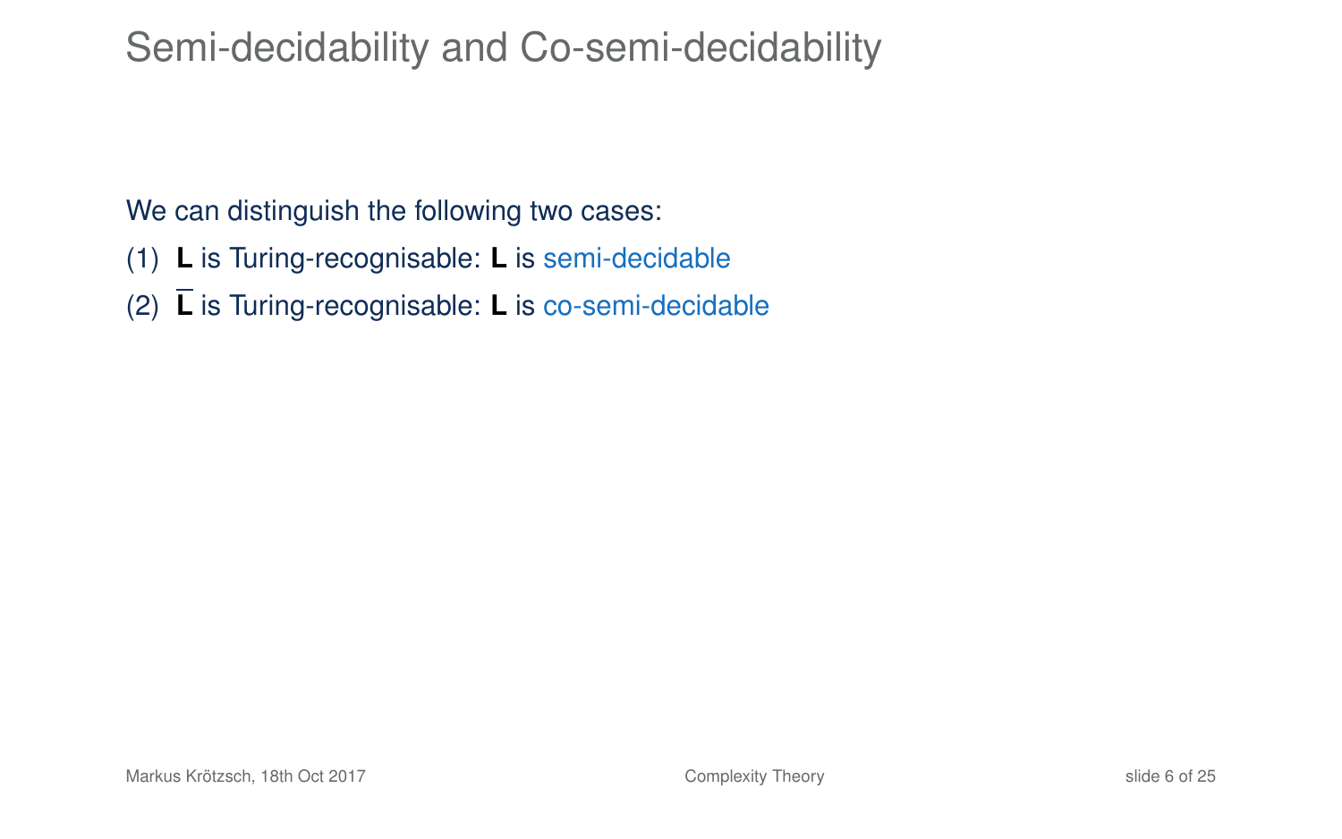# Semi-decidability and Co-semi-decidability

We can distinguish the following two cases:

(1) **L** is Turing-recognisable: **L** is semi-decidable

(2) $\overline{\mathbf{L}}$ is Turing-recognisable: **L** is co-semi-decidable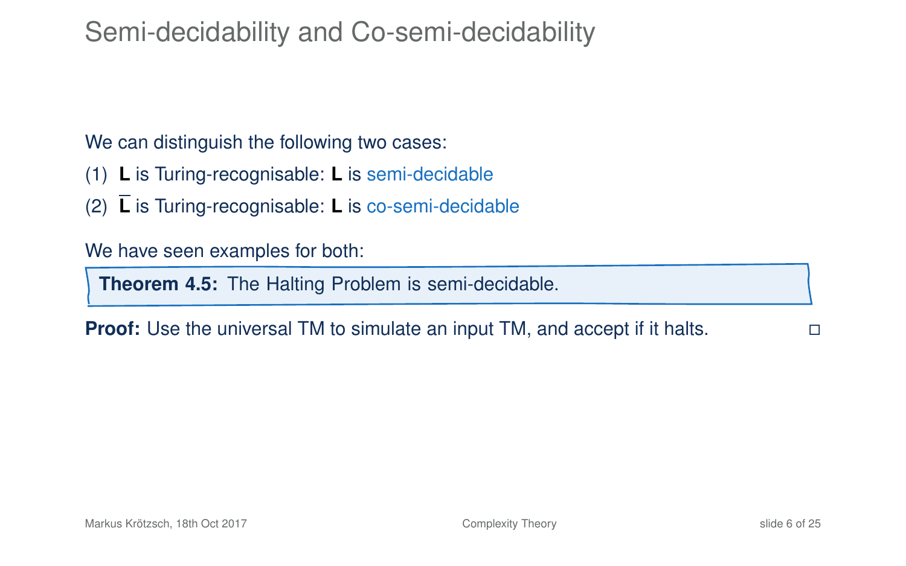# Semi-decidability and Co-semi-decidability

We can distinguish the following two cases:

(1) **L** is Turing-recognisable: **L** is semi-decidable

(2) $\overline{\mathbf{L}}$ is Turing-recognisable: **L** is co-semi-decidable

We have seen examples for both:

**Theorem 4.5:** The Halting Problem is semi-decidable.

**Proof:** Use the universal TM to simulate an input TM, and accept if it halts. □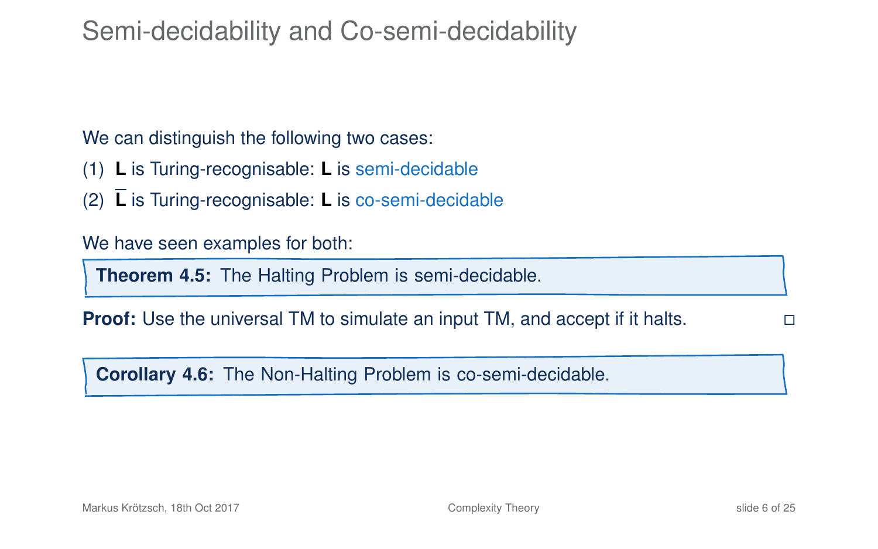# Semi-decidability and Co-semi-decidability

We can distinguish the following two cases:

(1) **L** is Turing-recognisable: **L** is semi-decidable

(2) $\overline{\mathbf{L}}$ is Turing-recognisable: **L** is co-semi-decidable

We have seen examples for both:

**Theorem 4.5:** The Halting Problem is semi-decidable.

**Proof:** Use the universal TM to simulate an input TM, and accept if it halts. □

**Corollary 4.6:** The Non-Halting Problem is co-semi-decidable.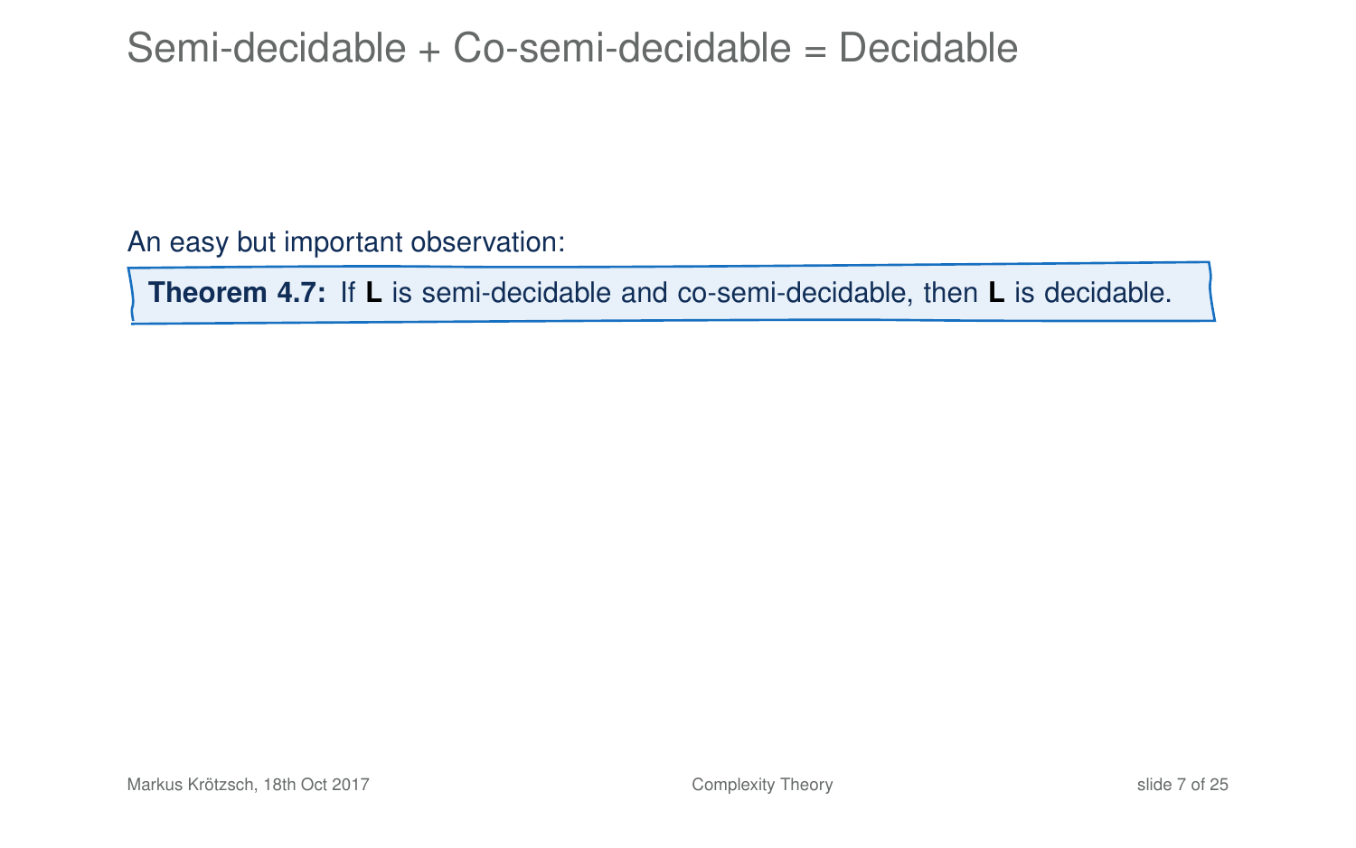# Semi-decidable + Co-semi-decidable = Decidable

An easy but important observation:

**Theorem 4.7:** If **L** is semi-decidable and co-semi-decidable, then **L** is decidable.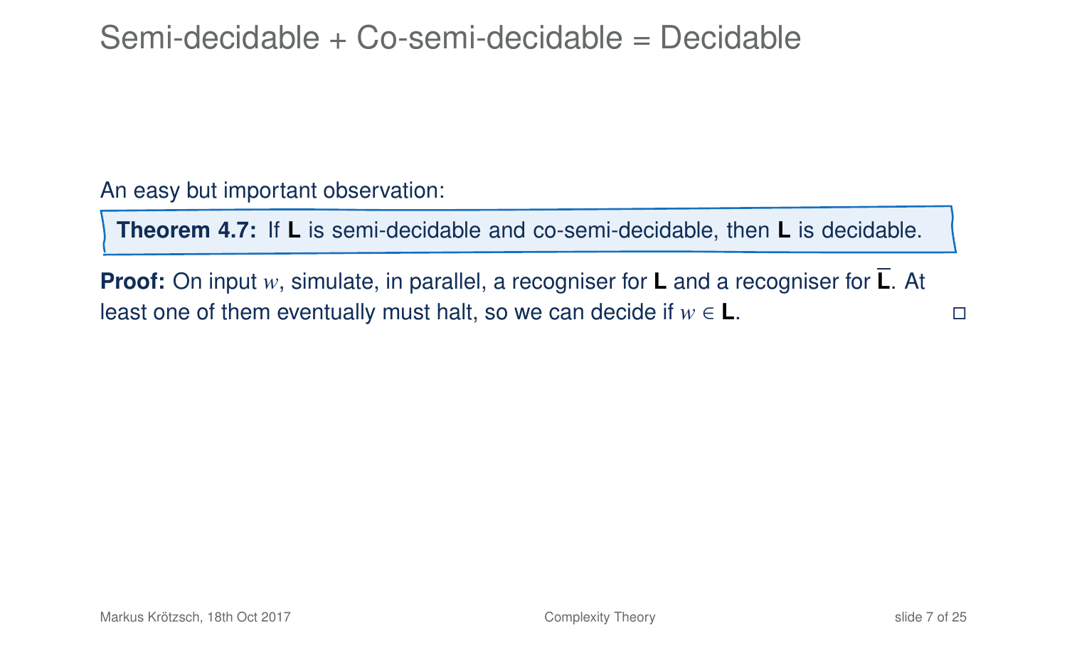# Semi-decidable + Co-semi-decidable = Decidable

An easy but important observation:

**Theorem 4.7:** If **L** is semi-decidable and co-semi-decidable, then **L** is decidable.

**Proof:** On input $w$, simulate, in parallel, a recogniser for **L** and a recogniser for $\overline{\mathbf{L}}$. At least one of them eventually must halt, so we can decide if $w \in \mathbf{L}$. □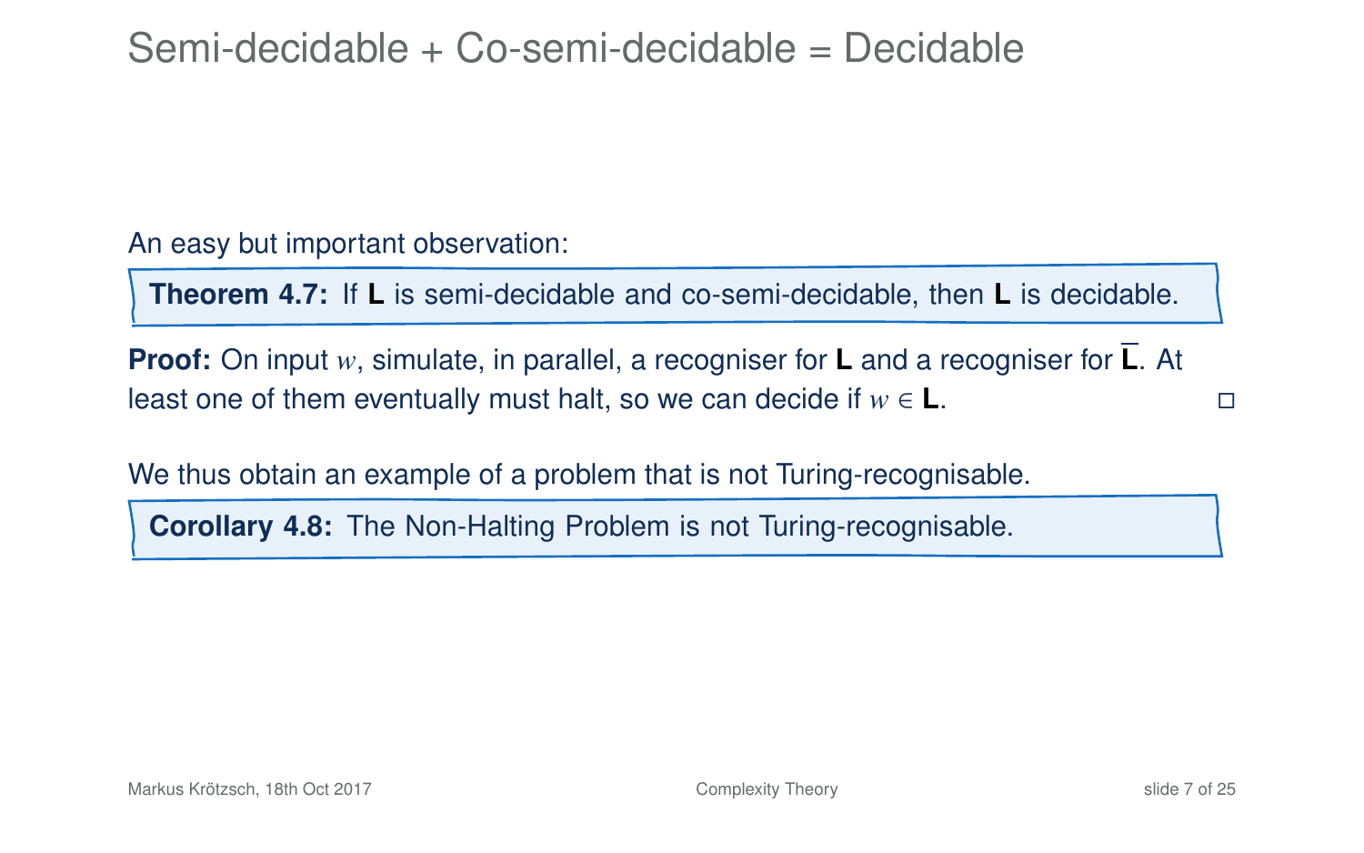# Semi-decidable + Co-semi-decidable = Decidable

An easy but important observation:

**Theorem 4.7:** If **L** is semi-decidable and co-semi-decidable, then **L** is decidable.

**Proof:** On input $w$, simulate, in parallel, a recogniser for **L** and a recogniser for $\overline{\mathbf{L}}$. At least one of them eventually must halt, so we can decide if $w \in \mathbf{L}$. □

We thus obtain an example of a problem that is not Turing-recognisable.

**Corollary 4.8:** The Non-Halting Problem is not Turing-recognisable.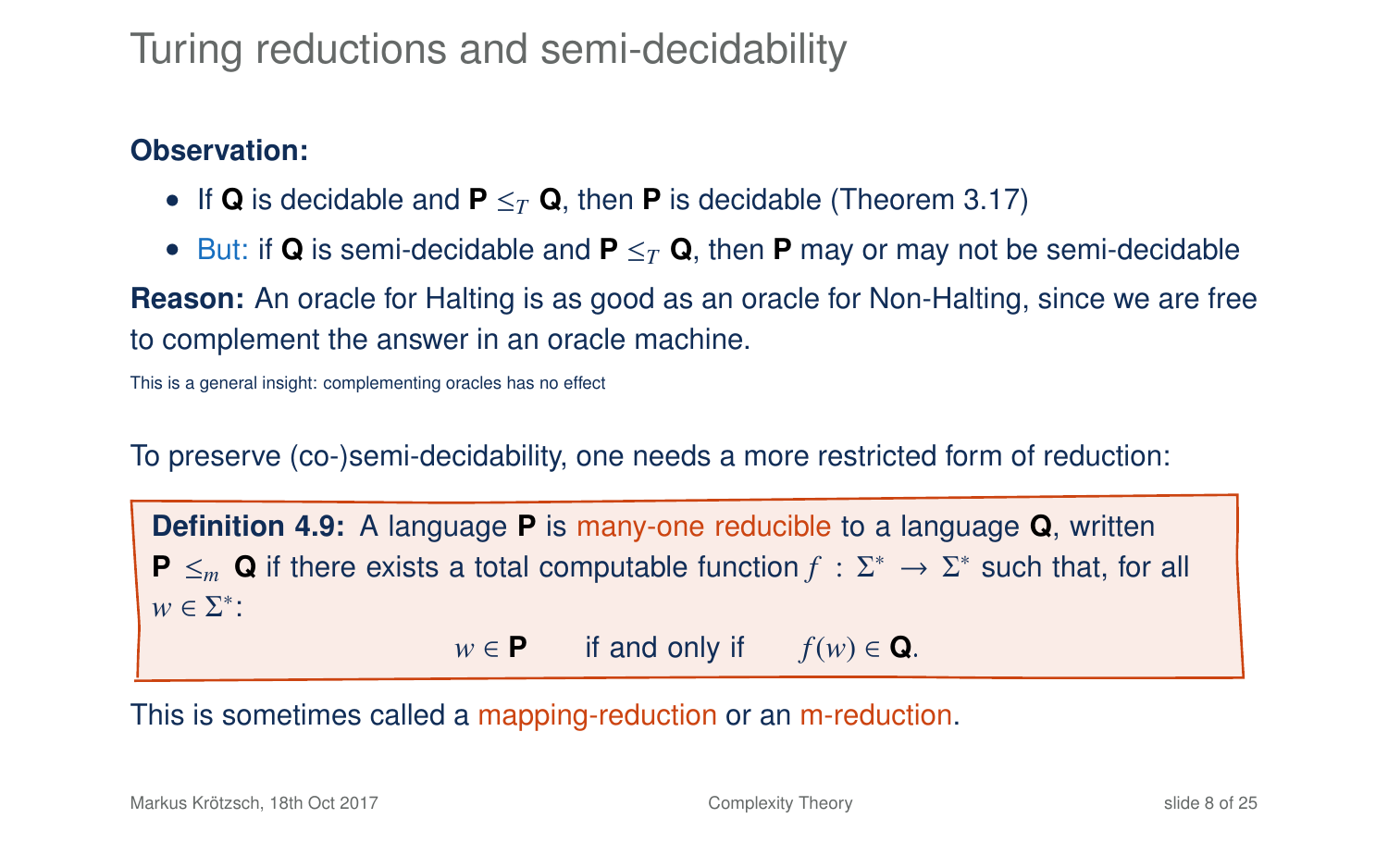# Turing reductions and semi-decidability

**Observation:**

- If **Q** is decidable and **P** $\leq_T$ **Q**, then **P** is decidable (Theorem 3.17)
- But: if **Q** is semi-decidable and **P** $\leq_T$ **Q**, then **P** may or may not be semi-decidable

**Reason:** An oracle for Halting is as good as an oracle for Non-Halting, since we are free to complement the answer in an oracle machine.

This is a general insight: complementing oracles has no effect

To preserve (co-)semi-decidability, one needs a more restricted form of reduction:

> **Definition 4.9:** A language **P** is many-one reducible to a language **Q**, written **P** $\leq_m$ **Q** if there exists a total computable function $f : \Sigma^* \to \Sigma^*$ such that, for all $w \in \Sigma^*$:
>
> $$w \in \mathbf{P} \quad \text{if and only if} \quad f(w) \in \mathbf{Q}.$$

This is sometimes called a mapping-reduction or an m-reduction.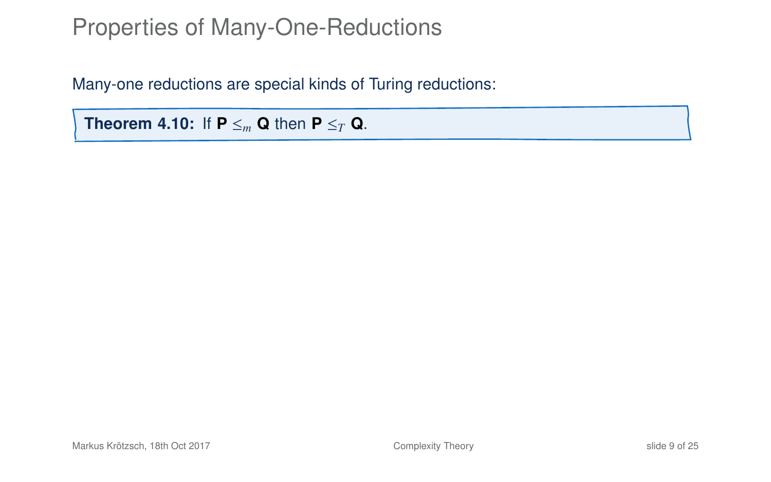# Properties of Many-One-Reductions

Many-one reductions are special kinds of Turing reductions:

**Theorem 4.10:** If **P** $\leq_m$ **Q** then **P** $\leq_T$ **Q**.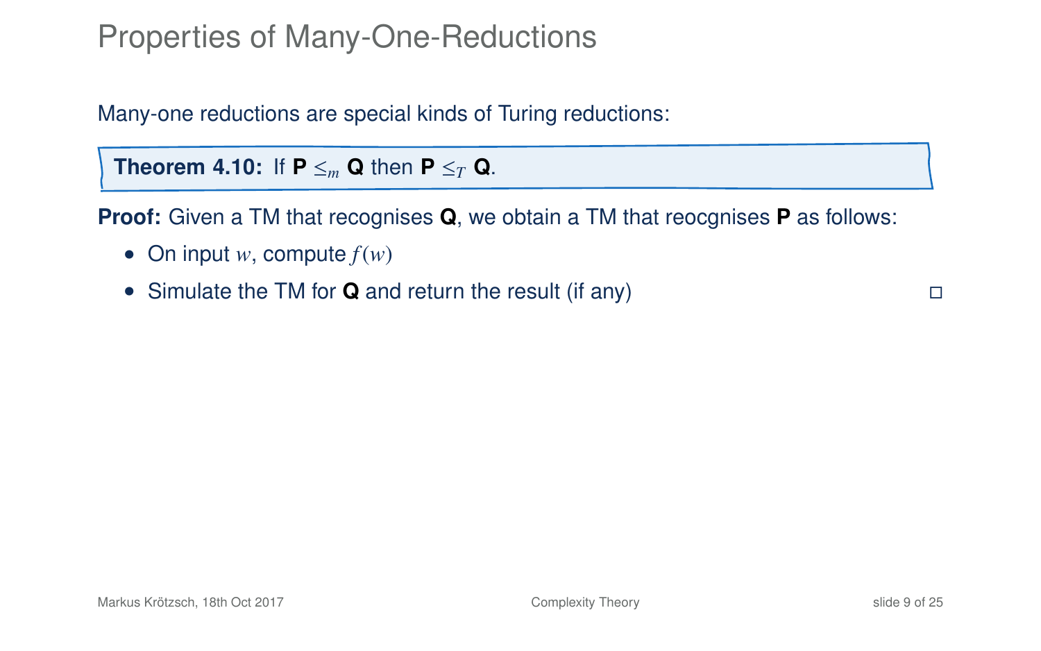# Properties of Many-One-Reductions

Many-one reductions are special kinds of Turing reductions:

**Theorem 4.10:** If **P** $\leq_m$ **Q** then **P** $\leq_T$ **Q**.

**Proof:** Given a TM that recognises **Q**, we obtain a TM that reocgnises **P** as follows:

- On input $w$, compute $f(w)$
- Simulate the TM for **Q** and return the result (if any) □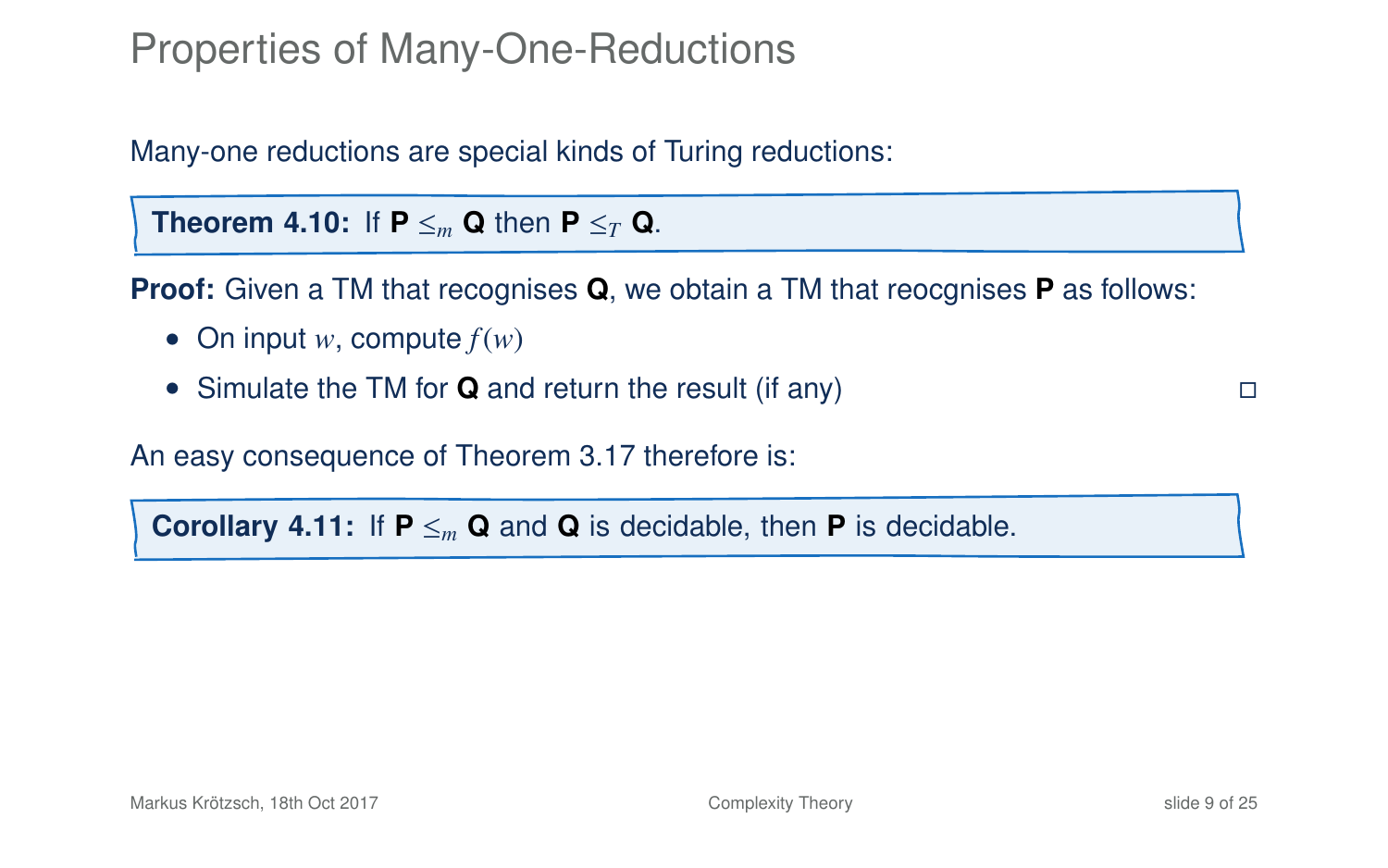# Properties of Many-One-Reductions

Many-one reductions are special kinds of Turing reductions:

**Theorem 4.10:** If **P** $\leq_m$ **Q** then **P** $\leq_T$ **Q**.

**Proof:** Given a TM that recognises **Q**, we obtain a TM that reocgnises **P** as follows:

- On input $w$, compute $f(w)$
- Simulate the TM for **Q** and return the result (if any) □

An easy consequence of Theorem 3.17 therefore is:

**Corollary 4.11:** If **P** $\leq_m$ **Q** and **Q** is decidable, then **P** is decidable.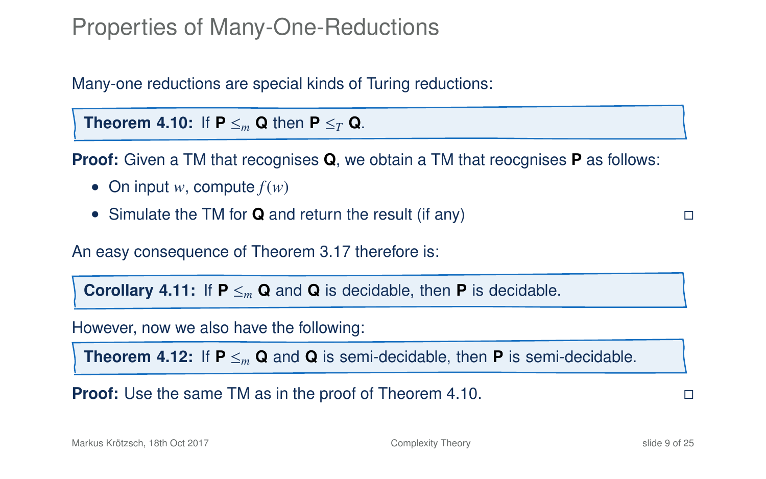# Properties of Many-One-Reductions

Many-one reductions are special kinds of Turing reductions:

**Theorem 4.10:** If **P** $\leq_m$ **Q** then **P** $\leq_T$ **Q**.

**Proof:** Given a TM that recognises **Q**, we obtain a TM that reocgnises **P** as follows:

- On input $w$, compute $f(w)$
- Simulate the TM for **Q** and return the result (if any) □

An easy consequence of Theorem 3.17 therefore is:

**Corollary 4.11:** If **P** $\leq_m$ **Q** and **Q** is decidable, then **P** is decidable.

However, now we also have the following:

**Theorem 4.12:** If **P** $\leq_m$ **Q** and **Q** is semi-decidable, then **P** is semi-decidable.

**Proof:** Use the same TM as in the proof of Theorem 4.10. □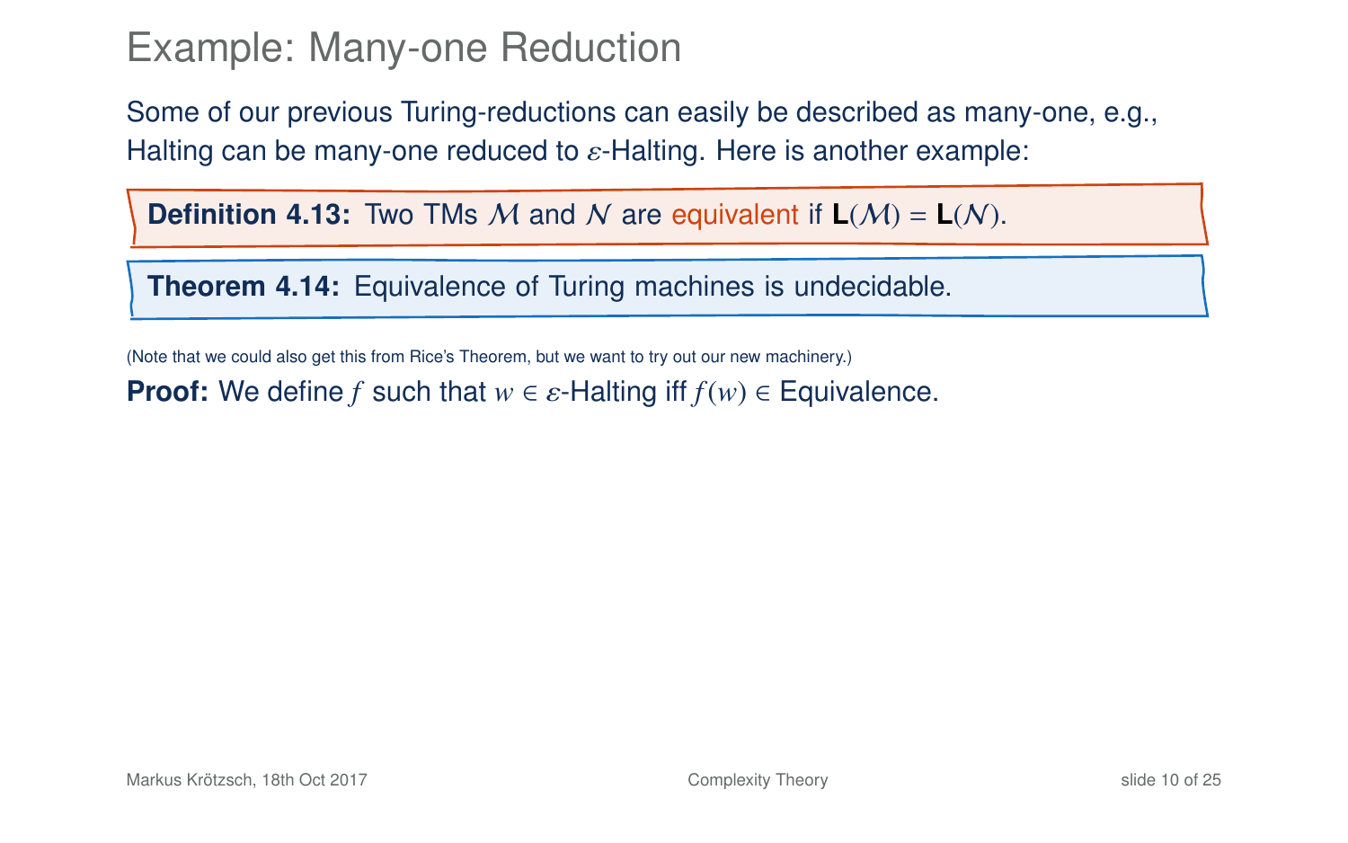# Example: Many-one Reduction

Some of our previous Turing-reductions can easily be described as many-one, e.g., Halting can be many-one reduced to $\varepsilon$-Halting. Here is another example:

**Definition 4.13:** Two TMs $\mathcal{M}$ and $\mathcal{N}$ are equivalent if $\mathbf{L}(\mathcal{M}) = \mathbf{L}(\mathcal{N})$.

**Theorem 4.14:** Equivalence of Turing machines is undecidable.

(Note that we could also get this from Rice's Theorem, but we want to try out our new machinery.)

**Proof:** We define $f$ such that $w \in \varepsilon$-Halting iff $f(w) \in$ Equivalence.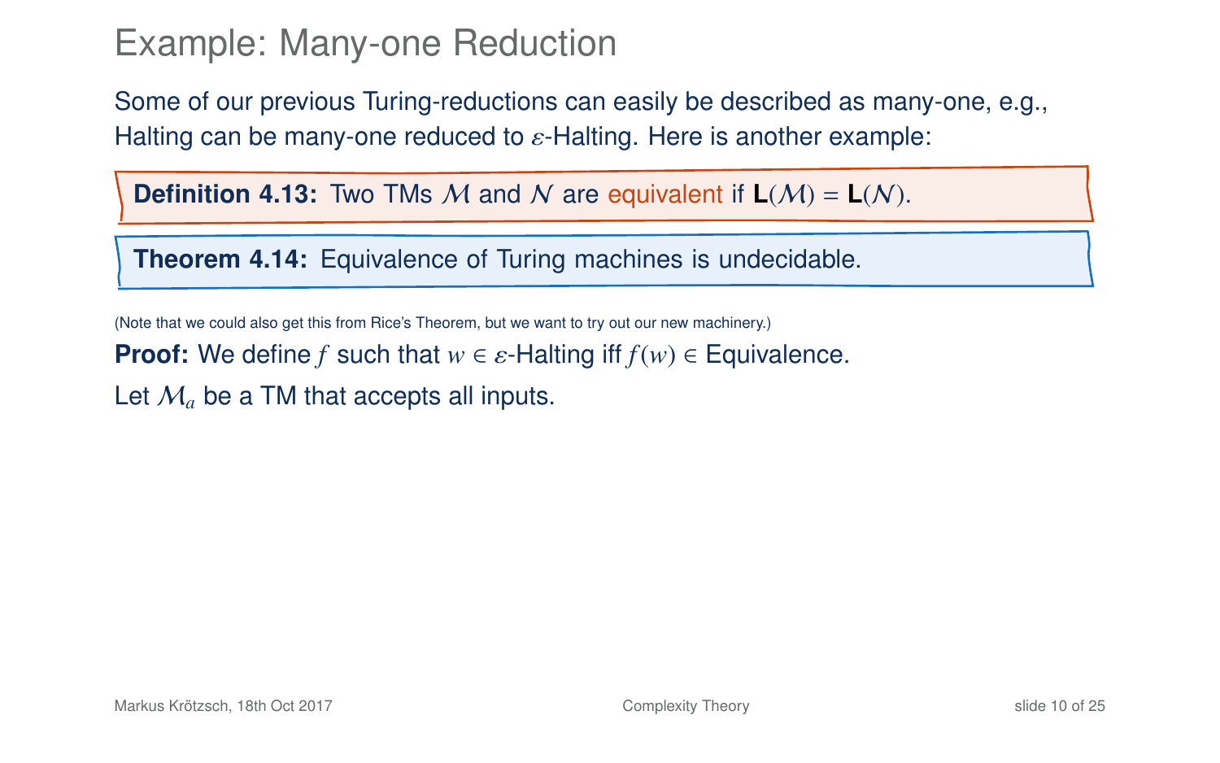# Example: Many-one Reduction

Some of our previous Turing-reductions can easily be described as many-one, e.g., Halting can be many-one reduced to $\varepsilon$-Halting. Here is another example:

**Definition 4.13:** Two TMs $\mathcal{M}$ and $\mathcal{N}$ are equivalent if $\mathbf{L}(\mathcal{M}) = \mathbf{L}(\mathcal{N})$.

**Theorem 4.14:** Equivalence of Turing machines is undecidable.

(Note that we could also get this from Rice's Theorem, but we want to try out our new machinery.)

**Proof:** We define $f$ such that $w \in \varepsilon$-Halting iff $f(w) \in$ Equivalence.

Let $\mathcal{M}_a$ be a TM that accepts all inputs.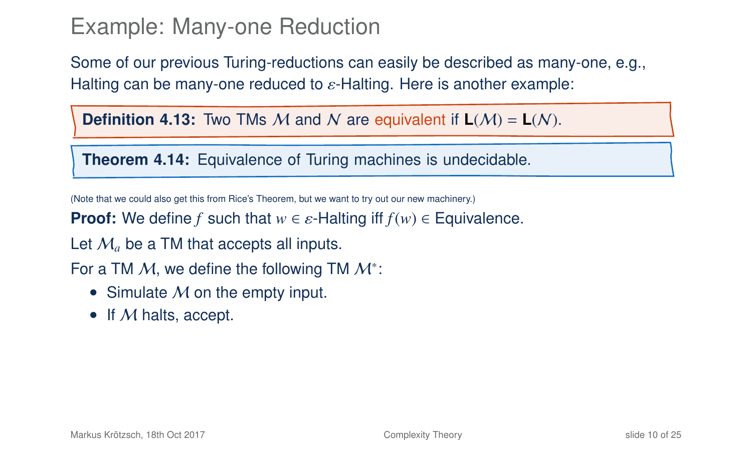# Example: Many-one Reduction

Some of our previous Turing-reductions can easily be described as many-one, e.g., Halting can be many-one reduced to $\varepsilon$-Halting. Here is another example:

**Definition 4.13:** Two TMs $\mathcal{M}$ and $\mathcal{N}$ are equivalent if $\mathbf{L}(\mathcal{M}) = \mathbf{L}(\mathcal{N})$.

**Theorem 4.14:** Equivalence of Turing machines is undecidable.

(Note that we could also get this from Rice's Theorem, but we want to try out our new machinery.)

**Proof:** We define $f$ such that $w \in \varepsilon$-Halting iff $f(w) \in$ Equivalence.

Let $\mathcal{M}_a$ be a TM that accepts all inputs.

For a TM $\mathcal{M}$, we define the following TM $\mathcal{M}^*$:

- Simulate $\mathcal{M}$ on the empty input.
- If $\mathcal{M}$ halts, accept.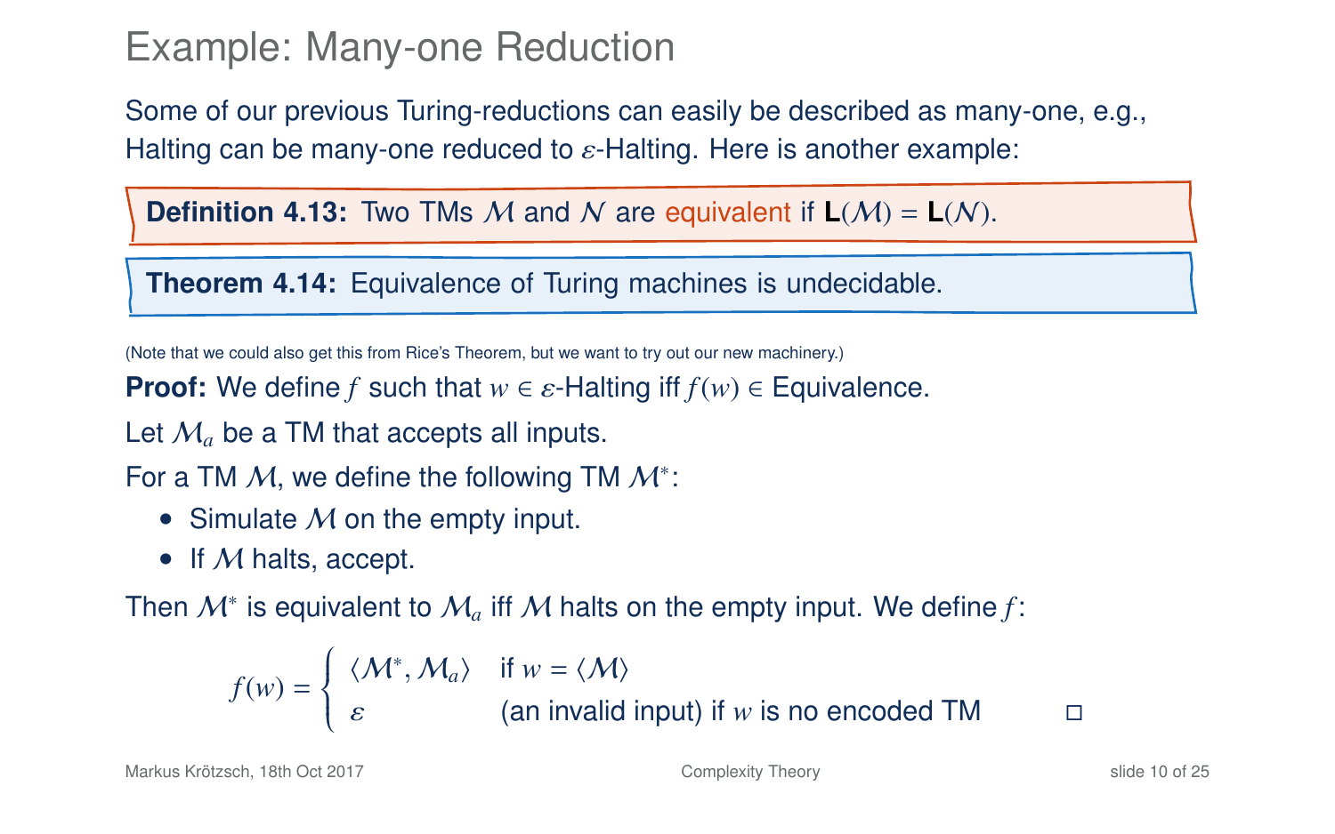# Example: Many-one Reduction

Some of our previous Turing-reductions can easily be described as many-one, e.g., Halting can be many-one reduced to $\varepsilon$-Halting. Here is another example:

**Definition 4.13:** Two TMs $\mathcal{M}$ and $\mathcal{N}$ are equivalent if $\mathbf{L}(\mathcal{M}) = \mathbf{L}(\mathcal{N})$.

**Theorem 4.14:** Equivalence of Turing machines is undecidable.

(Note that we could also get this from Rice's Theorem, but we want to try out our new machinery.)

**Proof:** We define $f$ such that $w \in \varepsilon$-Halting iff $f(w) \in$ Equivalence.

Let $\mathcal{M}_a$ be a TM that accepts all inputs.

For a TM $\mathcal{M}$, we define the following TM $\mathcal{M}^*$:

- Simulate $\mathcal{M}$ on the empty input.
- If $\mathcal{M}$ halts, accept.

Then $\mathcal{M}^*$ is equivalent to $\mathcal{M}_a$ iff $\mathcal{M}$ halts on the empty input. We define $f$:

$$f(w) = \begin{cases} \langle \mathcal{M}^*, \mathcal{M}_a \rangle & \text{if } w = \langle \mathcal{M} \rangle \\ \varepsilon & \text{(an invalid input) if } w \text{ is no encoded TM} \end{cases}$$

□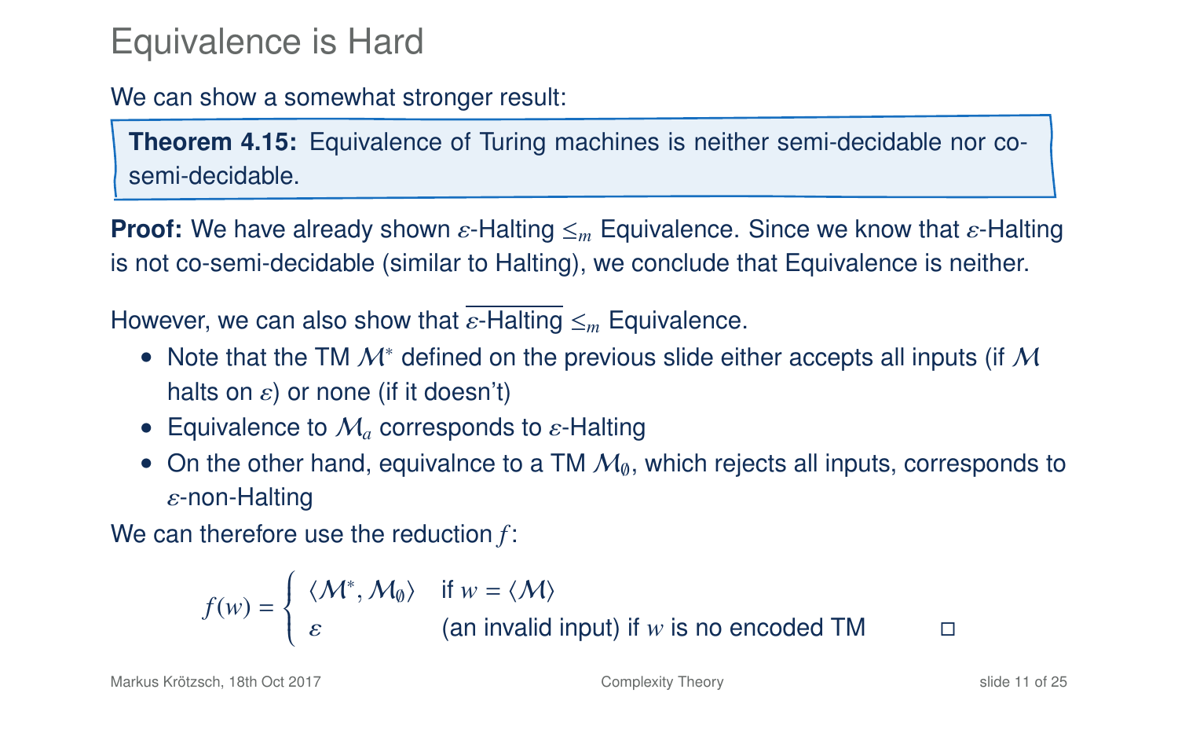# Equivalence is Hard

We can show a somewhat stronger result:

> **Theorem 4.15:** Equivalence of Turing machines is neither semi-decidable nor co-semi-decidable.

**Proof:** We have already shown $\varepsilon$-Halting $\leq_m$ Equivalence. Since we know that $\varepsilon$-Halting is not co-semi-decidable (similar to Halting), we conclude that Equivalence is neither.

However, we can also show that $\overline{\varepsilon\text{-Halting}} \leq_m$ Equivalence.

- Note that the TM $\mathcal{M}^*$ defined on the previous slide either accepts all inputs (if $\mathcal{M}$ halts on $\varepsilon$) or none (if it doesn't)
- Equivalence to $\mathcal{M}_a$ corresponds to $\varepsilon$-Halting
- On the other hand, equivalnce to a TM $\mathcal{M}_\emptyset$, which rejects all inputs, corresponds to $\varepsilon$-non-Halting

We can therefore use the reduction $f$:

$$f(w) = \begin{cases} \langle \mathcal{M}^*, \mathcal{M}_\emptyset \rangle & \text{if } w = \langle \mathcal{M} \rangle \\ \varepsilon & \text{(an invalid input) if } w \text{ is no encoded TM} \end{cases}$$

□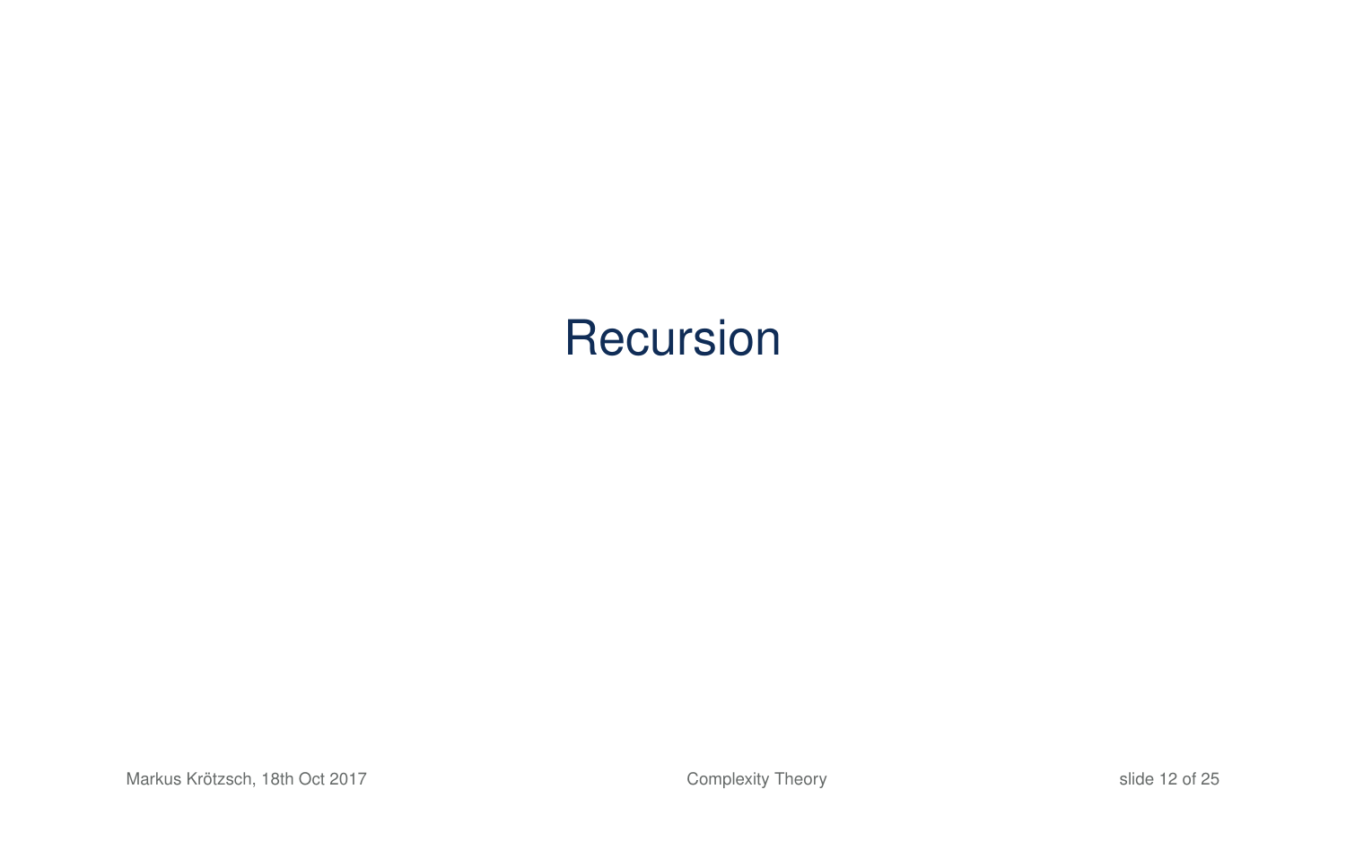# Recursion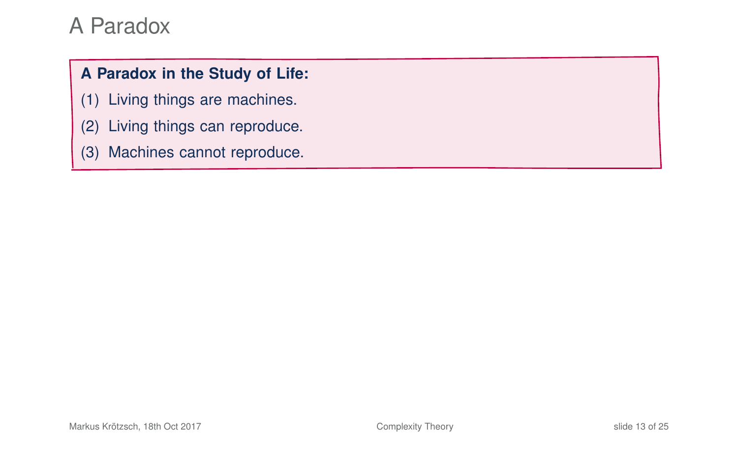# A Paradox

**A Paradox in the Study of Life:**

(1) Living things are machines.

(2) Living things can reproduce.

(3) Machines cannot reproduce.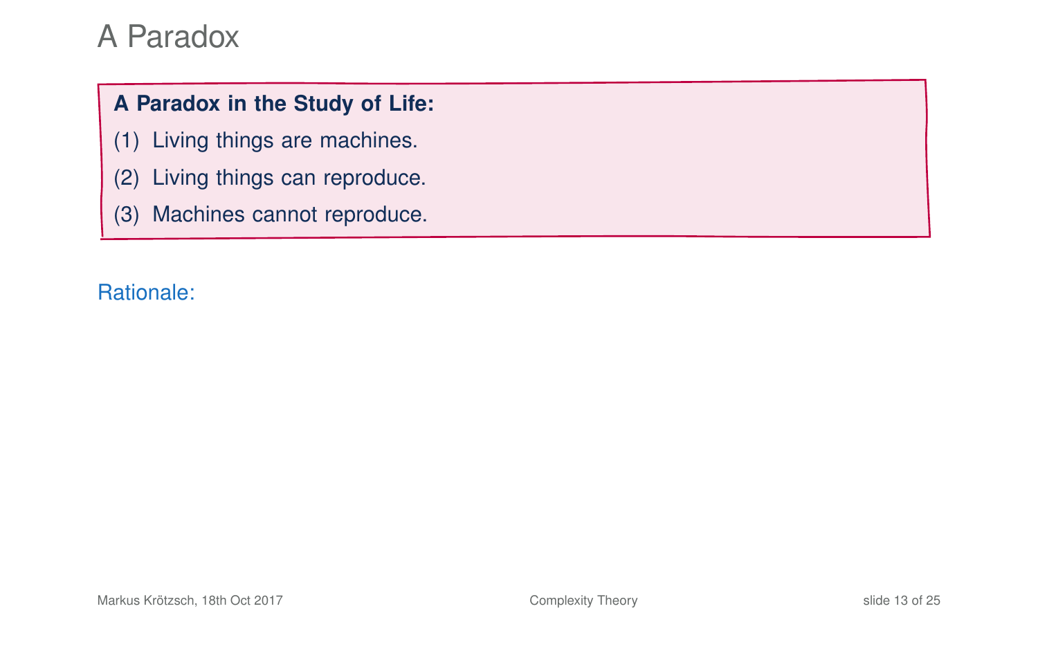# A Paradox

**A Paradox in the Study of Life:**

(1) Living things are machines.

(2) Living things can reproduce.

(3) Machines cannot reproduce.

Rationale: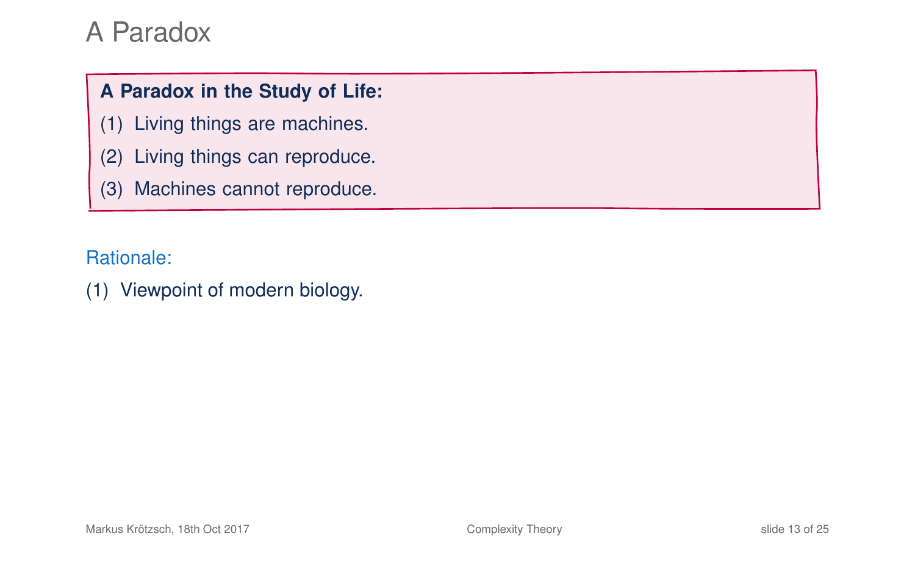# A Paradox

**A Paradox in the Study of Life:**

(1) Living things are machines.

(2) Living things can reproduce.

(3) Machines cannot reproduce.

Rationale:

(1) Viewpoint of modern biology.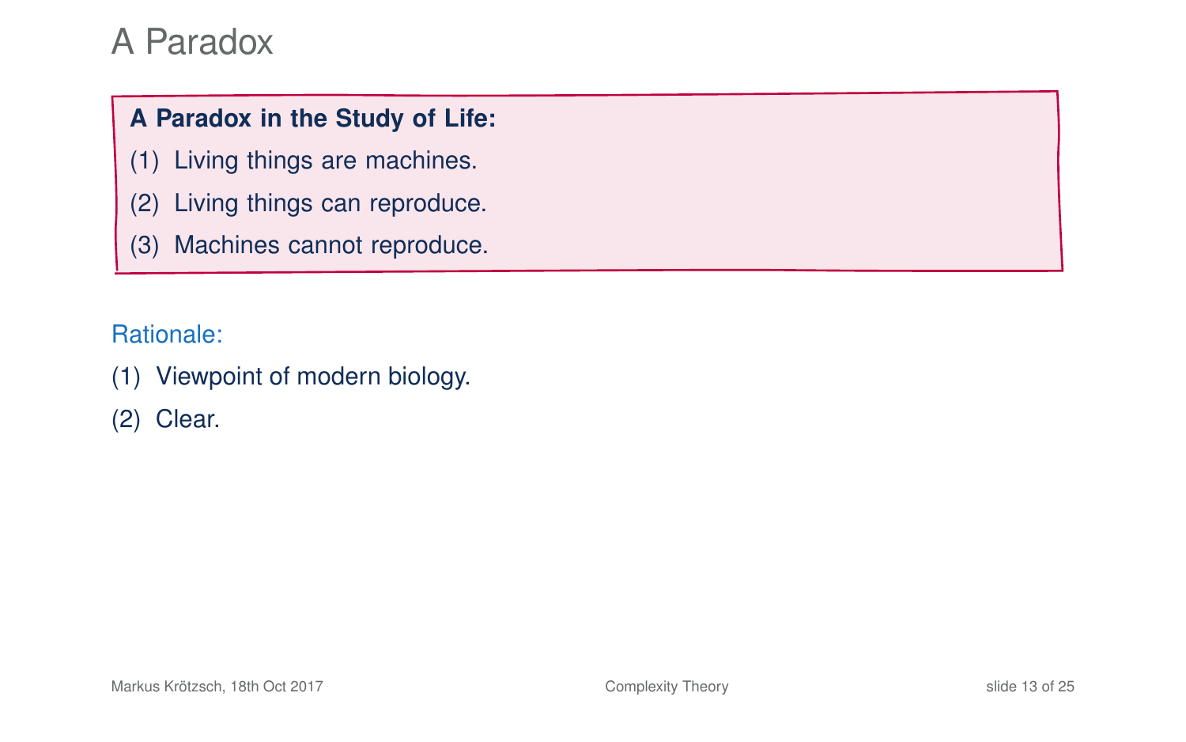# A Paradox

**A Paradox in the Study of Life:**

(1) Living things are machines.

(2) Living things can reproduce.

(3) Machines cannot reproduce.

Rationale:

(1) Viewpoint of modern biology.

(2) Clear.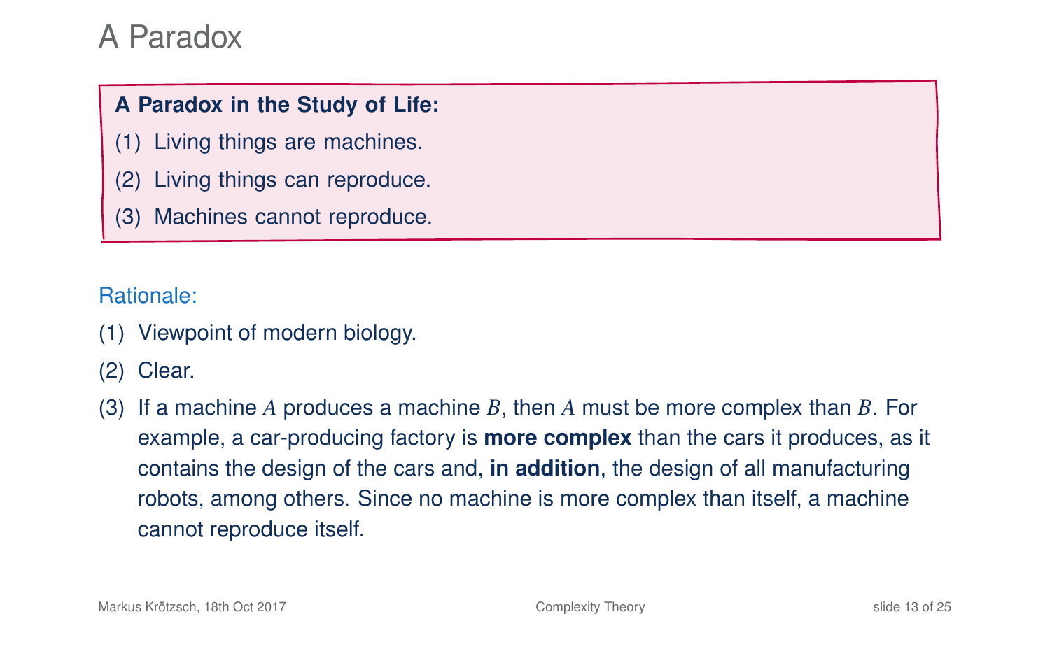# A Paradox

**A Paradox in the Study of Life:**

(1) Living things are machines.

(2) Living things can reproduce.

(3) Machines cannot reproduce.

Rationale:

(1) Viewpoint of modern biology.

(2) Clear.

(3) If a machine $A$ produces a machine $B$, then $A$ must be more complex than $B$. For example, a car-producing factory is **more complex** than the cars it produces, as it contains the design of the cars and, **in addition**, the design of all manufacturing robots, among others. Since no machine is more complex than itself, a machine cannot reproduce itself.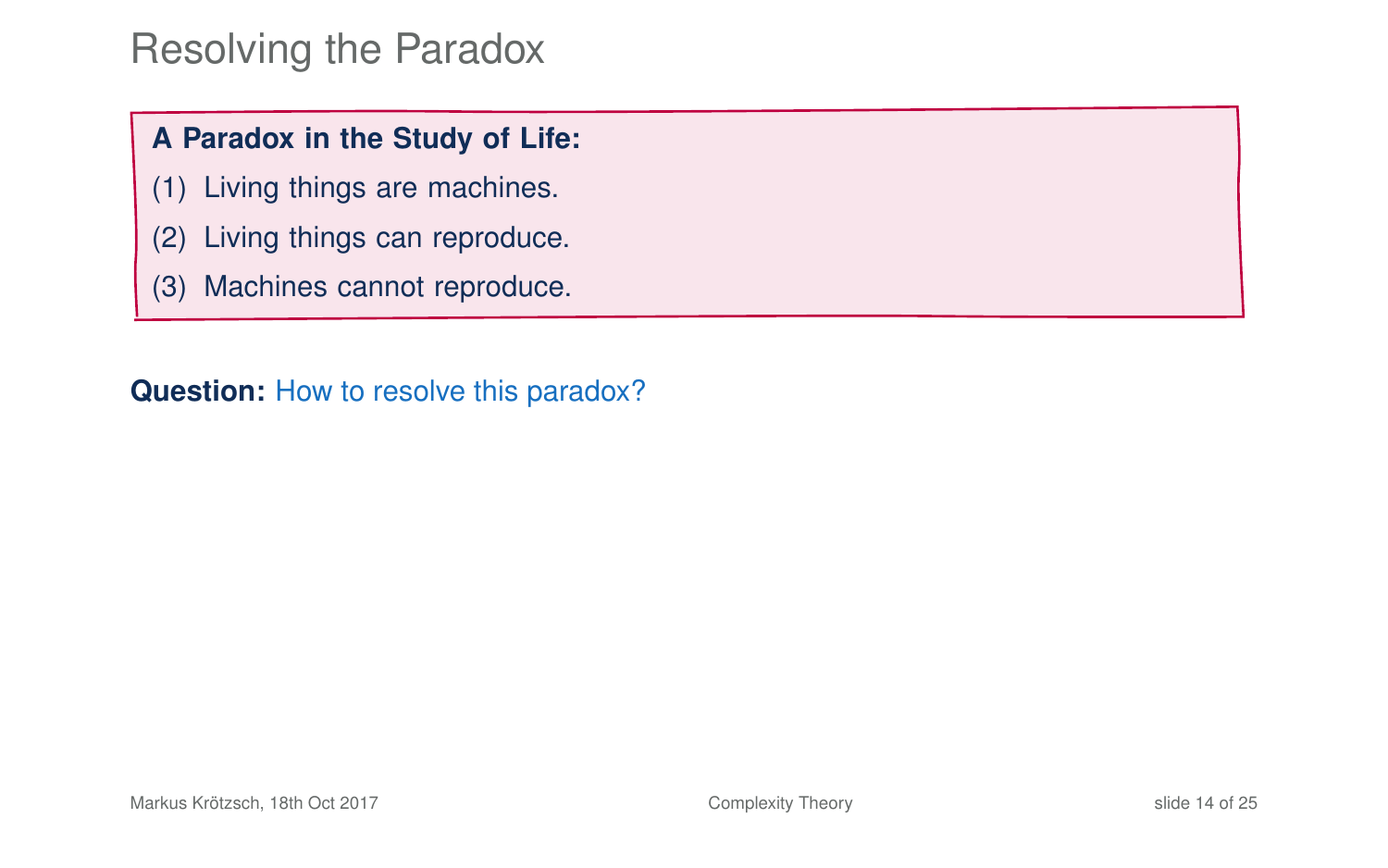# Resolving the Paradox

**A Paradox in the Study of Life:**

(1) Living things are machines.

(2) Living things can reproduce.

(3) Machines cannot reproduce.

**Question:** How to resolve this paradox?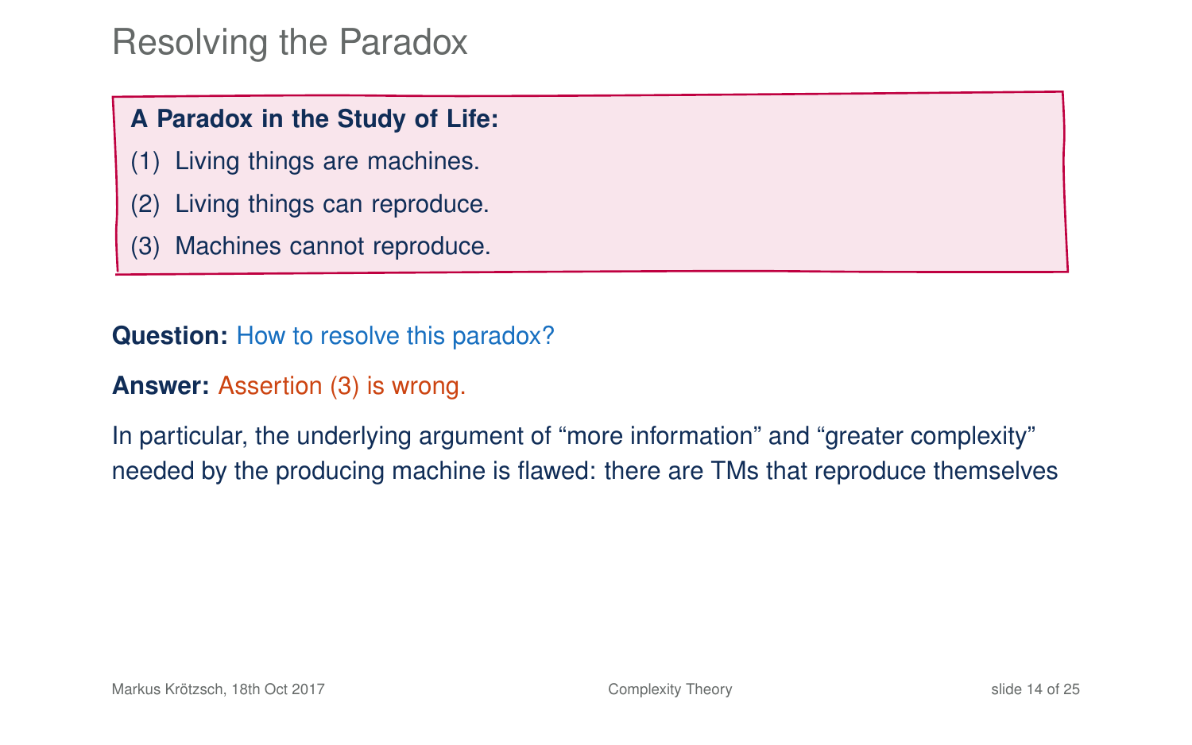# Resolving the Paradox

**A Paradox in the Study of Life:**

(1) Living things are machines.

(2) Living things can reproduce.

(3) Machines cannot reproduce.

**Question:** How to resolve this paradox?

**Answer:** Assertion (3) is wrong.

In particular, the underlying argument of “more information” and “greater complexity” needed by the producing machine is flawed: there are TMs that reproduce themselves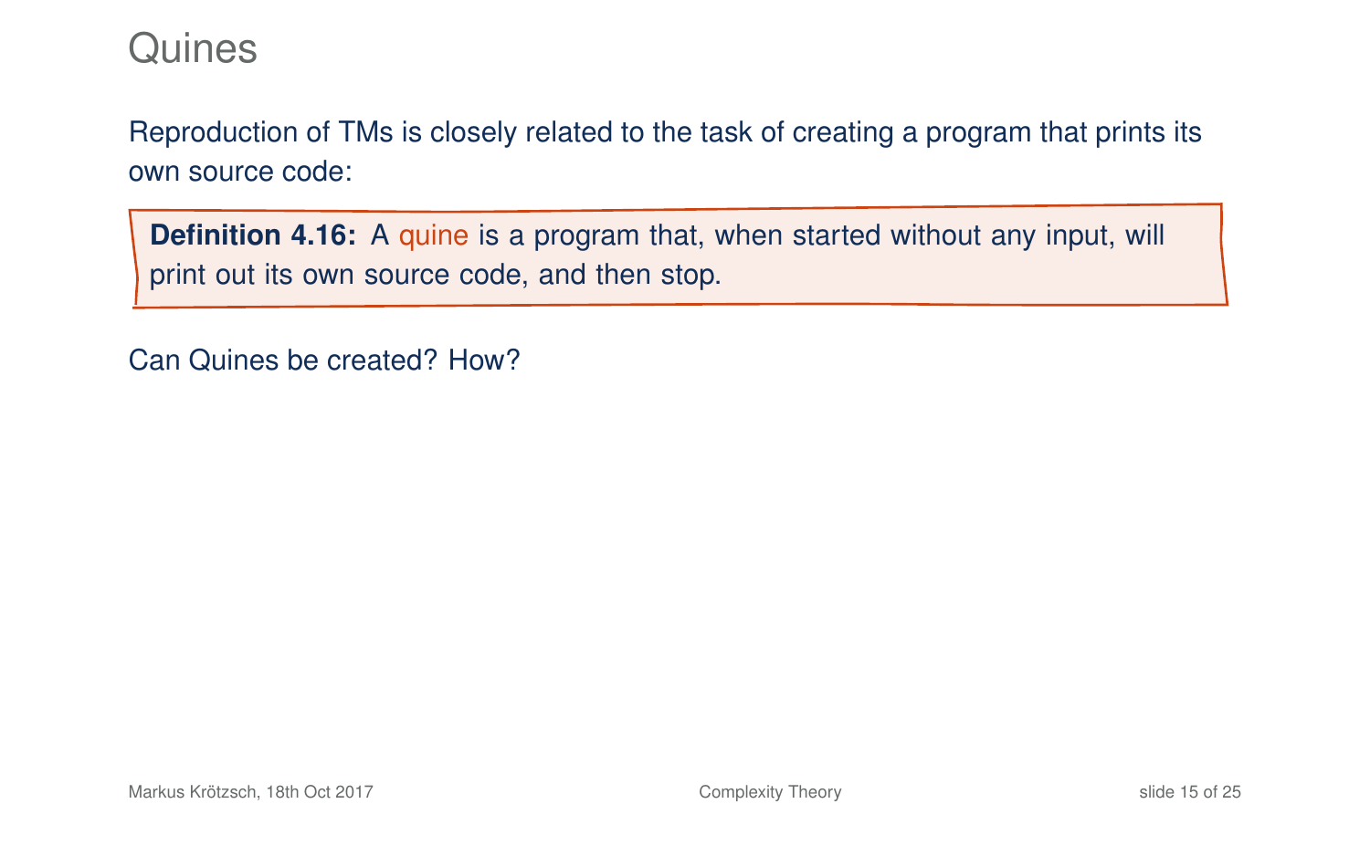# Quines

Reproduction of TMs is closely related to the task of creating a program that prints its own source code:

> **Definition 4.16:** A quine is a program that, when started without any input, will print out its own source code, and then stop.

Can Quines be created? How?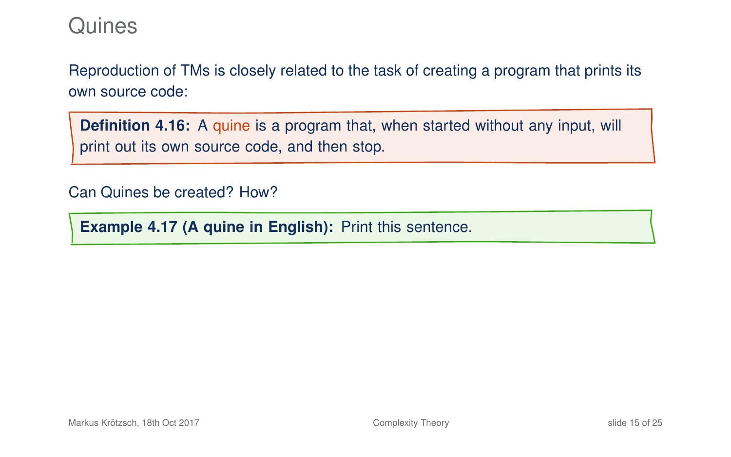# Quines

Reproduction of TMs is closely related to the task of creating a program that prints its own source code:

**Definition 4.16:** A quine is a program that, when started without any input, will print out its own source code, and then stop.

Can Quines be created? How?

**Example 4.17 (A quine in English):** Print this sentence.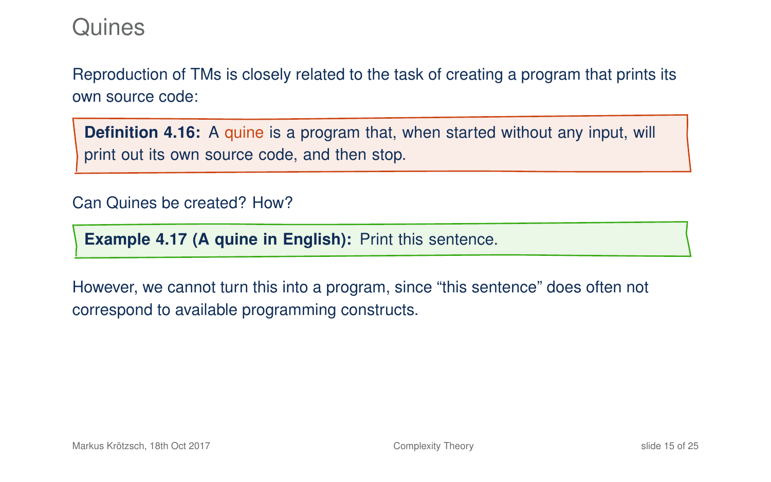# Quines

Reproduction of TMs is closely related to the task of creating a program that prints its own source code:

**Definition 4.16:** A quine is a program that, when started without any input, will print out its own source code, and then stop.

Can Quines be created? How?

**Example 4.17 (A quine in English):** Print this sentence.

However, we cannot turn this into a program, since "this sentence" does often not correspond to available programming constructs.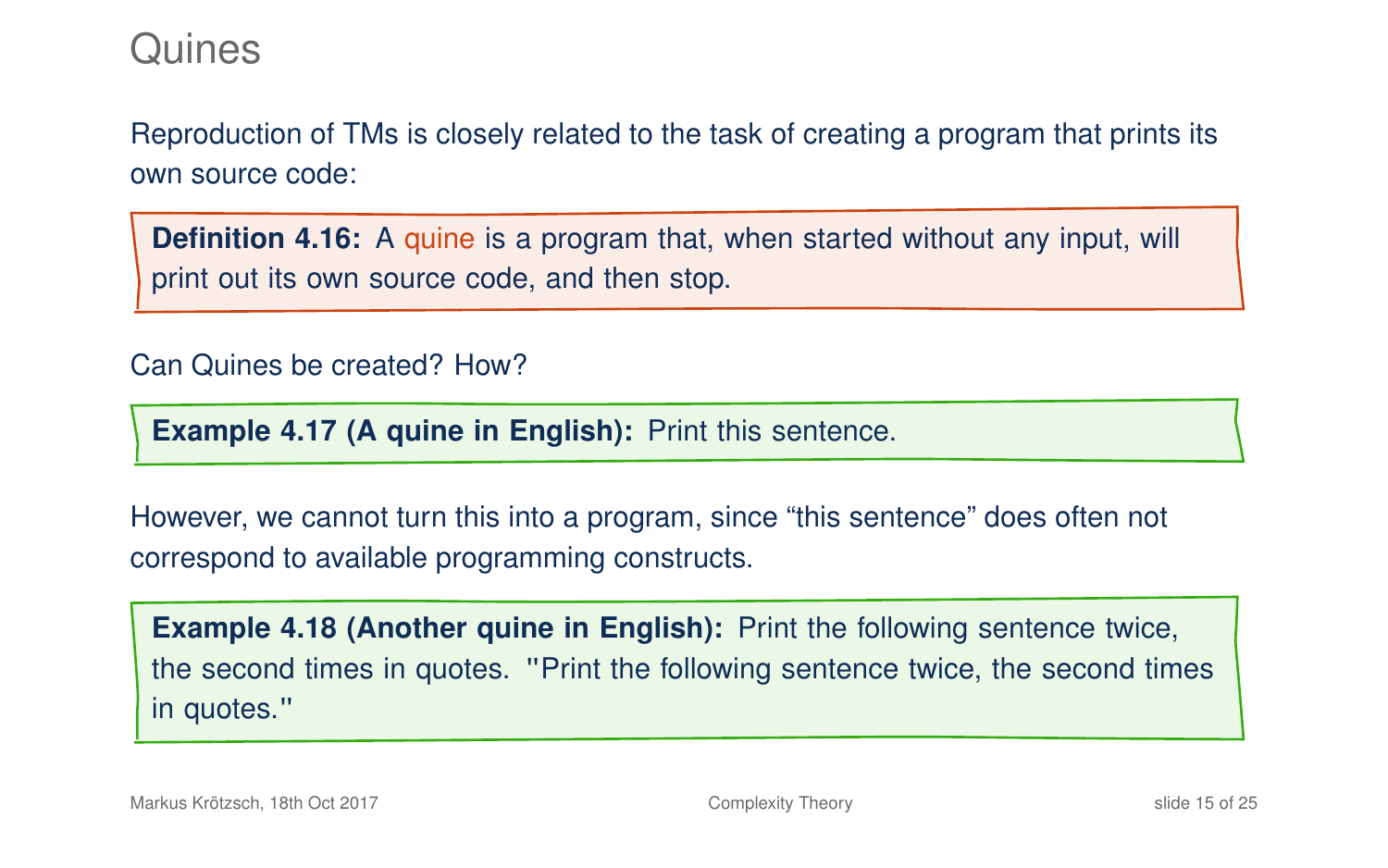# Quines

Reproduction of TMs is closely related to the task of creating a program that prints its own source code:

**Definition 4.16:** A quine is a program that, when started without any input, will print out its own source code, and then stop.

Can Quines be created? How?

**Example 4.17 (A quine in English):** Print this sentence.

However, we cannot turn this into a program, since “this sentence” does often not correspond to available programming constructs.

**Example 4.18 (Another quine in English):** Print the following sentence twice, the second times in quotes. "Print the following sentence twice, the second times in quotes."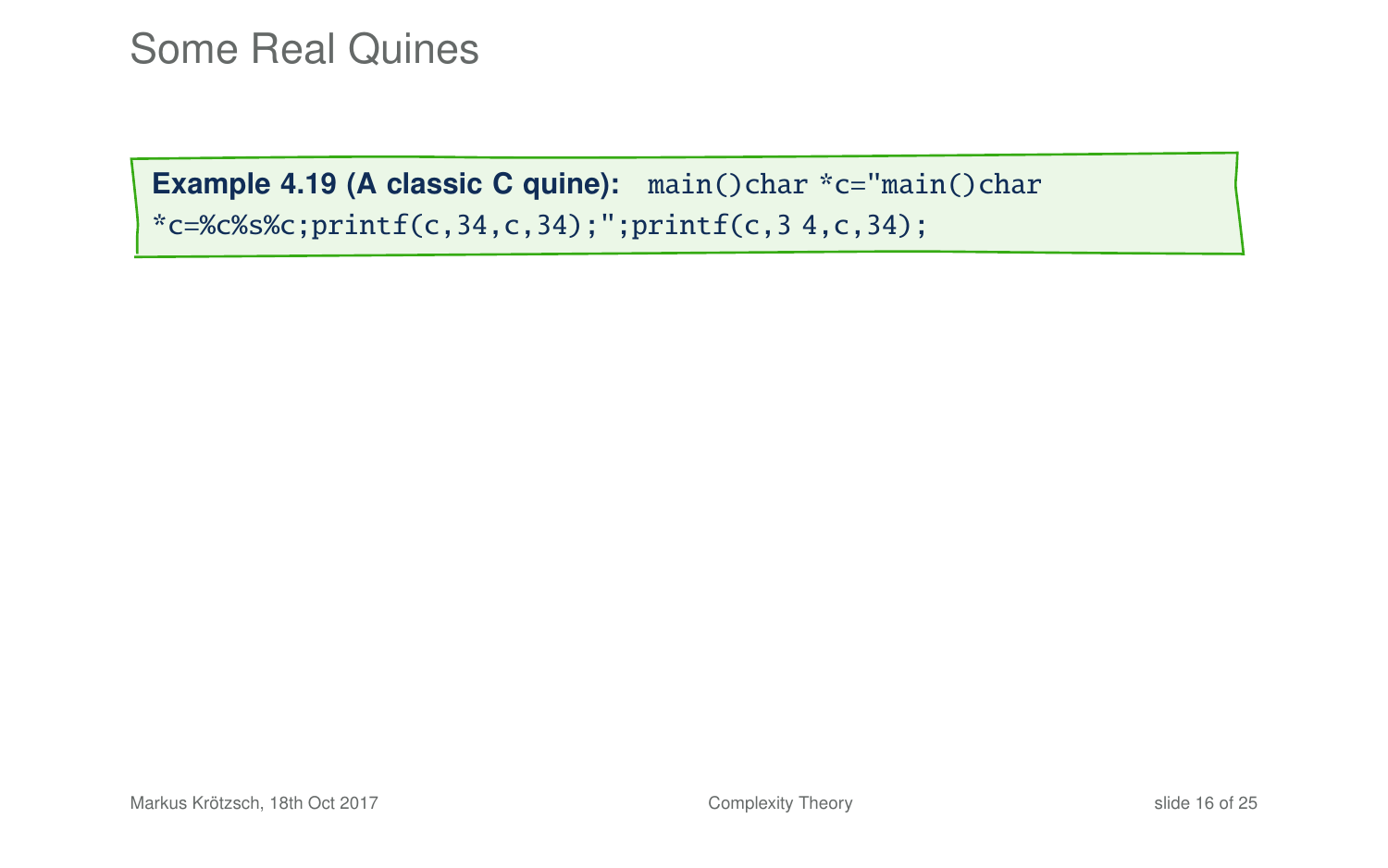# Some Real Quines

**Example 4.19 (A classic C quine):** `main()char *c="main()char *c=%c%s%c;printf(c,34,c,34);";printf(c,3 4,c,34);`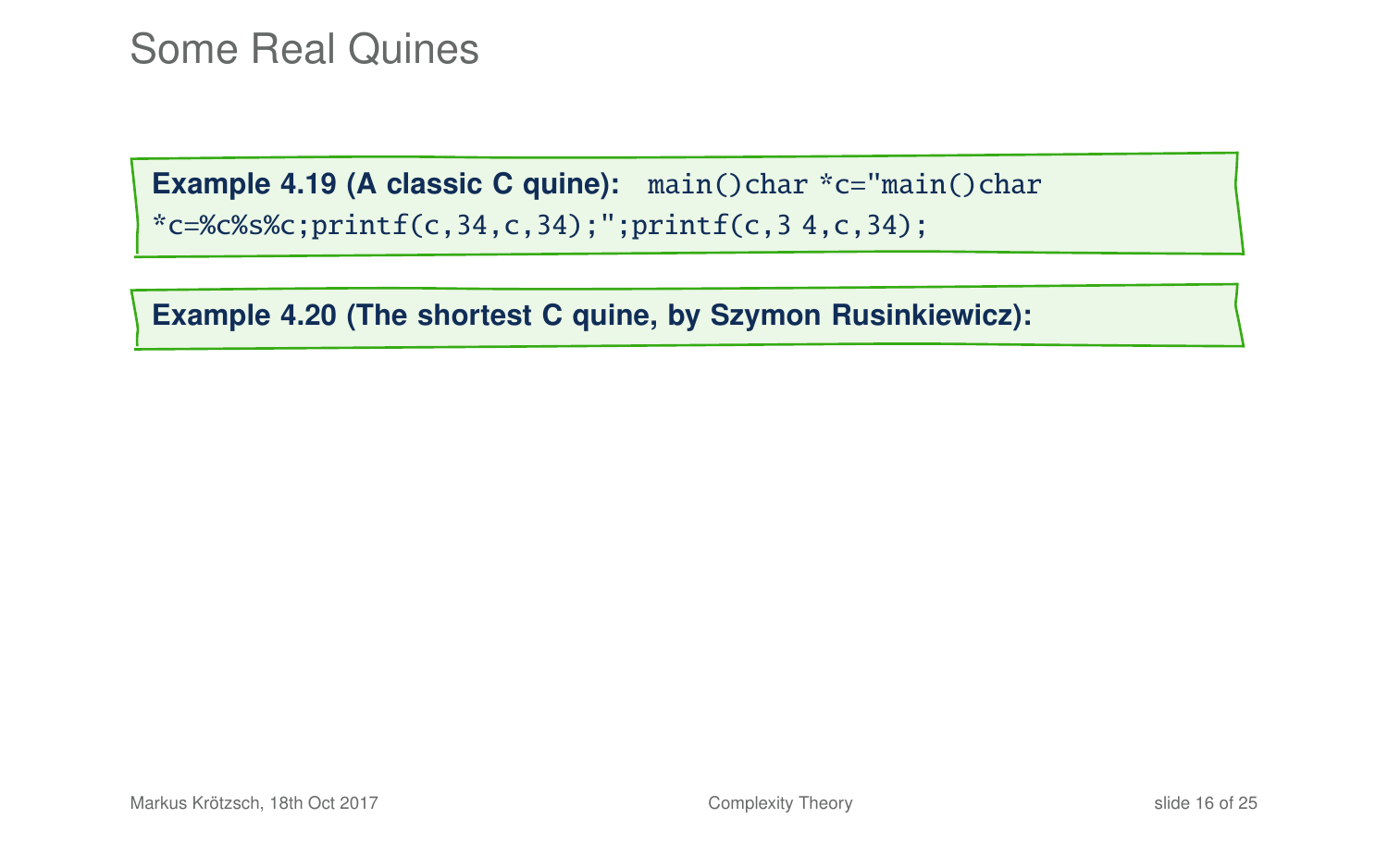# Some Real Quines

**Example 4.19 (A classic C quine):** `main()char *c="main()char *c=%c%s%c;printf(c,34,c,34);";printf(c,3 4,c,34);`

**Example 4.20 (The shortest C quine, by Szymon Rusinkiewicz):**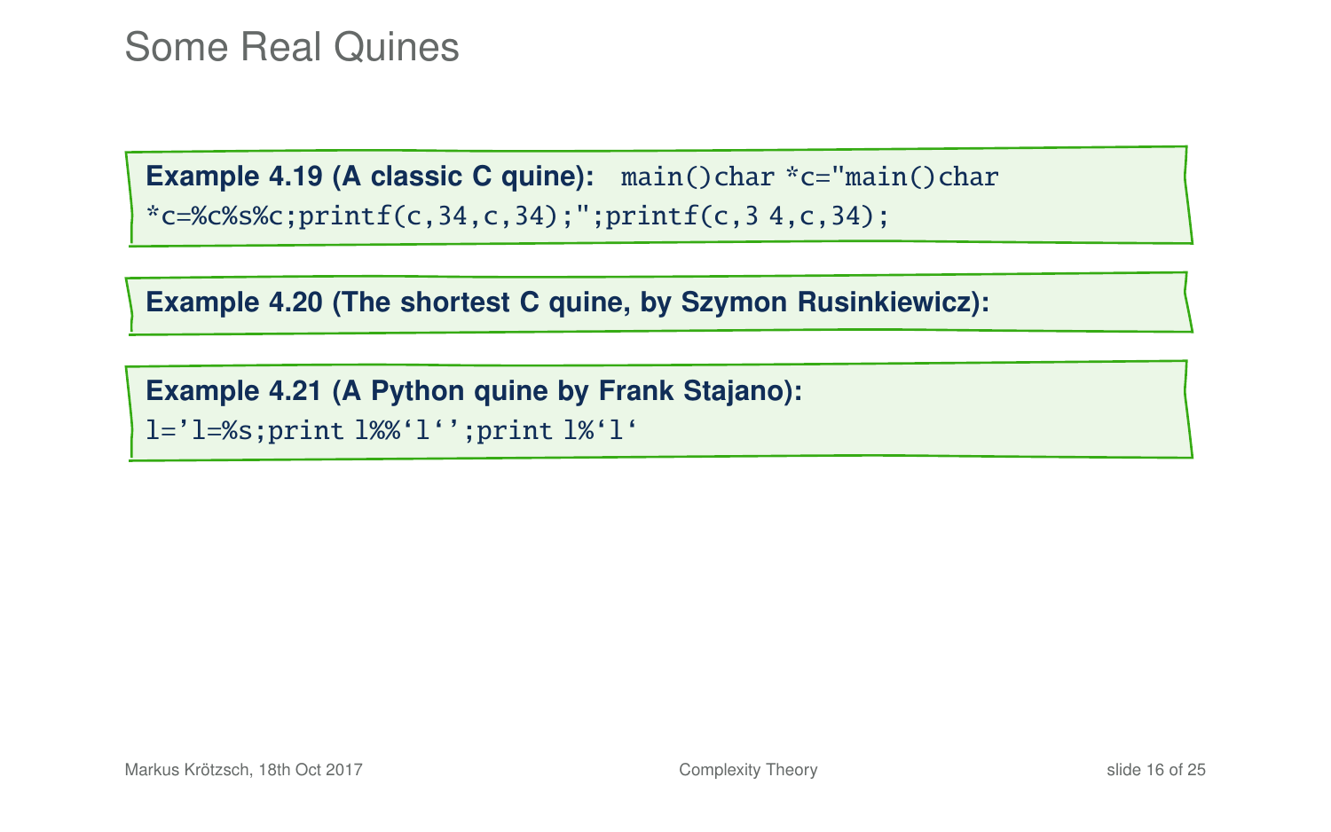# Some Real Quines

**Example 4.19 (A classic C quine):** 

```
main()char *c="main()char *c=%c%s%c;printf(c,34,c,34);";printf(c,3 4,c,34);
```

**Example 4.20 (The shortest C quine, by Szymon Rusinkiewicz):**

**Example 4.21 (A Python quine by Frank Stajano):**

```
l='l=%s;print l%%`l`';print l%`l`
```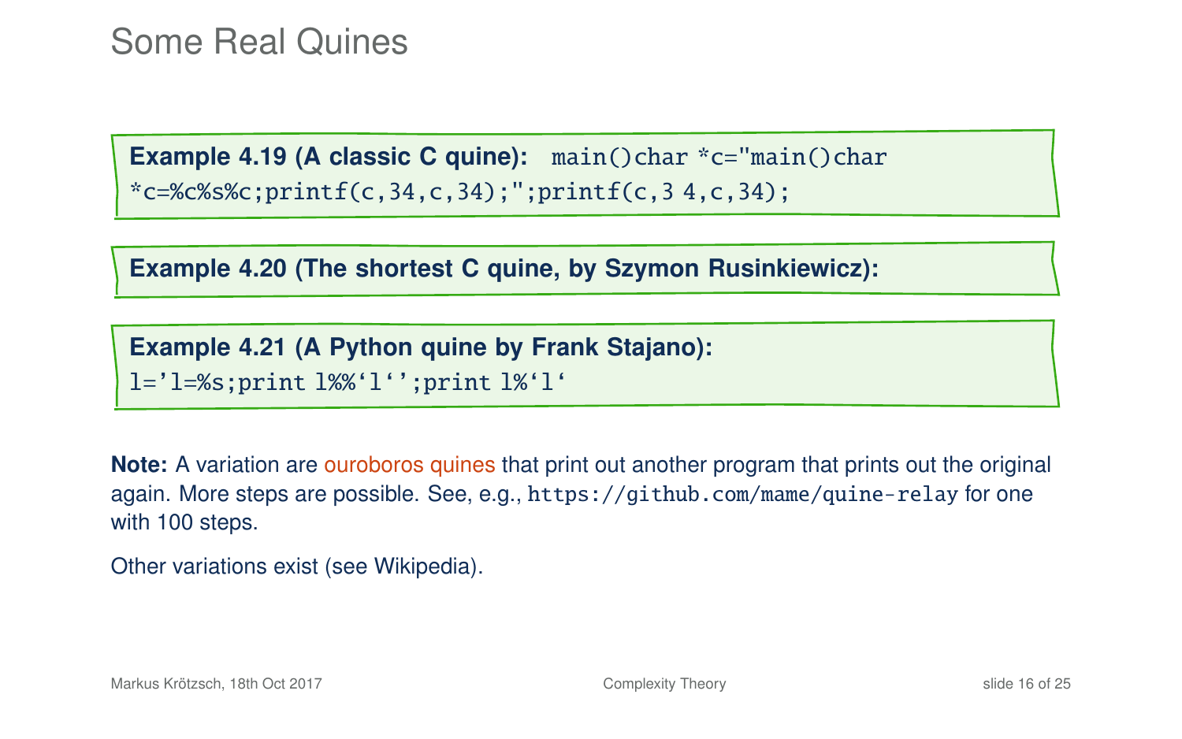# Some Real Quines

**Example 4.19 (A classic C quine):** 

```
main()char *c="main()char *c=%c%s%c;printf(c,34,c,34);";printf(c,3 4,c,34);
```

**Example 4.20 (The shortest C quine, by Szymon Rusinkiewicz):**

**Example 4.21 (A Python quine by Frank Stajano):**

```
l='l=%s;print l%%`l`';print l%`l`
```

**Note:** A variation are ouroboros quines that print out another program that prints out the original again. More steps are possible. See, e.g., `https://github.com/mame/quine-relay` for one with 100 steps.

Other variations exist (see Wikipedia).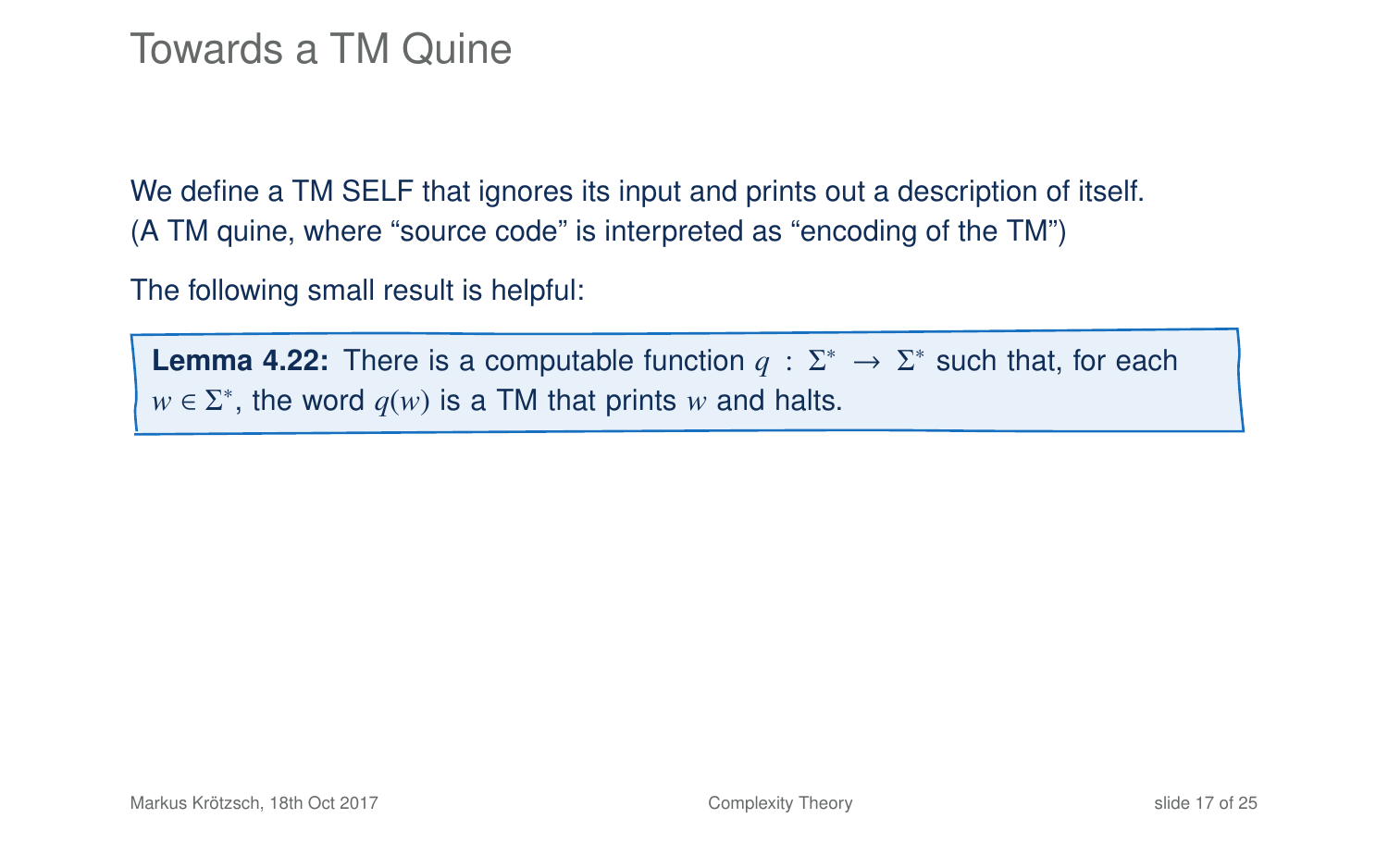# Towards a TM Quine

We define a TM SELF that ignores its input and prints out a description of itself.
(A TM quine, where "source code" is interpreted as "encoding of the TM")

The following small result is helpful:

**Lemma 4.22:** There is a computable function $q : \Sigma^* \to \Sigma^*$ such that, for each $w \in \Sigma^*$, the word $q(w)$ is a TM that prints $w$ and halts.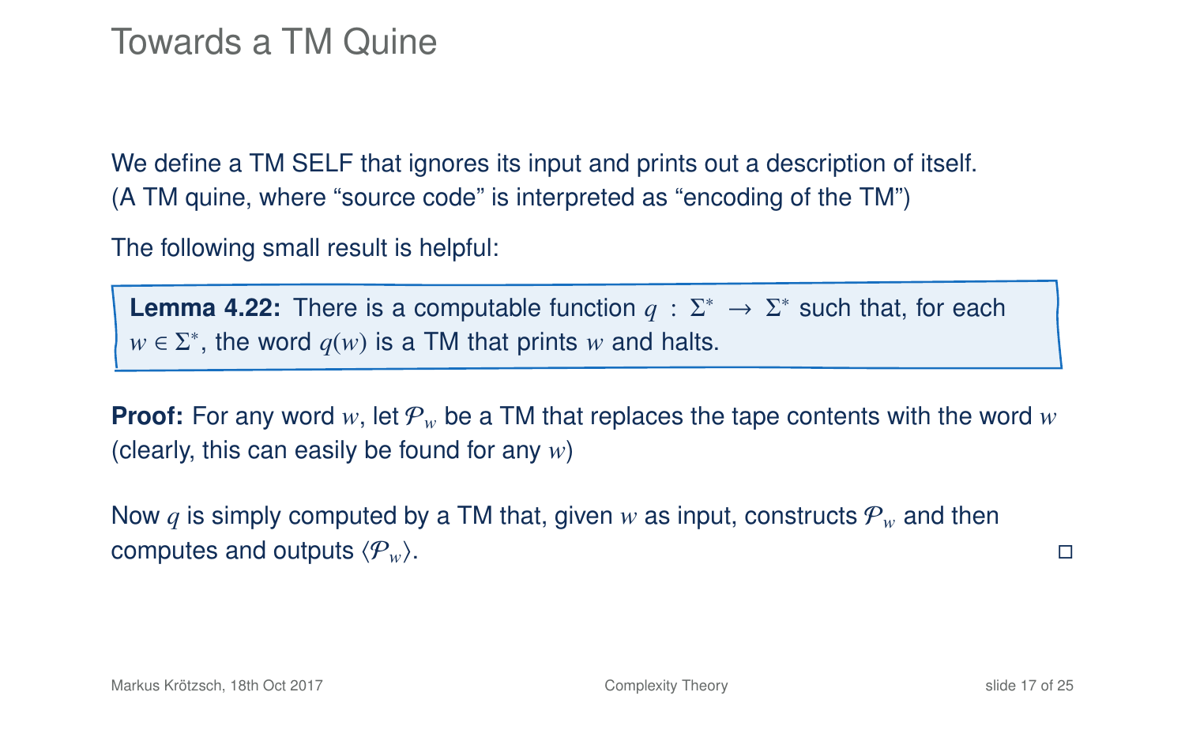# Towards a TM Quine

We define a TM SELF that ignores its input and prints out a description of itself. (A TM quine, where "source code" is interpreted as "encoding of the TM")

The following small result is helpful:

> **Lemma 4.22:** There is a computable function $q : \Sigma^* \to \Sigma^*$ such that, for each $w \in \Sigma^*$, the word $q(w)$ is a TM that prints $w$ and halts.

**Proof:** For any word $w$, let $\mathcal{P}_w$ be a TM that replaces the tape contents with the word $w$ (clearly, this can easily be found for any $w$)

Now $q$ is simply computed by a TM that, given $w$ as input, constructs $\mathcal{P}_w$ and then computes and outputs $\langle \mathcal{P}_w \rangle$. $\square$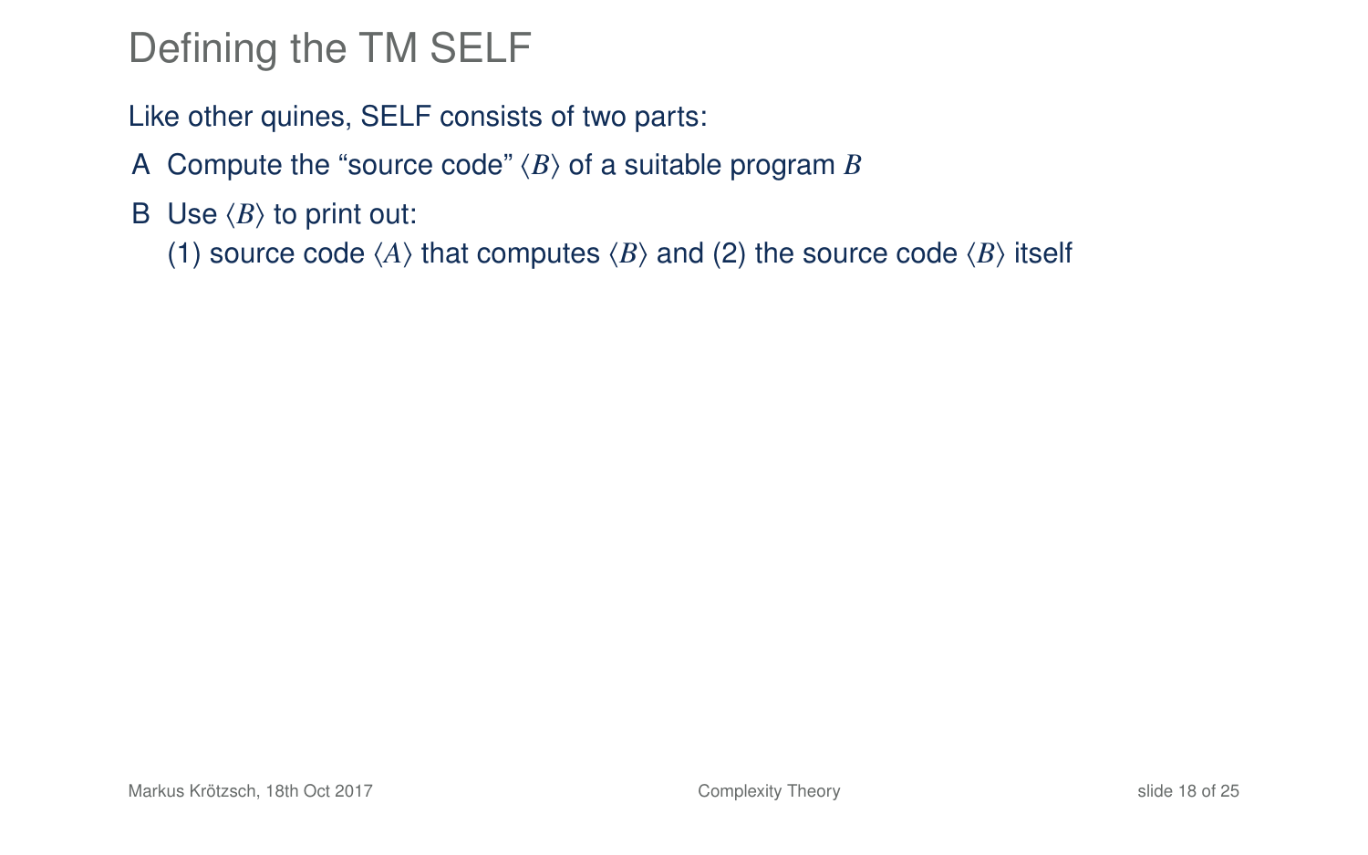# Defining the TM SELF

Like other quines, SELF consists of two parts:

A Compute the "source code" $\langle B \rangle$ of a suitable program $B$

B Use $\langle B \rangle$ to print out:
(1) source code $\langle A \rangle$ that computes $\langle B \rangle$ and (2) the source code $\langle B \rangle$ itself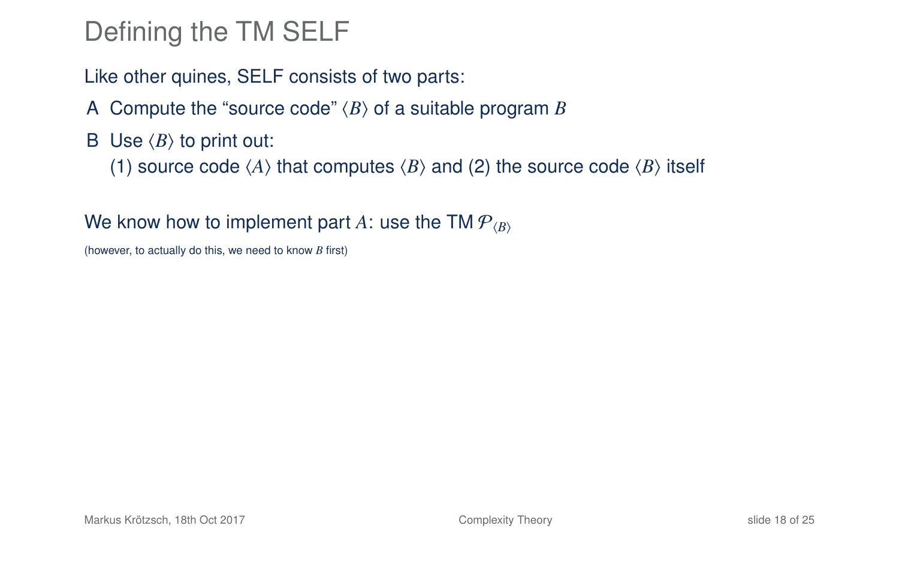# Defining the TM SELF

Like other quines, SELF consists of two parts:

- A Compute the "source code" $\langle B \rangle$ of a suitable program $B$
- B Use $\langle B \rangle$ to print out:
  (1) source code $\langle A \rangle$ that computes $\langle B \rangle$ and (2) the source code $\langle B \rangle$ itself

We know how to implement part $A$: use the TM $\mathcal{P}_{\langle B \rangle}$

(however, to actually do this, we need to know $B$ first)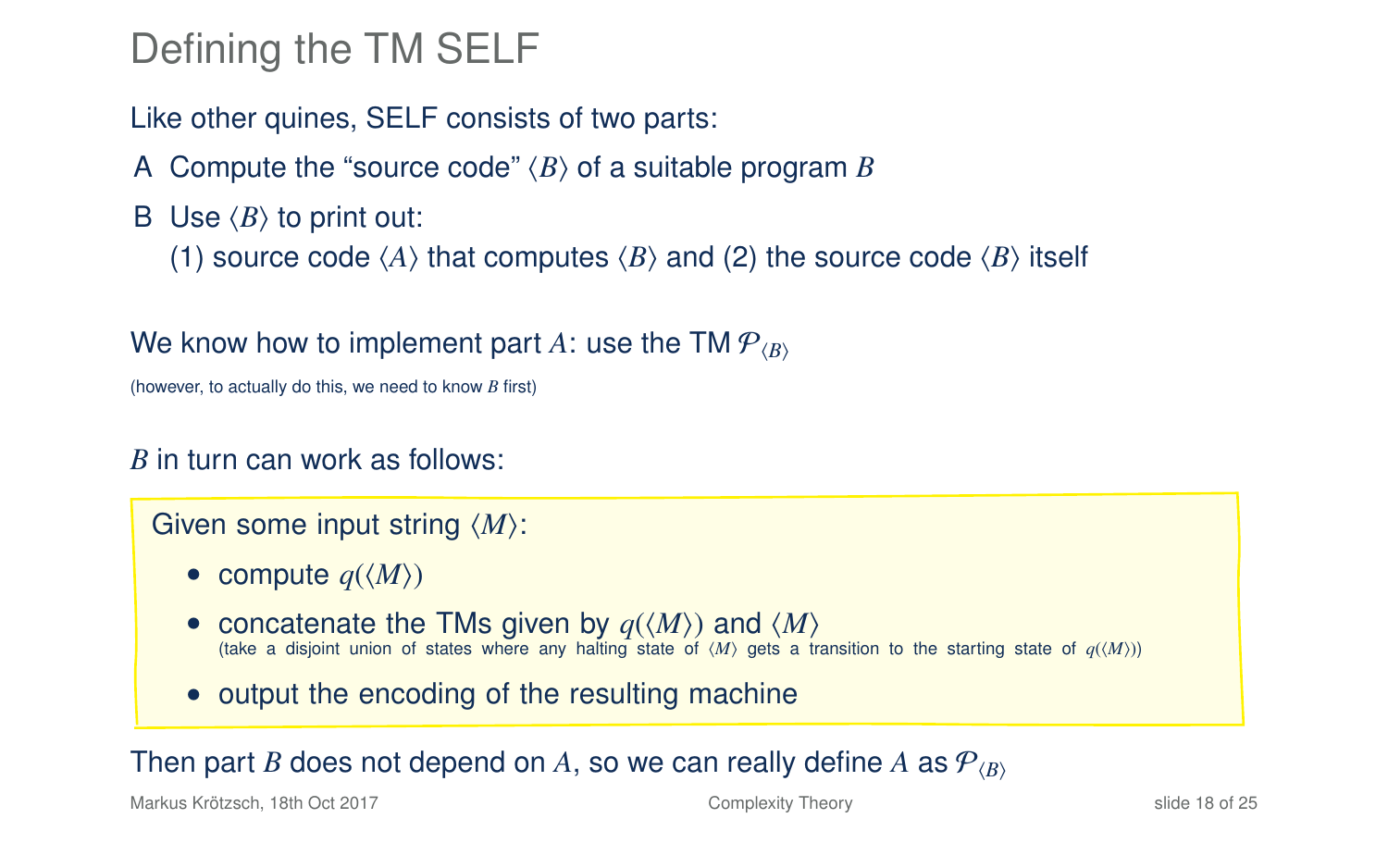# Defining the TM SELF

Like other quines, SELF consists of two parts:

A Compute the "source code" $\langle B \rangle$ of a suitable program $B$

B Use $\langle B \rangle$ to print out:
(1) source code $\langle A \rangle$ that computes $\langle B \rangle$ and (2) the source code $\langle B \rangle$ itself

We know how to implement part $A$: use the TM $\mathcal{P}_{\langle B \rangle}$

(however, to actually do this, we need to know $B$ first)

$B$ in turn can work as follows:

> Given some input string $\langle M \rangle$:
>
> - compute $q(\langle M \rangle)$
> - concatenate the TMs given by $q(\langle M \rangle)$ and $\langle M \rangle$
>   (take a disjoint union of states where any halting state of $\langle M \rangle$ gets a transition to the starting state of $q(\langle M \rangle)$)
> - output the encoding of the resulting machine

Then part $B$ does not depend on $A$, so we can really define $A$ as $\mathcal{P}_{\langle B \rangle}$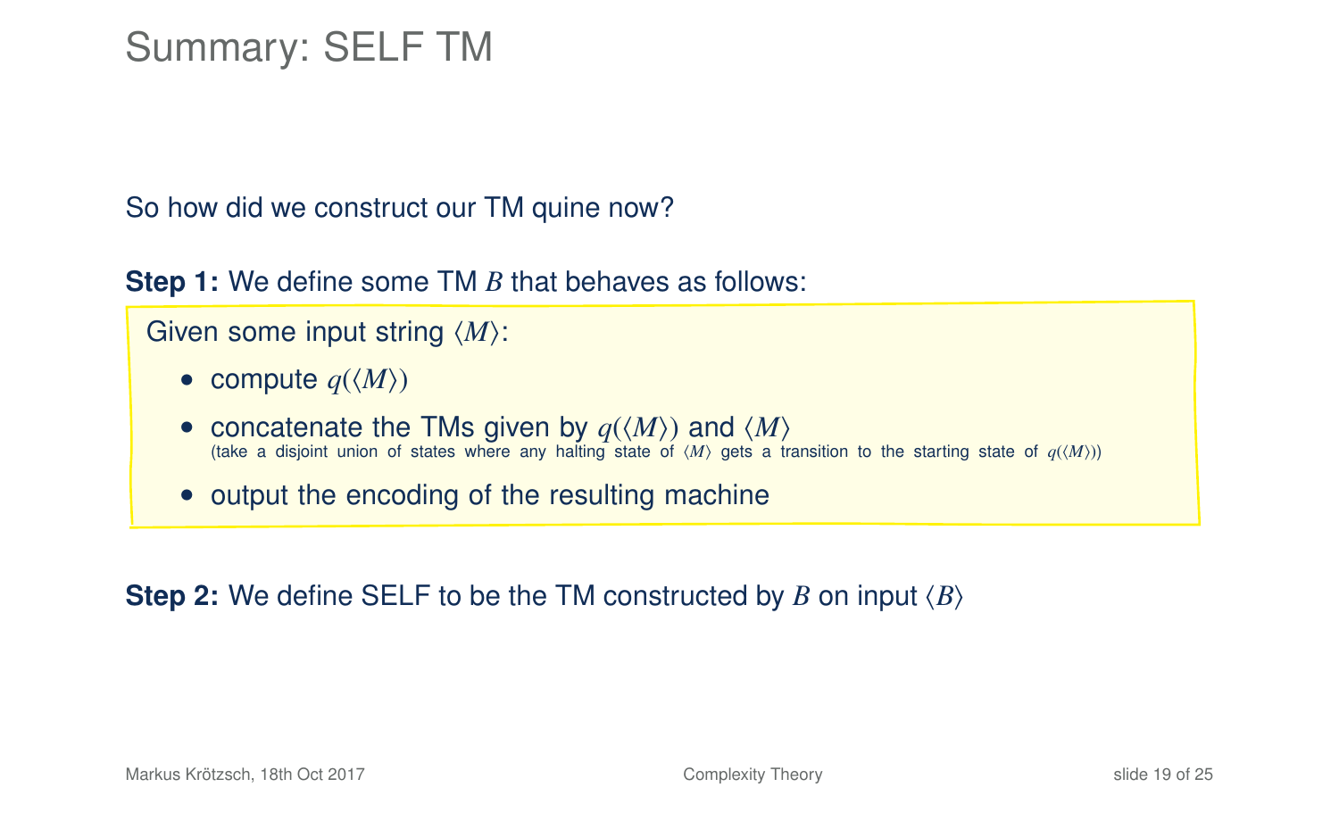# Summary: SELF TM

So how did we construct our TM quine now?

**Step 1:** We define some TM $B$ that behaves as follows:

Given some input string $\langle M \rangle$:

- compute $q(\langle M \rangle)$
- concatenate the TMs given by $q(\langle M \rangle)$ and $\langle M \rangle$
  (take a disjoint union of states where any halting state of $\langle M \rangle$ gets a transition to the starting state of $q(\langle M \rangle)$)
- output the encoding of the resulting machine

**Step 2:** We define SELF to be the TM constructed by $B$ on input $\langle B \rangle$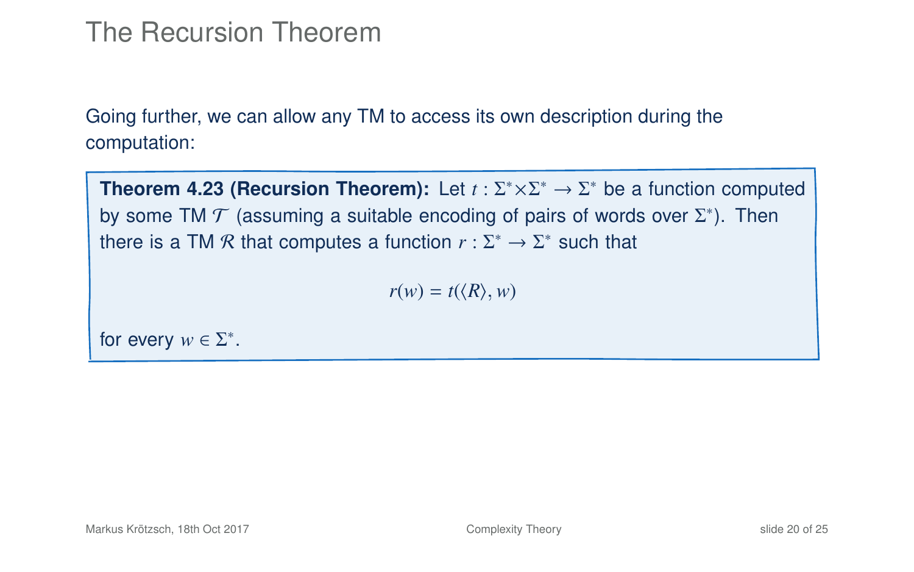# The Recursion Theorem

Going further, we can allow any TM to access its own description during the computation:

**Theorem 4.23 (Recursion Theorem):** Let $t : \Sigma^* \times \Sigma^* \to \Sigma^*$ be a function computed by some TM $\mathcal{T}$ (assuming a suitable encoding of pairs of words over $\Sigma^*$). Then there is a TM $\mathcal{R}$ that computes a function $r : \Sigma^* \to \Sigma^*$ such that

$$r(w) = t(\langle R \rangle, w)$$

for every $w \in \Sigma^*$.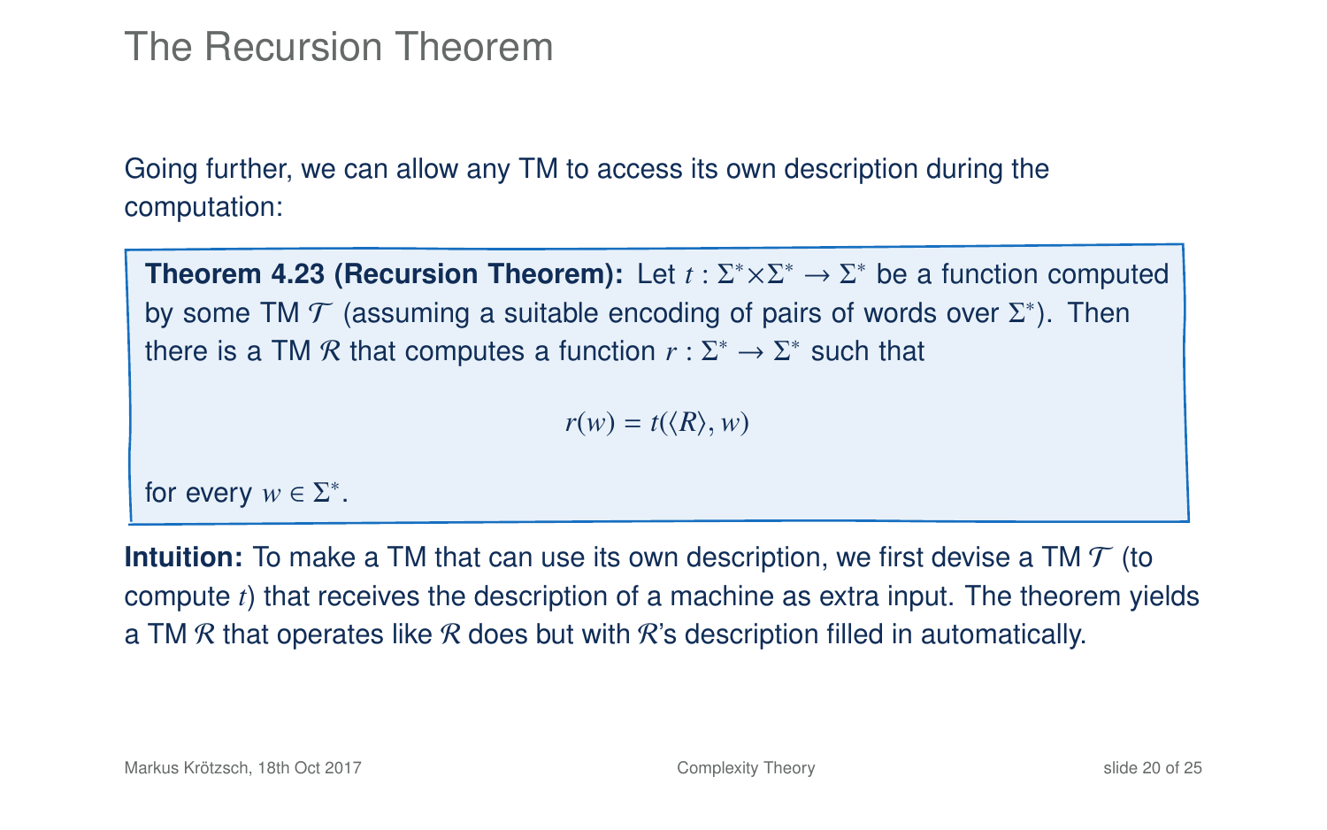# The Recursion Theorem

Going further, we can allow any TM to access its own description during the computation:

**Theorem 4.23 (Recursion Theorem):** Let $t : \Sigma^* \times \Sigma^* \to \Sigma^*$ be a function computed by some TM $\mathcal{T}$ (assuming a suitable encoding of pairs of words over $\Sigma^*$). Then there is a TM $\mathcal{R}$ that computes a function $r : \Sigma^* \to \Sigma^*$ such that

$$r(w) = t(\langle R \rangle, w)$$

for every $w \in \Sigma^*$.

**Intuition:** To make a TM that can use its own description, we first devise a TM $\mathcal{T}$ (to compute $t$) that receives the description of a machine as extra input. The theorem yields a TM $\mathcal{R}$ that operates like $\mathcal{R}$ does but with $\mathcal{R}$'s description filled in automatically.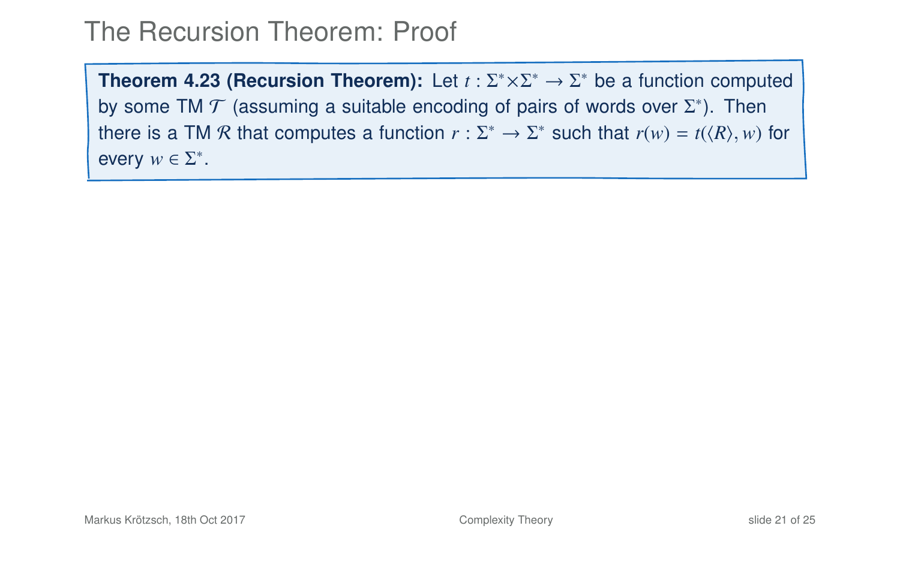# The Recursion Theorem: Proof

**Theorem 4.23 (Recursion Theorem):** Let $t : \Sigma^* \times \Sigma^* \to \Sigma^*$ be a function computed by some TM $\mathcal{T}$ (assuming a suitable encoding of pairs of words over $\Sigma^*$). Then there is a TM $\mathcal{R}$ that computes a function $r : \Sigma^* \to \Sigma^*$ such that $r(w) = t(\langle R \rangle, w)$ for every $w \in \Sigma^*$.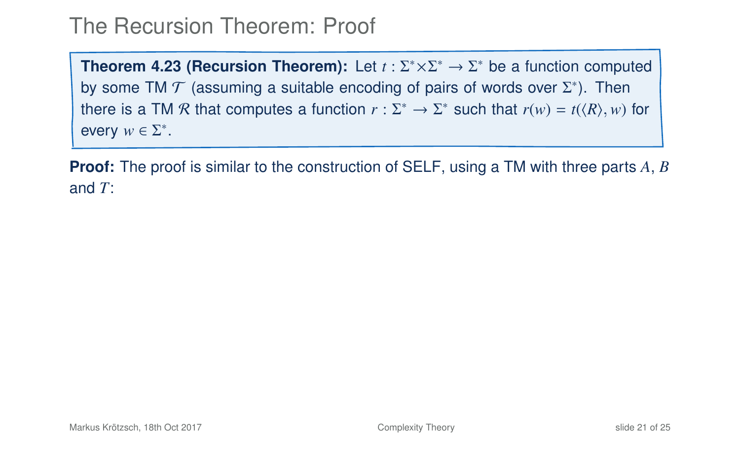# The Recursion Theorem: Proof

**Theorem 4.23 (Recursion Theorem):** Let $t : \Sigma^* \times \Sigma^* \to \Sigma^*$ be a function computed by some TM $\mathcal{T}$ (assuming a suitable encoding of pairs of words over $\Sigma^*$). Then there is a TM $\mathcal{R}$ that computes a function $r : \Sigma^* \to \Sigma^*$ such that $r(w) = t(\langle R \rangle, w)$ for every $w \in \Sigma^*$.

**Proof:** The proof is similar to the construction of SELF, using a TM with three parts $A$, $B$ and $T$: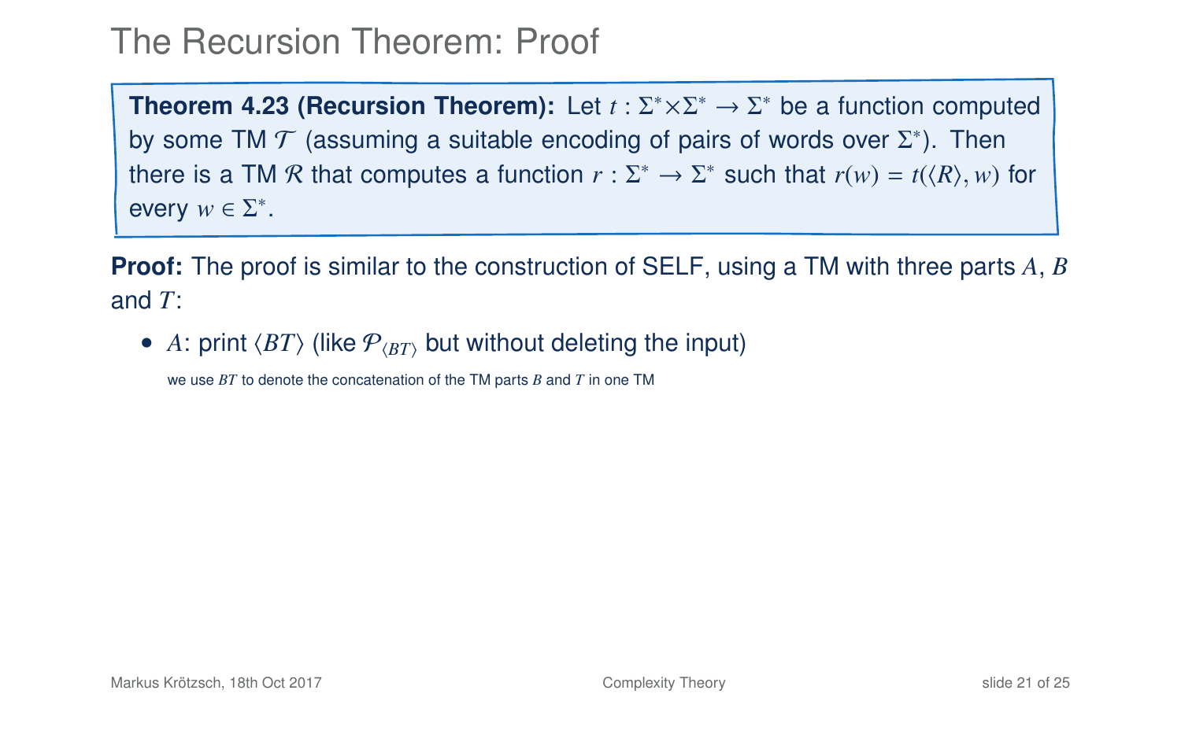# The Recursion Theorem: Proof

**Theorem 4.23 (Recursion Theorem):** Let $t : \Sigma^* \times \Sigma^* \to \Sigma^*$ be a function computed by some TM $\mathcal{T}$ (assuming a suitable encoding of pairs of words over $\Sigma^*$). Then there is a TM $\mathcal{R}$ that computes a function $r : \Sigma^* \to \Sigma^*$ such that $r(w) = t(\langle R \rangle, w)$ for every $w \in \Sigma^*$.

**Proof:** The proof is similar to the construction of SELF, using a TM with three parts $A$, $B$ and $T$:

- $A$: print $\langle BT \rangle$ (like $\mathcal{P}_{\langle BT \rangle}$ but without deleting the input)

  we use $BT$ to denote the concatenation of the TM parts $B$ and $T$ in one TM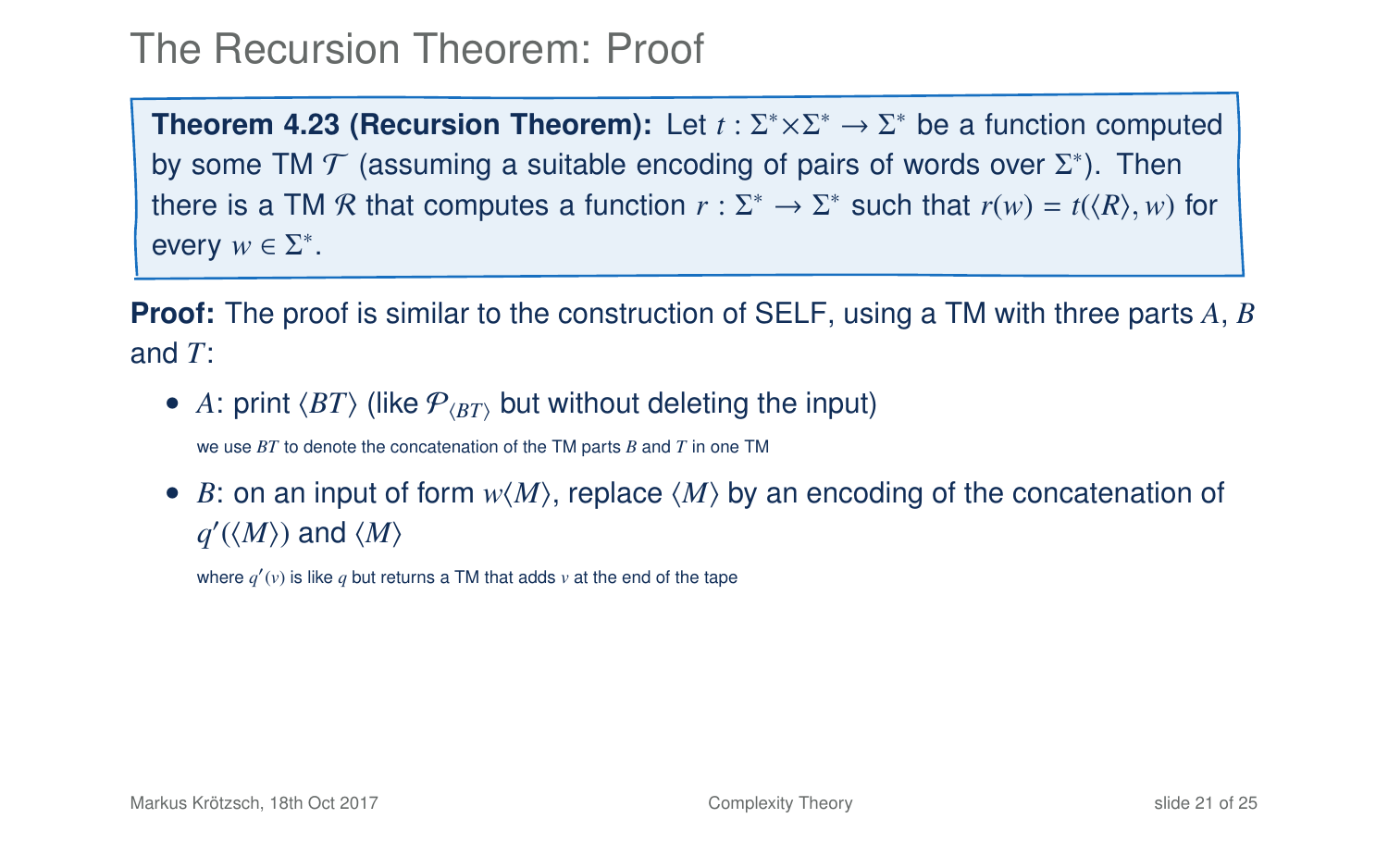# The Recursion Theorem: Proof

**Theorem 4.23 (Recursion Theorem):** Let $t : \Sigma^* \times \Sigma^* \to \Sigma^*$ be a function computed by some TM $\mathcal{T}$ (assuming a suitable encoding of pairs of words over $\Sigma^*$). Then there is a TM $\mathcal{R}$ that computes a function $r : \Sigma^* \to \Sigma^*$ such that $r(w) = t(\langle R \rangle, w)$ for every $w \in \Sigma^*$.

**Proof:** The proof is similar to the construction of SELF, using a TM with three parts $A$, $B$ and $T$:

- $A$: print $\langle BT \rangle$ (like $\mathcal{P}_{\langle BT \rangle}$ but without deleting the input)

  we use $BT$ to denote the concatenation of the TM parts $B$ and $T$ in one TM

- $B$: on an input of form $w\langle M \rangle$, replace $\langle M \rangle$ by an encoding of the concatenation of $q'(\langle M \rangle)$ and $\langle M \rangle$

  where $q'(v)$ is like $q$ but returns a TM that adds $v$ at the end of the tape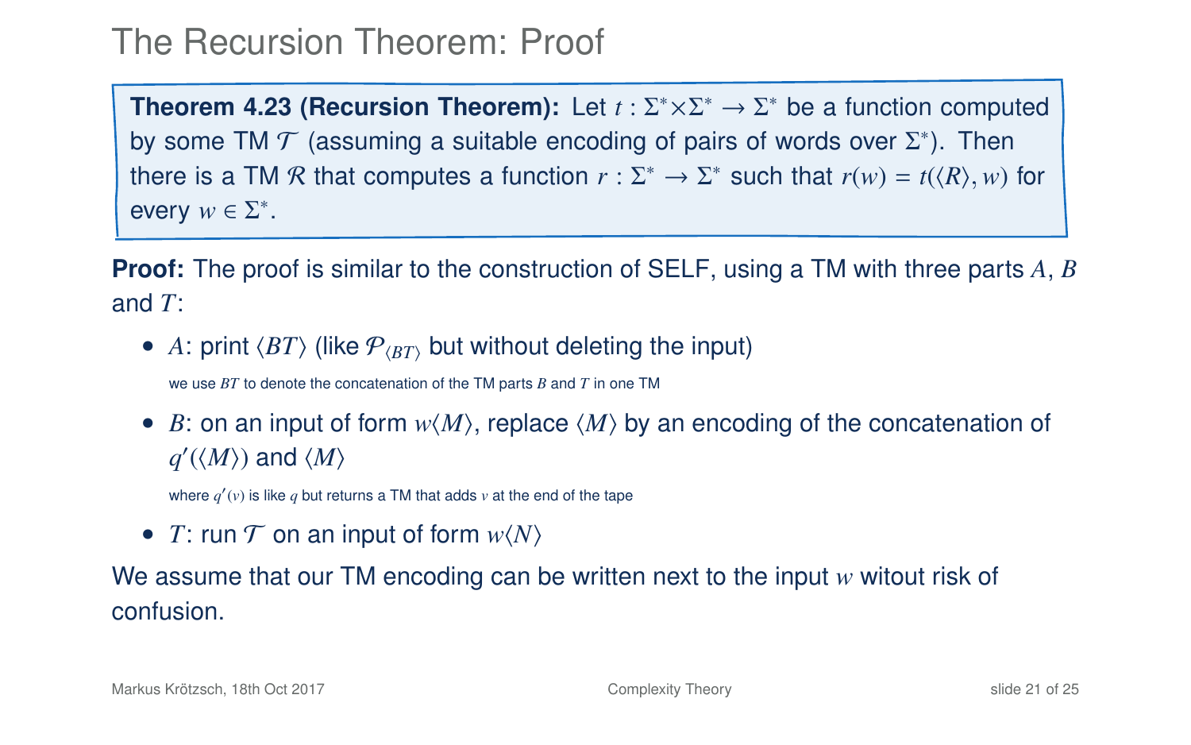# The Recursion Theorem: Proof

**Theorem 4.23 (Recursion Theorem):** Let $t : \Sigma^* \times \Sigma^* \to \Sigma^*$ be a function computed by some TM $\mathcal{T}$ (assuming a suitable encoding of pairs of words over $\Sigma^*$). Then there is a TM $\mathcal{R}$ that computes a function $r : \Sigma^* \to \Sigma^*$ such that $r(w) = t(\langle R \rangle, w)$ for every $w \in \Sigma^*$.

**Proof:** The proof is similar to the construction of SELF, using a TM with three parts $A$, $B$ and $T$:

- $A$: print $\langle BT \rangle$ (like $\mathcal{P}_{\langle BT \rangle}$ but without deleting the input)

  we use $BT$ to denote the concatenation of the TM parts $B$ and $T$ in one TM

- $B$: on an input of form $w\langle M \rangle$, replace $\langle M \rangle$ by an encoding of the concatenation of $q'(\langle M \rangle)$ and $\langle M \rangle$

  where $q'(v)$ is like $q$ but returns a TM that adds $v$ at the end of the tape

- $T$: run $\mathcal{T}$ on an input of form $w\langle N \rangle$

We assume that our TM encoding can be written next to the input $w$ witout risk of confusion.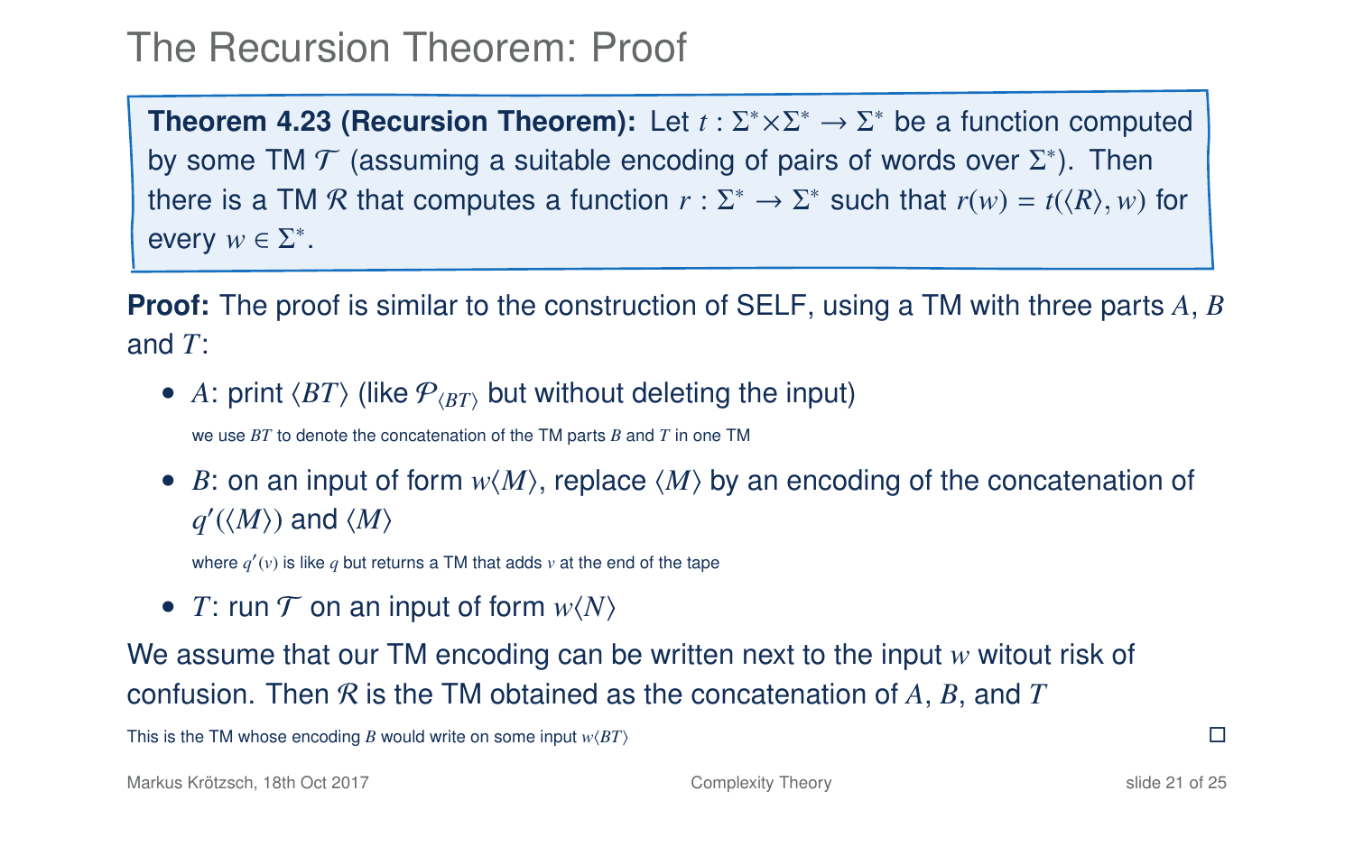# The Recursion Theorem: Proof

**Theorem 4.23 (Recursion Theorem):** Let $t : \Sigma^* \times \Sigma^* \to \Sigma^*$ be a function computed by some TM $\mathcal{T}$ (assuming a suitable encoding of pairs of words over $\Sigma^*$). Then there is a TM $\mathcal{R}$ that computes a function $r : \Sigma^* \to \Sigma^*$ such that $r(w) = t(\langle R \rangle, w)$ for every $w \in \Sigma^*$.

**Proof:** The proof is similar to the construction of SELF, using a TM with three parts $A$, $B$ and $T$:

- $A$: print $\langle BT \rangle$ (like $\mathcal{P}_{\langle BT \rangle}$ but without deleting the input)

  we use $BT$ to denote the concatenation of the TM parts $B$ and $T$ in one TM

- $B$: on an input of form $w\langle M \rangle$, replace $\langle M \rangle$ by an encoding of the concatenation of $q'(\langle M \rangle)$ and $\langle M \rangle$

  where $q'(v)$ is like $q$ but returns a TM that adds $v$ at the end of the tape

- $T$: run $\mathcal{T}$ on an input of form $w\langle N \rangle$

We assume that our TM encoding can be written next to the input $w$ witout risk of confusion. Then $\mathcal{R}$ is the TM obtained as the concatenation of $A$, $B$, and $T$

This is the TM whose encoding $B$ would write on some input $w\langle BT \rangle$ □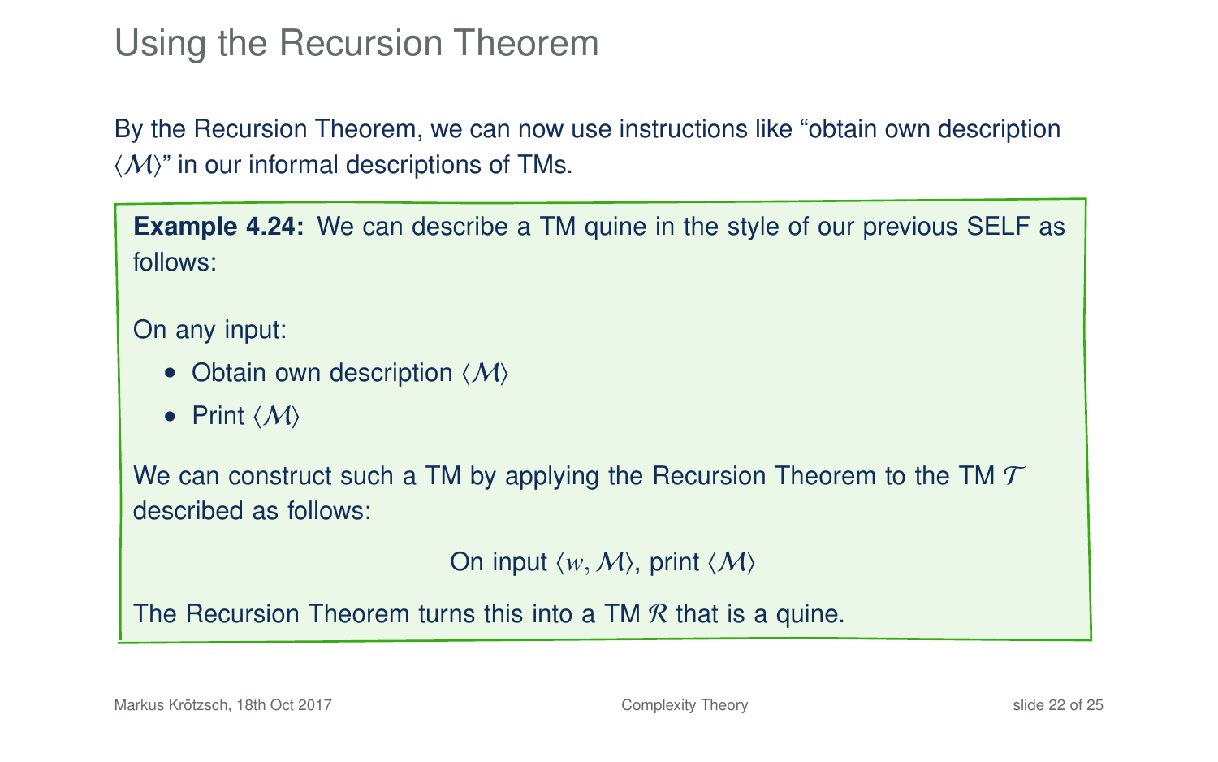# Using the Recursion Theorem

By the Recursion Theorem, we can now use instructions like "obtain own description $\langle \mathcal{M} \rangle$" in our informal descriptions of TMs.

**Example 4.24:** We can describe a TM quine in the style of our previous SELF as follows:

On any input:

- Obtain own description $\langle \mathcal{M} \rangle$
- Print $\langle \mathcal{M} \rangle$

We can construct such a TM by applying the Recursion Theorem to the TM $\mathcal{T}$ described as follows:

$$\text{On input } \langle w, \mathcal{M} \rangle \text{, print } \langle \mathcal{M} \rangle$$

The Recursion Theorem turns this into a TM $\mathcal{R}$ that is a quine.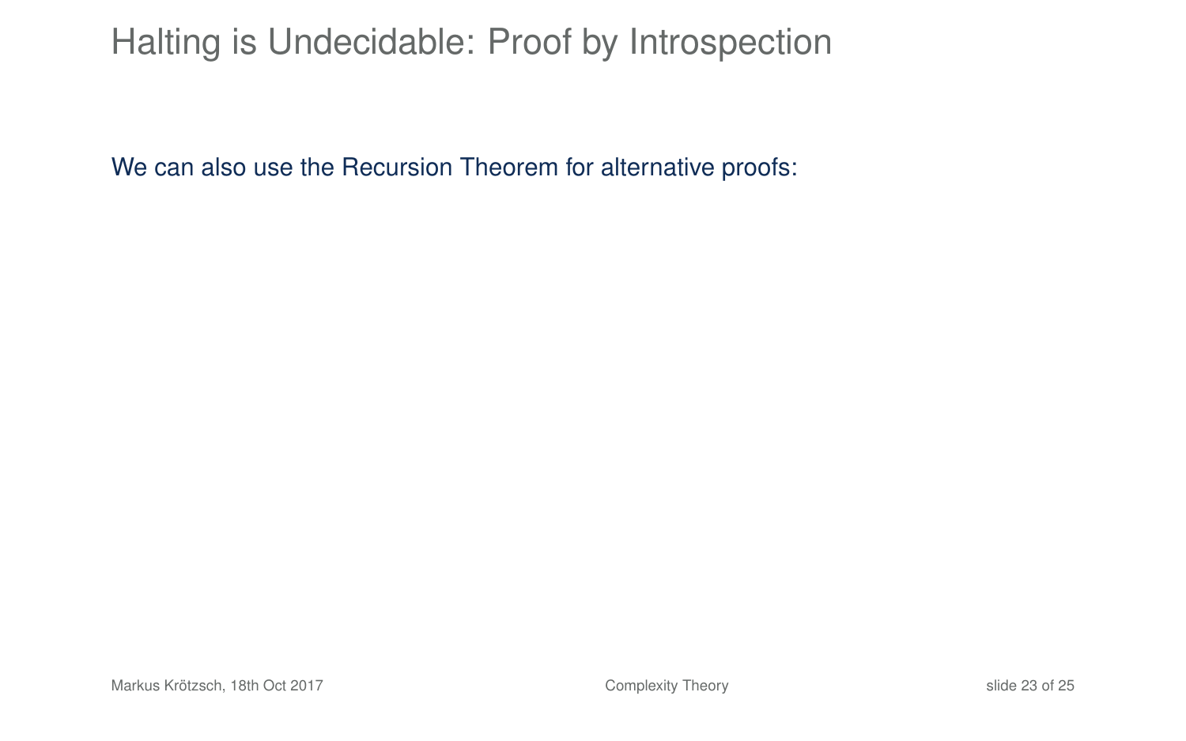# Halting is Undecidable: Proof by Introspection

We can also use the Recursion Theorem for alternative proofs: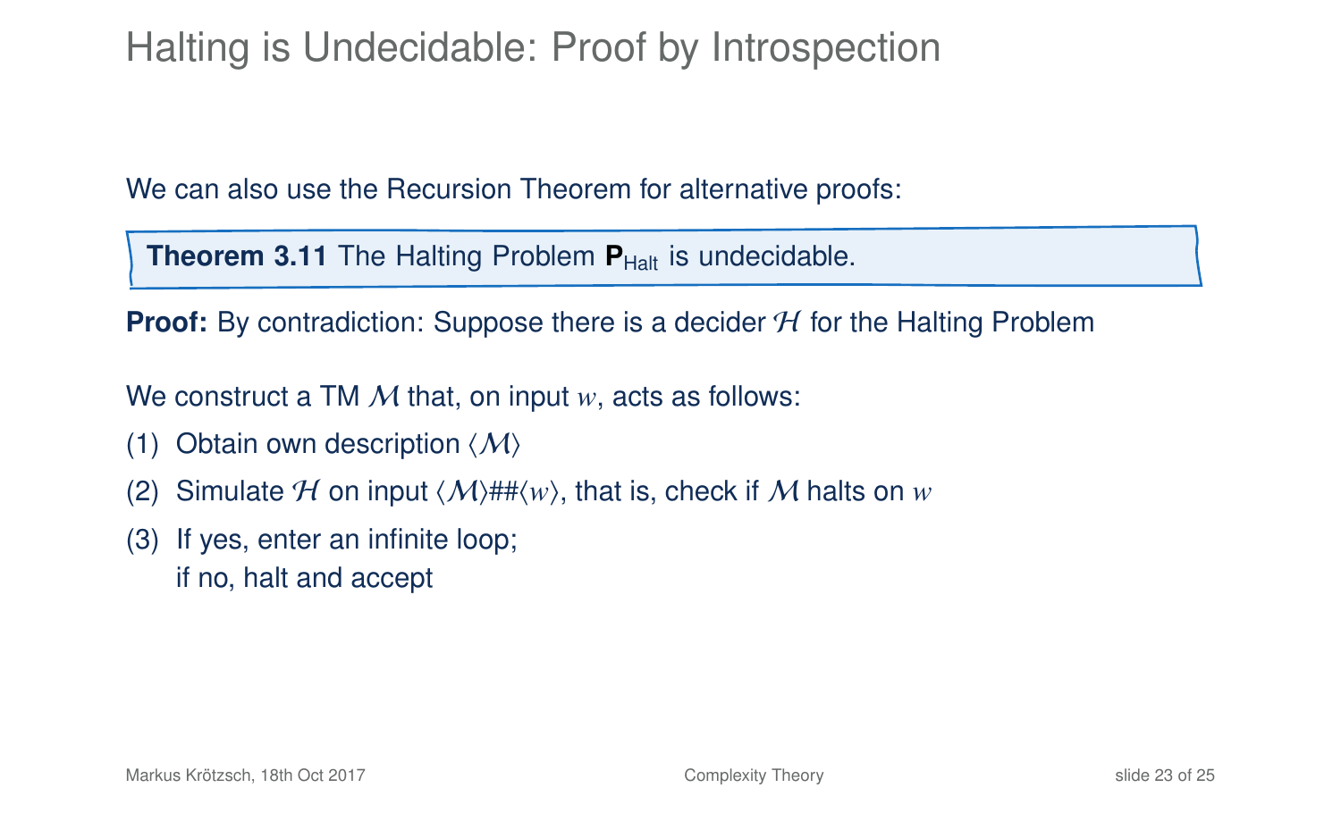# Halting is Undecidable: Proof by Introspection

We can also use the Recursion Theorem for alternative proofs:

**Theorem 3.11** The Halting Problem $\mathbf{P}_{\text{Halt}}$ is undecidable.

**Proof:** By contradiction: Suppose there is a decider $\mathcal{H}$ for the Halting Problem

We construct a TM $\mathcal{M}$ that, on input $w$, acts as follows:

(1) Obtain own description $\langle \mathcal{M} \rangle$

(2) Simulate $\mathcal{H}$ on input $\langle \mathcal{M} \rangle \#\# \langle w \rangle$, that is, check if $\mathcal{M}$ halts on $w$

(3) If yes, enter an infinite loop;
    if no, halt and accept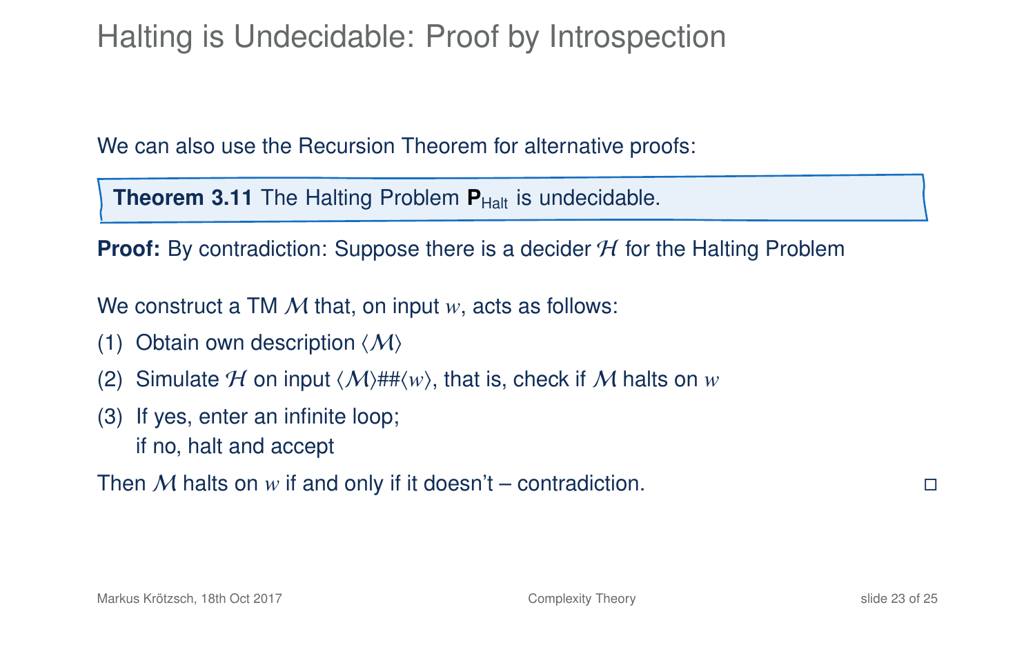# Halting is Undecidable: Proof by Introspection

We can also use the Recursion Theorem for alternative proofs:

**Theorem 3.11** The Halting Problem $\mathbf{P}_{\text{Halt}}$ is undecidable.

**Proof:** By contradiction: Suppose there is a decider $\mathcal{H}$ for the Halting Problem

We construct a TM $\mathcal{M}$ that, on input $w$, acts as follows:

(1) Obtain own description $\langle\mathcal{M}\rangle$

(2) Simulate $\mathcal{H}$ on input $\langle\mathcal{M}\rangle\#\#\langle w\rangle$, that is, check if $\mathcal{M}$ halts on $w$

(3) If yes, enter an infinite loop;
if no, halt and accept

Then $\mathcal{M}$ halts on $w$ if and only if it doesn't – contradiction. □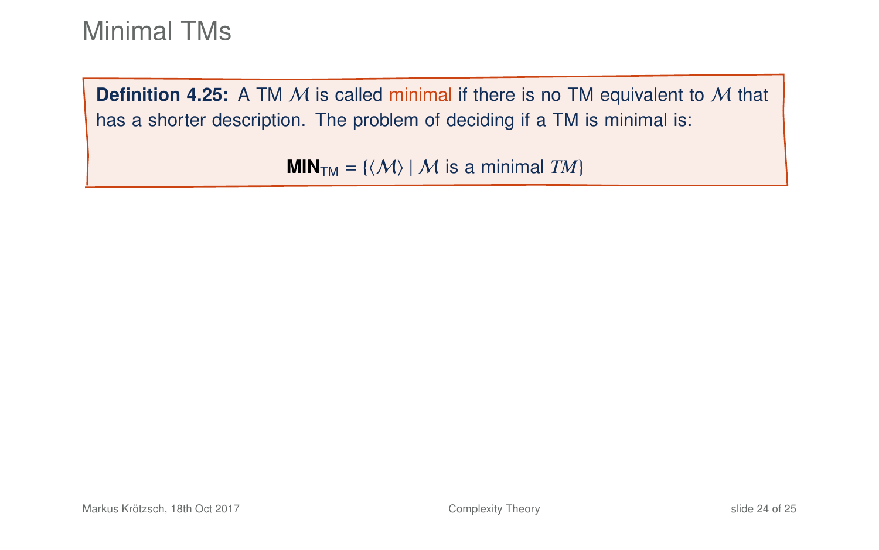# Minimal TMs

**Definition 4.25:** A TM $\mathcal{M}$ is called minimal if there is no TM equivalent to $\mathcal{M}$ that has a shorter description. The problem of deciding if a TM is minimal is:

$$\mathbf{MIN}_{\mathsf{TM}} = \{\langle \mathcal{M} \rangle \mid \mathcal{M} \text{ is a minimal } TM\}$$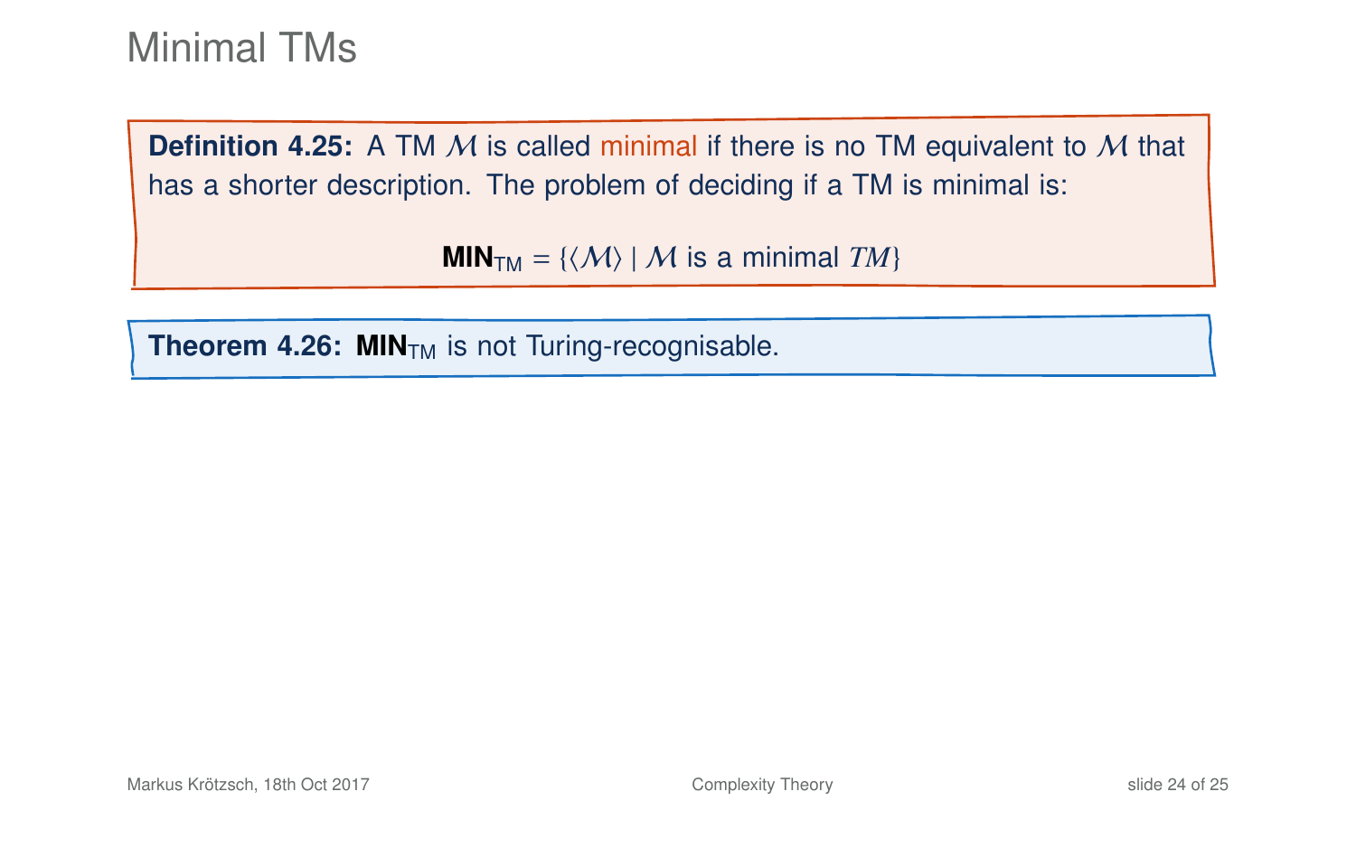# Minimal TMs

**Definition 4.25:** A TM $\mathcal{M}$ is called minimal if there is no TM equivalent to $\mathcal{M}$ that has a shorter description. The problem of deciding if a TM is minimal is:

$$\textbf{MIN}_{\text{TM}} = \{\langle \mathcal{M} \rangle \mid \mathcal{M} \text{ is a minimal } TM\}$$

**Theorem 4.26:** $\textbf{MIN}_{\text{TM}}$ is not Turing-recognisable.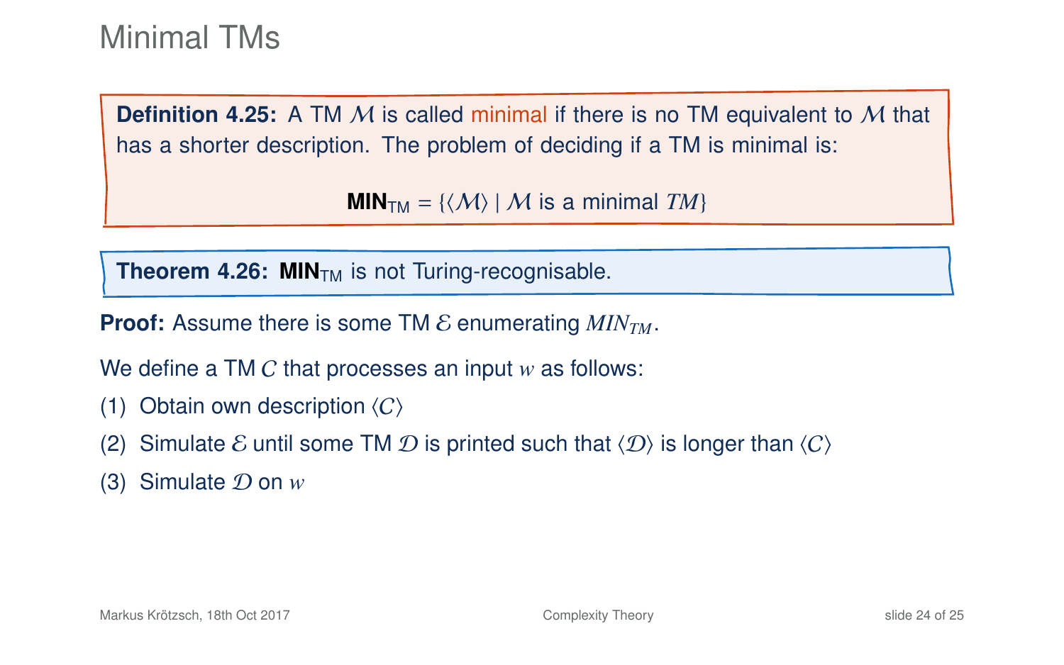# Minimal TMs

**Definition 4.25:** A TM $\mathcal{M}$ is called minimal if there is no TM equivalent to $\mathcal{M}$ that has a shorter description. The problem of deciding if a TM is minimal is:

$$\textbf{MIN}_{\text{TM}} = \{\langle \mathcal{M} \rangle \mid \mathcal{M} \text{ is a minimal } TM\}$$

**Theorem 4.26:** $\textbf{MIN}_{\text{TM}}$ is not Turing-recognisable.

**Proof:** Assume there is some TM $\mathcal{E}$ enumerating $MIN_{TM}$.

We define a TM $C$ that processes an input $w$ as follows:

(1) Obtain own description $\langle C \rangle$

(2) Simulate $\mathcal{E}$ until some TM $\mathcal{D}$ is printed such that $\langle \mathcal{D} \rangle$ is longer than $\langle C \rangle$

(3) Simulate $\mathcal{D}$ on $w$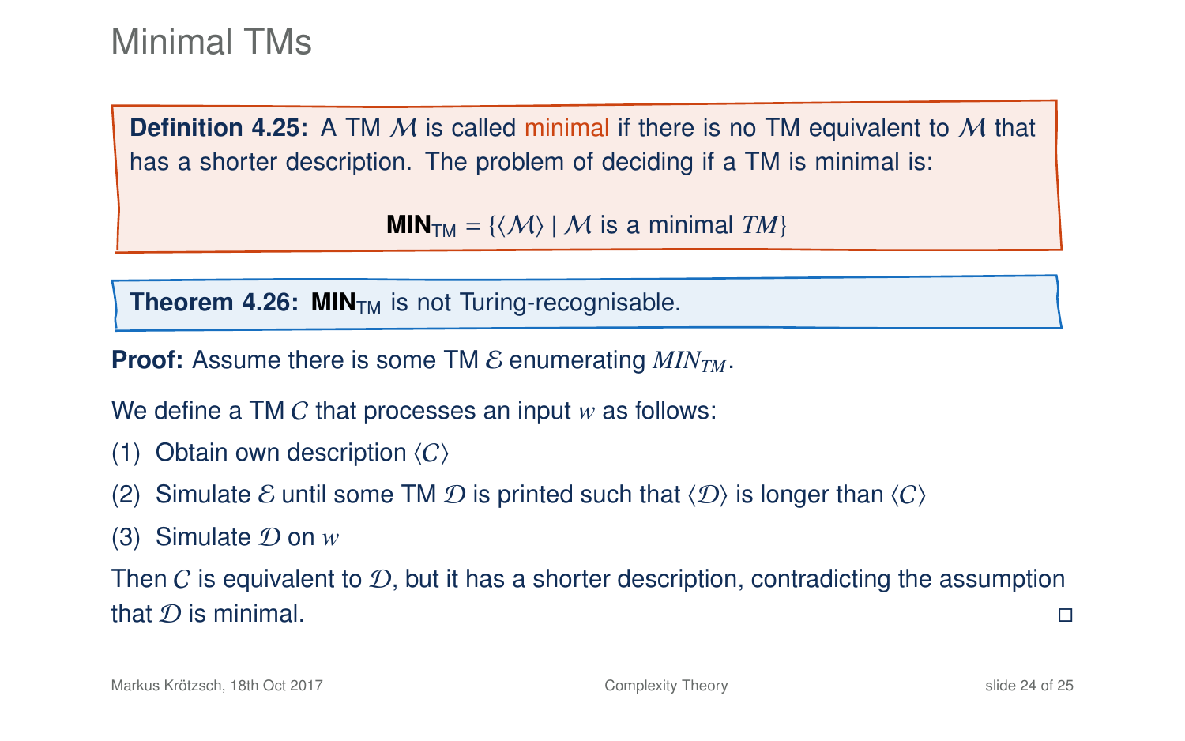# Minimal TMs

**Definition 4.25:** A TM $\mathcal{M}$ is called minimal if there is no TM equivalent to $\mathcal{M}$ that has a shorter description. The problem of deciding if a TM is minimal is:

$$\mathbf{MIN}_{\mathrm{TM}} = \{\langle \mathcal{M} \rangle \mid \mathcal{M} \text{ is a minimal } TM\}$$

**Theorem 4.26:** $\mathbf{MIN}_{\mathrm{TM}}$ is not Turing-recognisable.

**Proof:** Assume there is some TM $\mathcal{E}$ enumerating $MIN_{TM}$.

We define a TM $C$ that processes an input $w$ as follows:

(1) Obtain own description $\langle C \rangle$

(2) Simulate $\mathcal{E}$ until some TM $\mathcal{D}$ is printed such that $\langle \mathcal{D} \rangle$ is longer than $\langle C \rangle$

(3) Simulate $\mathcal{D}$ on $w$

Then $C$ is equivalent to $\mathcal{D}$, but it has a shorter description, contradicting the assumption that $\mathcal{D}$ is minimal. □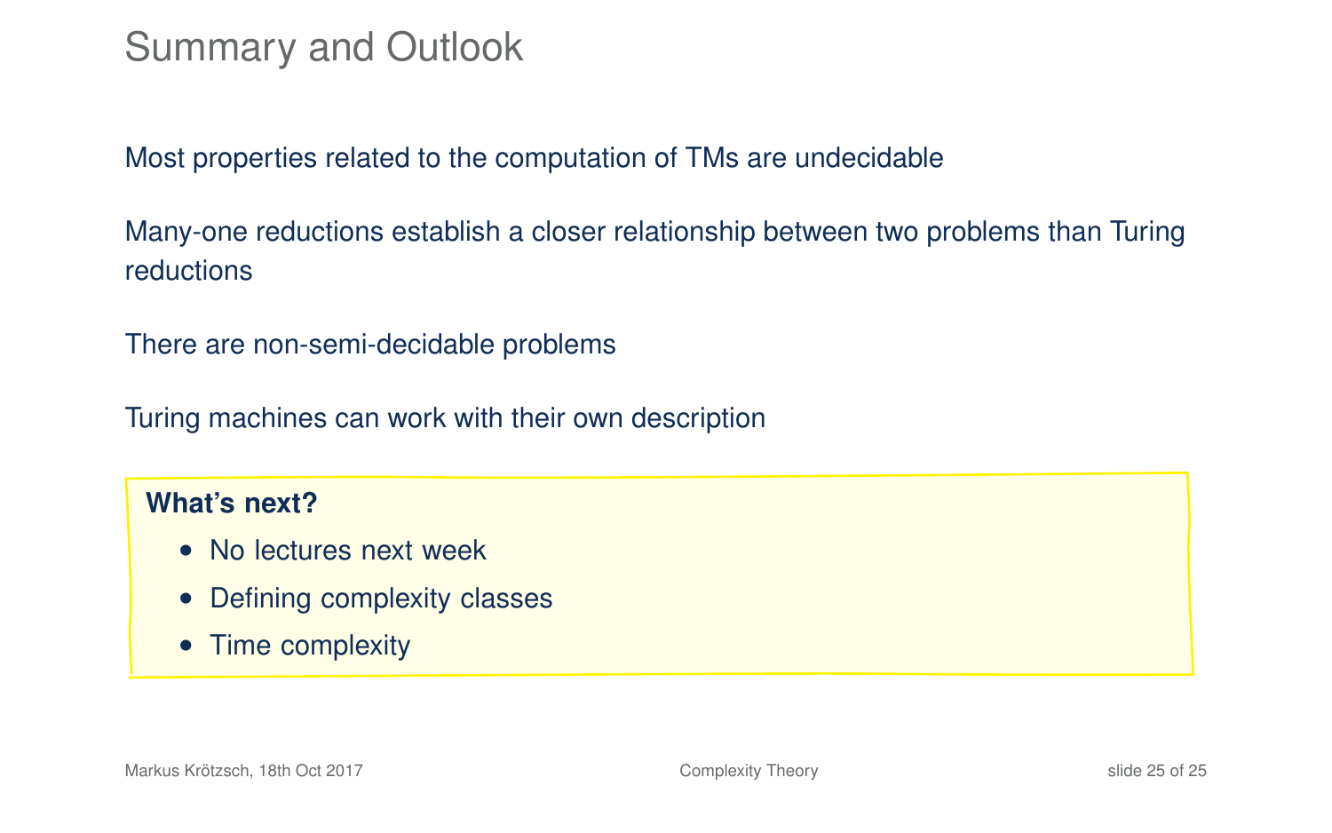# Summary and Outlook

Most properties related to the computation of TMs are undecidable

Many-one reductions establish a closer relationship between two problems than Turing reductions

There are non-semi-decidable problems

Turing machines can work with their own description

**What's next?**

- No lectures next week
- Defining complexity classes
- Time complexity